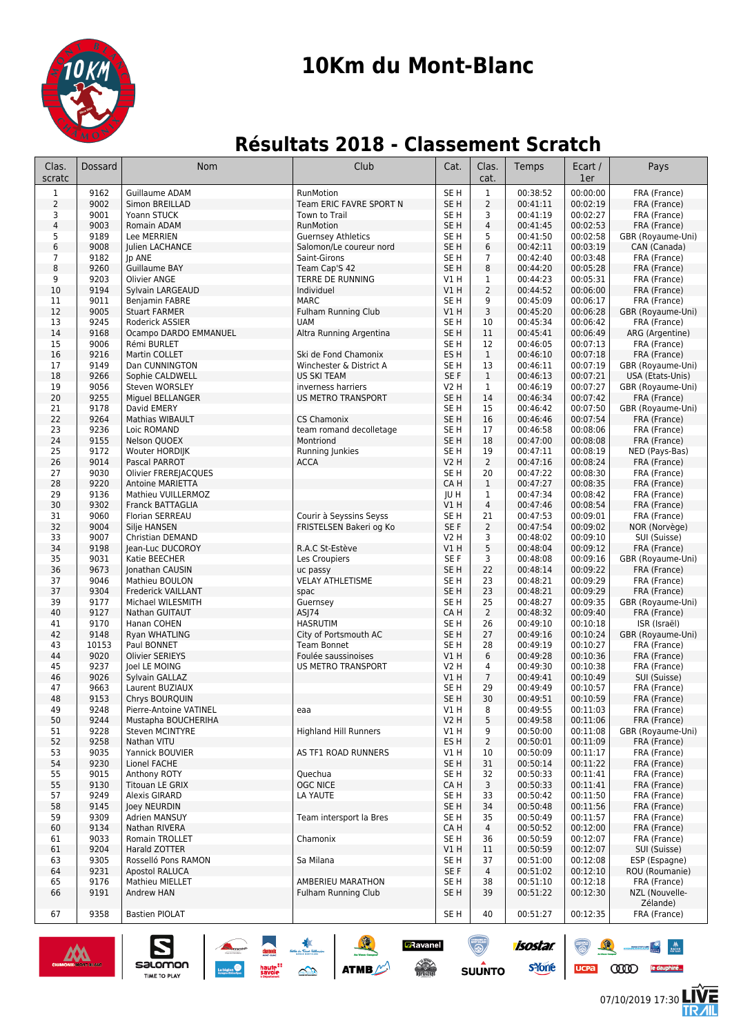# 10Km du Mont-Blanc

## Résultats 2018 - Classement Scratch

| Clas. scratc | Dossard | Nom | Club | Cat. | Clas. cat. | Temps | Ecart / 1er | Pays |
|---|---|---|---|---|---|---|---|---|
| 1 | 9162 | Guillaume ADAM | RunMotion | SE H | 1 | 00:38:52 | 00:00:00 | FRA (France) |
| 2 | 9002 | Simon BREILLAD | Team ERIC FAVRE SPORT N | SE H | 2 | 00:41:11 | 00:02:19 | FRA (France) |
| 3 | 9001 | Yoann STUCK | Town to Trail | SE H | 3 | 00:41:19 | 00:02:27 | FRA (France) |
| 4 | 9003 | Romain ADAM | RunMotion | SE H | 4 | 00:41:45 | 00:02:53 | FRA (France) |
| 5 | 9189 | Lee MERRIEN | Guernsey Athletics | SE H | 5 | 00:41:50 | 00:02:58 | GBR (Royaume-Uni) |
| 6 | 9008 | Julien LACHANCE | Salomon/Le coureur nord | SE H | 6 | 00:42:11 | 00:03:19 | CAN (Canada) |
| 7 | 9182 | Jp ANE | Saint-Girons | SE H | 7 | 00:42:40 | 00:03:48 | FRA (France) |
| 8 | 9260 | Guillaume BAY | Team Cap'S 42 | SE H | 8 | 00:44:20 | 00:05:28 | FRA (France) |
| 9 | 9203 | Olivier ANGE | TERRE DE RUNNING | V1 H | 1 | 00:44:23 | 00:05:31 | FRA (France) |
| 10 | 9194 | Sylvain LARGEAUD | Individuel | V1 H | 2 | 00:44:52 | 00:06:00 | FRA (France) |
| 11 | 9011 | Benjamin FABRE | MARC | SE H | 9 | 00:45:09 | 00:06:17 | FRA (France) |
| 12 | 9005 | Stuart FARMER | Fulham Running Club | V1 H | 3 | 00:45:20 | 00:06:28 | GBR (Royaume-Uni) |
| 13 | 9245 | Roderick ASSIER | UAM | SE H | 10 | 00:45:34 | 00:06:42 | FRA (France) |
| 14 | 9168 | Ocampo DARDO EMMANUEL | Altra Running Argentina | SE H | 11 | 00:45:41 | 00:06:49 | ARG (Argentine) |
| 15 | 9006 | Rémi BURLET | | SE H | 12 | 00:46:05 | 00:07:13 | FRA (France) |
| 16 | 9216 | Martin COLLET | Ski de Fond Chamonix | ES H | 1 | 00:46:10 | 00:07:18 | FRA (France) |
| 17 | 9149 | Dan CUNNINGTON | Winchester & District A | SE H | 13 | 00:46:11 | 00:07:19 | GBR (Royaume-Uni) |
| 18 | 9266 | Sophie CALDWELL | US SKI TEAM | SE F | 1 | 00:46:13 | 00:07:21 | USA (Etats-Unis) |
| 19 | 9056 | Steven WORSLEY | inverness harriers | V2 H | 1 | 00:46:19 | 00:07:27 | GBR (Royaume-Uni) |
| 20 | 9255 | Miguel BELLANGER | US METRO TRANSPORT | SE H | 14 | 00:46:34 | 00:07:42 | FRA (France) |
| 21 | 9178 | David EMERY | | SE H | 15 | 00:46:42 | 00:07:50 | GBR (Royaume-Uni) |
| 22 | 9264 | Mathias WIBAULT | CS Chamonix | SE H | 16 | 00:46:46 | 00:07:54 | FRA (France) |
| 23 | 9236 | Loic ROMAND | team romand decolletage | SE H | 17 | 00:46:58 | 00:08:06 | FRA (France) |
| 24 | 9155 | Nelson QUOEX | Montriond | SE H | 18 | 00:47:00 | 00:08:08 | FRA (France) |
| 25 | 9172 | Wouter HORDIJK | Running Junkies | SE H | 19 | 00:47:11 | 00:08:19 | NED (Pays-Bas) |
| 26 | 9014 | Pascal PARROT | ACCA | V2 H | 2 | 00:47:16 | 00:08:24 | FRA (France) |
| 27 | 9030 | Olivier FREREJACQUES | | SE H | 20 | 00:47:22 | 00:08:30 | FRA (France) |
| 28 | 9220 | Antoine MARIETTA | | CA H | 1 | 00:47:27 | 00:08:35 | FRA (France) |
| 29 | 9136 | Mathieu VUILLERMOZ | | JU H | 1 | 00:47:34 | 00:08:42 | FRA (France) |
| 30 | 9302 | Franck BATTAGLIA | | V1 H | 4 | 00:47:46 | 00:08:54 | FRA (France) |
| 31 | 9060 | Florian SERREAU | Courir à Seyssins Seyss | SE H | 21 | 00:47:53 | 00:09:01 | FRA (France) |
| 32 | 9004 | Silje HANSEN | FRISTELSEN Bakeri og Ko | SE F | 2 | 00:47:54 | 00:09:02 | NOR (Norvège) |
| 33 | 9007 | Christian DEMAND | | V2 H | 3 | 00:48:02 | 00:09:10 | SUI (Suisse) |
| 34 | 9198 | Jean-Luc DUCOROY | R.A.C St-Estève | V1 H | 5 | 00:48:04 | 00:09:12 | FRA (France) |
| 35 | 9031 | Katie BEECHER | Les Croupiers | SE F | 3 | 00:48:08 | 00:09:16 | GBR (Royaume-Uni) |
| 36 | 9673 | Jonathan CAUSIN | uc passy | SE H | 22 | 00:48:14 | 00:09:22 | FRA (France) |
| 37 | 9046 | Mathieu BOULON | VELAY ATHLETISME | SE H | 23 | 00:48:21 | 00:09:29 | FRA (France) |
| 37 | 9304 | Frederick VAILLANT | spac | SE H | 23 | 00:48:21 | 00:09:29 | FRA (France) |
| 39 | 9177 | Michael WILESMITH | Guernsey | SE H | 25 | 00:48:27 | 00:09:35 | GBR (Royaume-Uni) |
| 40 | 9127 | Nathan GUITAUT | ASJ74 | CA H | 2 | 00:48:32 | 00:09:40 | FRA (France) |
| 41 | 9170 | Hanan COHEN | HASRUTIM | SE H | 26 | 00:49:10 | 00:10:18 | ISR (Israël) |
| 42 | 9148 | Ryan WHATLING | City of Portsmouth AC | SE H | 27 | 00:49:16 | 00:10:24 | GBR (Royaume-Uni) |
| 43 | 10153 | Paul BONNET | Team Bonnet | SE H | 28 | 00:49:19 | 00:10:27 | FRA (France) |
| 44 | 9020 | Olivier SERIEYS | Foulée saussinoises | V1 H | 6 | 00:49:28 | 00:10:36 | FRA (France) |
| 45 | 9237 | Joel LE MOING | US METRO TRANSPORT | V2 H | 4 | 00:49:30 | 00:10:38 | FRA (France) |
| 46 | 9026 | Sylvain GALLAZ | | V1 H | 7 | 00:49:41 | 00:10:49 | SUI (Suisse) |
| 47 | 9663 | Laurent BUZIAUX | | SE H | 29 | 00:49:49 | 00:10:57 | FRA (France) |
| 48 | 9153 | Chrys BOURQUIN | | SE H | 30 | 00:49:51 | 00:10:59 | FRA (France) |
| 49 | 9248 | Pierre-Antoine VATINEL | eaa | V1 H | 8 | 00:49:55 | 00:11:03 | FRA (France) |
| 50 | 9244 | Mustapha BOUCHERIHA | | V2 H | 5 | 00:49:58 | 00:11:06 | FRA (France) |
| 51 | 9228 | Steven MCINTYRE | Highland Hill Runners | V1 H | 9 | 00:50:00 | 00:11:08 | GBR (Royaume-Uni) |
| 52 | 9258 | Nathan VITU | | ES H | 2 | 00:50:01 | 00:11:09 | FRA (France) |
| 53 | 9035 | Yannick BOUVIER | AS TF1 ROAD RUNNERS | V1 H | 10 | 00:50:09 | 00:11:17 | FRA (France) |
| 54 | 9230 | Lionel FACHE | | SE H | 31 | 00:50:14 | 00:11:22 | FRA (France) |
| 55 | 9015 | Anthony ROTY | Quechua | SE H | 32 | 00:50:33 | 00:11:41 | FRA (France) |
| 55 | 9130 | Titouan LE GRIX | OGC NICE | CA H | 3 | 00:50:33 | 00:11:41 | FRA (France) |
| 57 | 9249 | Alexis GIRARD | LA YAUTE | SE H | 33 | 00:50:42 | 00:11:50 | FRA (France) |
| 58 | 9145 | Joey NEURDIN | | SE H | 34 | 00:50:48 | 00:11:56 | FRA (France) |
| 59 | 9309 | Adrien MANSUY | Team intersport la Bres | SE H | 35 | 00:50:49 | 00:11:57 | FRA (France) |
| 60 | 9134 | Nathan RIVERA | | CA H | 4 | 00:50:52 | 00:12:00 | FRA (France) |
| 61 | 9033 | Romain TROLLET | Chamonix | SE H | 36 | 00:50:59 | 00:12:07 | FRA (France) |
| 61 | 9204 | Harald ZOTTER | | V1 H | 11 | 00:50:59 | 00:12:07 | SUI (Suisse) |
| 63 | 9305 | Rosselló Pons RAMON | Sa Milana | SE H | 37 | 00:51:00 | 00:12:08 | ESP (Espagne) |
| 64 | 9231 | Apostol RALUCA | | SE F | 4 | 00:51:02 | 00:12:10 | ROU (Roumanie) |
| 65 | 9176 | Mathieu MIELLET | AMBERIEU MARATHON | SE H | 38 | 00:51:10 | 00:12:18 | FRA (France) |
| 66 | 9191 | Andrew HAN | Fulham Running Club | SE H | 39 | 00:51:22 | 00:12:30 | NZL (Nouvelle-Zélande) |
| 67 | 9358 | Bastien PIOLAT | | SE H | 40 | 00:51:27 | 00:12:35 | FRA (France) |

07/10/2019 17:30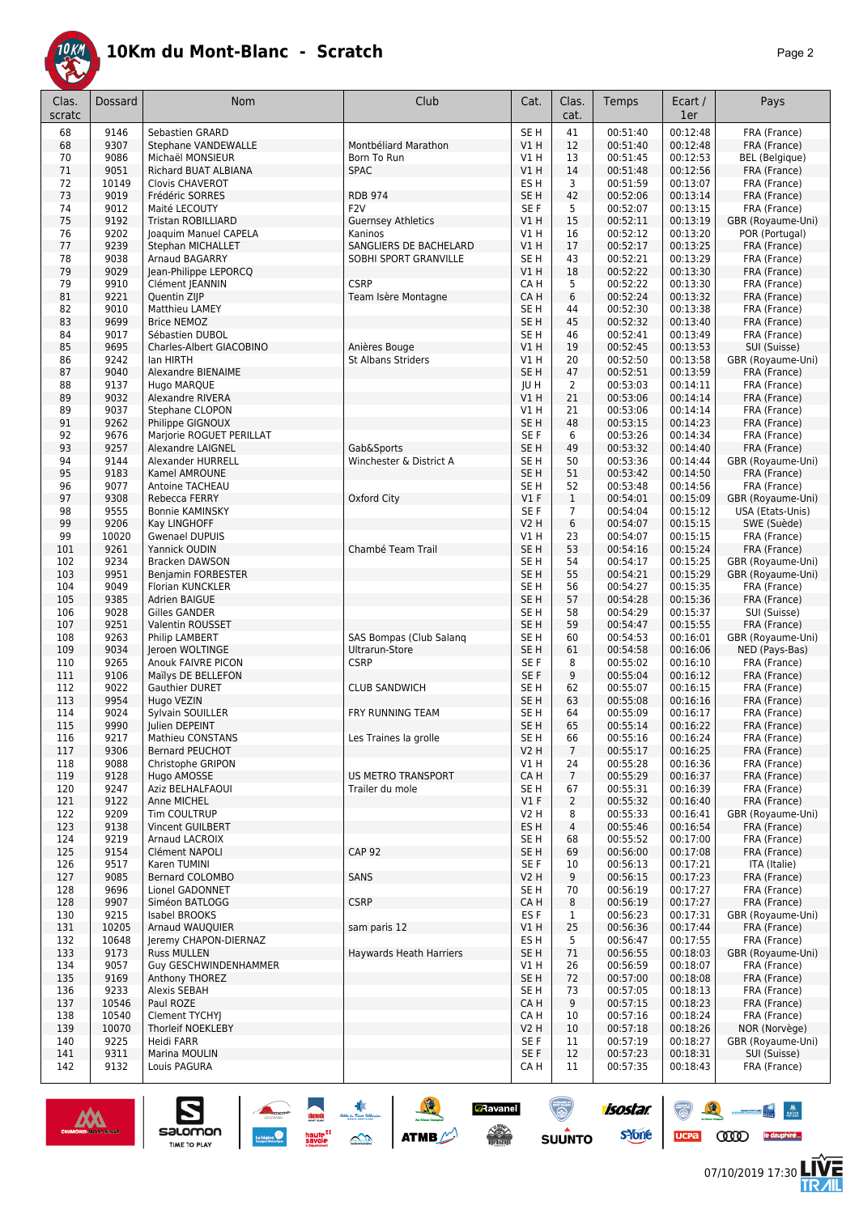# 10Km du Mont-Blanc - Scratch

| Clas. scratc | Dossard | Nom | Club | Cat. | Clas. cat. | Temps | Ecart / 1er | Pays |
|---|---|---|---|---|---|---|---|---|
| 68 | 9146 | Sebastien GRARD | | SE H | 41 | 00:51:40 | 00:12:48 | FRA (France) |
| 68 | 9307 | Stephane VANDEWALLE | Montbéliard Marathon | V1 H | 12 | 00:51:40 | 00:12:48 | FRA (France) |
| 70 | 9086 | Michaël MONSIEUR | Born To Run | V1 H | 13 | 00:51:45 | 00:12:53 | BEL (Belgique) |
| 71 | 9051 | Richard BUAT ALBIANA | SPAC | V1 H | 14 | 00:51:48 | 00:12:56 | FRA (France) |
| 72 | 10149 | Clovis CHAVEROT | | ES H | 3 | 00:51:59 | 00:13:07 | FRA (France) |
| 73 | 9019 | Frédéric SORRES | RDB 974 | SE H | 42 | 00:52:06 | 00:13:14 | FRA (France) |
| 74 | 9012 | Maité LECOUTY | F2V | SE F | 5 | 00:52:07 | 00:13:15 | FRA (France) |
| 75 | 9192 | Tristan ROBILLIARD | Guernsey Athletics | V1 H | 15 | 00:52:11 | 00:13:19 | GBR (Royaume-Uni) |
| 76 | 9202 | Joaquim Manuel CAPELA | Kaninos | V1 H | 16 | 00:52:12 | 00:13:20 | POR (Portugal) |
| 77 | 9239 | Stephan MICHALLET | SANGLIERS DE BACHELARD | V1 H | 17 | 00:52:17 | 00:13:25 | FRA (France) |
| 78 | 9038 | Arnaud BAGARRY | SOBHI SPORT GRANVILLE | SE H | 43 | 00:52:21 | 00:13:29 | FRA (France) |
| 79 | 9029 | Jean-Philippe LEPORCQ | | V1 H | 18 | 00:52:22 | 00:13:30 | FRA (France) |
| 79 | 9910 | Clément JEANNIN | CSRP | CA H | 5 | 00:52:22 | 00:13:30 | FRA (France) |
| 81 | 9221 | Quentin ZIJP | Team Isère Montagne | CA H | 6 | 00:52:24 | 00:13:32 | FRA (France) |
| 82 | 9010 | Matthieu LAMEY | | SE H | 44 | 00:52:30 | 00:13:38 | FRA (France) |
| 83 | 9699 | Brice NEMOZ | | SE H | 45 | 00:52:32 | 00:13:40 | FRA (France) |
| 84 | 9017 | Sébastien DUBOL | | SE H | 46 | 00:52:41 | 00:13:49 | FRA (France) |
| 85 | 9695 | Charles-Albert GIACOBINO | Anières Bouge | V1 H | 19 | 00:52:45 | 00:13:53 | SUI (Suisse) |
| 86 | 9242 | Ian HIRTH | St Albans Striders | V1 H | 20 | 00:52:50 | 00:13:58 | GBR (Royaume-Uni) |
| 87 | 9040 | Alexandre BIENAIME | | SE H | 47 | 00:52:51 | 00:13:59 | FRA (France) |
| 88 | 9137 | Hugo MARQUE | | JU H | 2 | 00:53:03 | 00:14:11 | FRA (France) |
| 89 | 9032 | Alexandre RIVERA | | V1 H | 21 | 00:53:06 | 00:14:14 | FRA (France) |
| 89 | 9037 | Stephane CLOPON | | V1 H | 21 | 00:53:06 | 00:14:14 | FRA (France) |
| 91 | 9262 | Philippe GIGNOUX | | SE H | 48 | 00:53:15 | 00:14:23 | FRA (France) |
| 92 | 9676 | Marjorie ROGUET PERILLAT | | SE F | 6 | 00:53:26 | 00:14:34 | FRA (France) |
| 93 | 9257 | Alexandre LAIGNEL | Gab&Sports | SE H | 49 | 00:53:32 | 00:14:40 | FRA (France) |
| 94 | 9144 | Alexander HURRELL | Winchester & District A | SE H | 50 | 00:53:36 | 00:14:44 | GBR (Royaume-Uni) |
| 95 | 9183 | Kamel AMROUNE | | SE H | 51 | 00:53:42 | 00:14:50 | FRA (France) |
| 96 | 9077 | Antoine TACHEAU | | SE H | 52 | 00:53:48 | 00:14:56 | FRA (France) |
| 97 | 9308 | Rebecca FERRY | Oxford City | V1 F | 1 | 00:54:01 | 00:15:09 | GBR (Royaume-Uni) |
| 98 | 9555 | Bonnie KAMINSKY | | SE F | 7 | 00:54:04 | 00:15:12 | USA (Etats-Unis) |
| 99 | 9206 | Kay LINGHOFF | | V2 H | 6 | 00:54:07 | 00:15:15 | SWE (Suède) |
| 99 | 10020 | Gwenael DUPUIS | | V1 H | 23 | 00:54:07 | 00:15:15 | FRA (France) |
| 101 | 9261 | Yannick OUDIN | Chambé Team Trail | SE H | 53 | 00:54:16 | 00:15:24 | FRA (France) |
| 102 | 9234 | Bracken DAWSON | | SE H | 54 | 00:54:17 | 00:15:25 | GBR (Royaume-Uni) |
| 103 | 9951 | Benjamin FORBESTER | | SE H | 55 | 00:54:21 | 00:15:29 | GBR (Royaume-Uni) |
| 104 | 9049 | Florian KUNCKLER | | SE H | 56 | 00:54:27 | 00:15:35 | FRA (France) |
| 105 | 9385 | Adrien BAIGUE | | SE H | 57 | 00:54:28 | 00:15:36 | FRA (France) |
| 106 | 9028 | Gilles GANDER | | SE H | 58 | 00:54:29 | 00:15:37 | SUI (Suisse) |
| 107 | 9251 | Valentin ROUSSET | | SE H | 59 | 00:54:47 | 00:15:55 | FRA (France) |
| 108 | 9263 | Philip LAMBERT | SAS Bompas (Club Salanq | SE H | 60 | 00:54:53 | 00:16:01 | GBR (Royaume-Uni) |
| 109 | 9034 | Jeroen WOLTINGE | Ultrarun-Store | SE H | 61 | 00:54:58 | 00:16:06 | NED (Pays-Bas) |
| 110 | 9265 | Anouk FAIVRE PICON | CSRP | SE F | 8 | 00:55:02 | 00:16:10 | FRA (France) |
| 111 | 9106 | Maïlys DE BELLEFON | | SE F | 9 | 00:55:04 | 00:16:12 | FRA (France) |
| 112 | 9022 | Gauthier DURET | CLUB SANDWICH | SE H | 62 | 00:55:07 | 00:16:15 | FRA (France) |
| 113 | 9954 | Hugo VEZIN | | SE H | 63 | 00:55:08 | 00:16:16 | FRA (France) |
| 114 | 9024 | Sylvain SOUILLER | FRY RUNNING TEAM | SE H | 64 | 00:55:09 | 00:16:17 | FRA (France) |
| 115 | 9990 | Julien DEPEINT | | SE H | 65 | 00:55:14 | 00:16:22 | FRA (France) |
| 116 | 9217 | Mathieu CONSTANS | Les Traines la grolle | SE H | 66 | 00:55:16 | 00:16:24 | FRA (France) |
| 117 | 9306 | Bernard PEUCHOT | | V2 H | 7 | 00:55:17 | 00:16:25 | FRA (France) |
| 118 | 9088 | Christophe GRIPON | | V1 H | 24 | 00:55:28 | 00:16:36 | FRA (France) |
| 119 | 9128 | Hugo AMOSSE | US METRO TRANSPORT | CA H | 7 | 00:55:29 | 00:16:37 | FRA (France) |
| 120 | 9247 | Aziz BELHALFAOUI | Trailer du mole | SE H | 67 | 00:55:31 | 00:16:39 | FRA (France) |
| 121 | 9122 | Anne MICHEL | | V1 F | 2 | 00:55:32 | 00:16:40 | FRA (France) |
| 122 | 9209 | Tim COULTRUP | | V2 H | 8 | 00:55:33 | 00:16:41 | GBR (Royaume-Uni) |
| 123 | 9138 | Vincent GUILBERT | | ES H | 4 | 00:55:46 | 00:16:54 | FRA (France) |
| 124 | 9219 | Arnaud LACROIX | | SE H | 68 | 00:55:52 | 00:17:00 | FRA (France) |
| 125 | 9154 | Clément NAPOLI | CAP 92 | SE H | 69 | 00:56:00 | 00:17:08 | FRA (France) |
| 126 | 9517 | Karen TUMINI | | SE F | 10 | 00:56:13 | 00:17:21 | ITA (Italie) |
| 127 | 9085 | Bernard COLOMBO | SANS | V2 H | 9 | 00:56:15 | 00:17:23 | FRA (France) |
| 128 | 9696 | Lionel GADONNET | | SE H | 70 | 00:56:19 | 00:17:27 | FRA (France) |
| 128 | 9907 | Siméon BATLOGG | CSRP | CA H | 8 | 00:56:19 | 00:17:27 | FRA (France) |
| 130 | 9215 | Isabel BROOKS | | ES F | 1 | 00:56:23 | 00:17:31 | GBR (Royaume-Uni) |
| 131 | 10205 | Arnaud WAUQUIER | sam paris 12 | V1 H | 25 | 00:56:36 | 00:17:44 | FRA (France) |
| 132 | 10648 | Jeremy CHAPON-DIERNAZ | | ES H | 5 | 00:56:47 | 00:17:55 | FRA (France) |
| 133 | 9173 | Russ MULLEN | Haywards Heath Harriers | SE H | 71 | 00:56:55 | 00:18:03 | GBR (Royaume-Uni) |
| 134 | 9057 | Guy GESCHWINDENHAMMER | | V1 H | 26 | 00:56:59 | 00:18:07 | FRA (France) |
| 135 | 9169 | Anthony THOREZ | | SE H | 72 | 00:57:00 | 00:18:08 | FRA (France) |
| 136 | 9233 | Alexis SEBAH | | SE H | 73 | 00:57:05 | 00:18:13 | FRA (France) |
| 137 | 10546 | Paul ROZE | | CA H | 9 | 00:57:15 | 00:18:23 | FRA (France) |
| 138 | 10540 | Clement TYCHYJ | | CA H | 10 | 00:57:16 | 00:18:24 | FRA (France) |
| 139 | 10070 | Thorleif NOEKLEBY | | V2 H | 10 | 00:57:18 | 00:18:26 | NOR (Norvège) |
| 140 | 9225 | Heidi FARR | | SE F | 11 | 00:57:19 | 00:18:27 | GBR (Royaume-Uni) |
| 141 | 9311 | Marina MOULIN | | SE F | 12 | 00:57:23 | 00:18:31 | SUI (Suisse) |
| 142 | 9132 | Louis PAGURA | | CA H | 11 | 00:57:35 | 00:18:43 | FRA (France) |

07/10/2019 17:30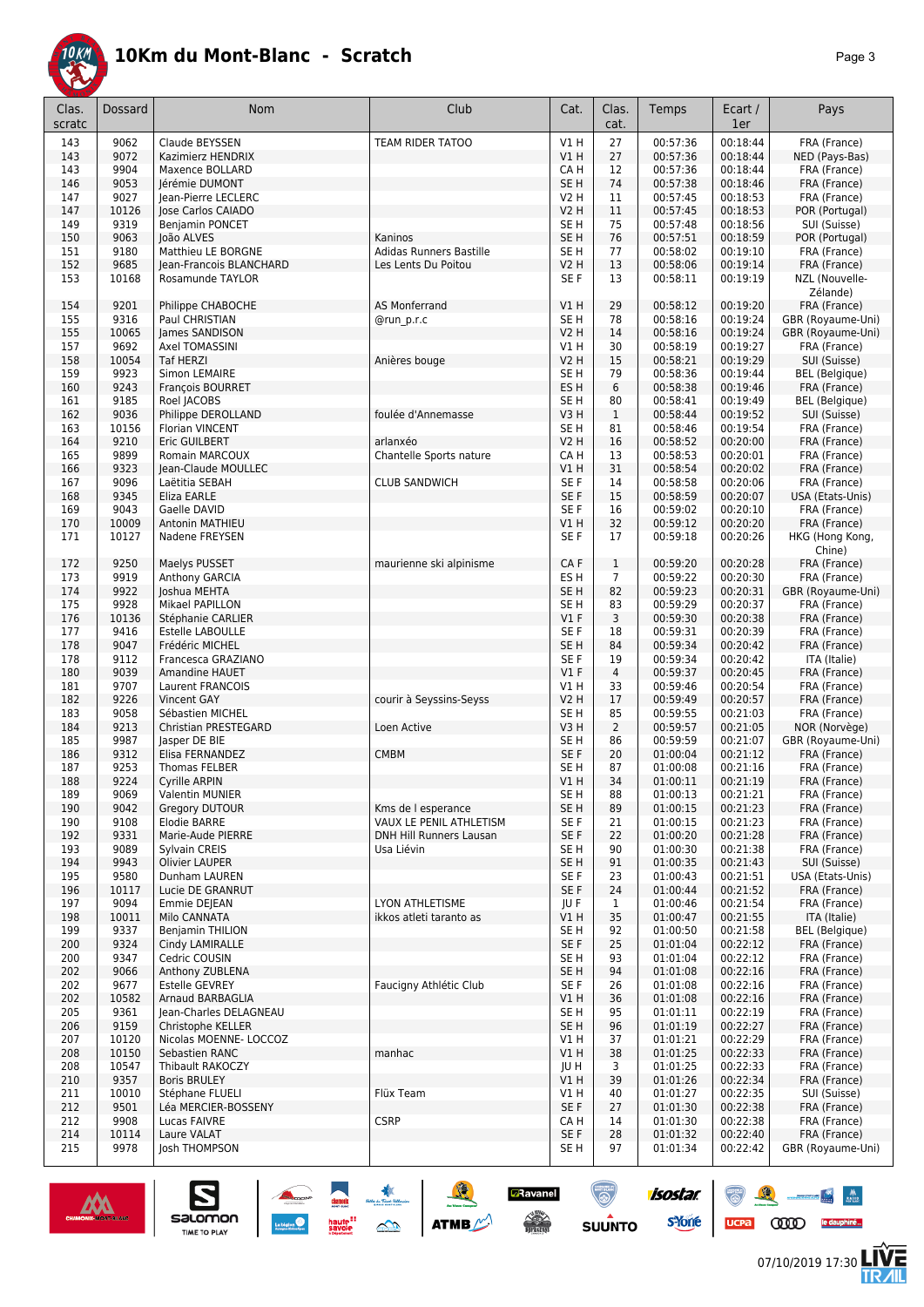# 10Km du Mont-Blanc - Scratch

| Clas. scratc | Dossard | Nom | Club | Cat. | Clas. cat. | Temps | Ecart / 1er | Pays |
|---|---|---|---|---|---|---|---|---|
| 143 | 9062 | Claude BEYSSEN | TEAM RIDER TATOO | V1 H | 27 | 00:57:36 | 00:18:44 | FRA (France) |
| 143 | 9072 | Kazimierz HENDRIX | | V1 H | 27 | 00:57:36 | 00:18:44 | NED (Pays-Bas) |
| 143 | 9904 | Maxence BOLLARD | | CA H | 12 | 00:57:36 | 00:18:44 | FRA (France) |
| 146 | 9053 | Jérémie DUMONT | | SE H | 74 | 00:57:38 | 00:18:46 | FRA (France) |
| 147 | 9027 | Jean-Pierre LECLERC | | V2 H | 11 | 00:57:45 | 00:18:53 | FRA (France) |
| 147 | 10126 | Jose Carlos CAIADO | | V2 H | 11 | 00:57:45 | 00:18:53 | POR (Portugal) |
| 149 | 9319 | Benjamin PONCET | | SE H | 75 | 00:57:48 | 00:18:56 | SUI (Suisse) |
| 150 | 9063 | João ALVES | Kaninos | SE H | 76 | 00:57:51 | 00:18:59 | POR (Portugal) |
| 151 | 9180 | Matthieu LE BORGNE | Adidas Runners Bastille | SE H | 77 | 00:58:02 | 00:19:10 | FRA (France) |
| 152 | 9685 | Jean-Francois BLANCHARD | Les Lents Du Poitou | V2 H | 13 | 00:58:06 | 00:19:14 | FRA (France) |
| 153 | 10168 | Rosamunde TAYLOR | | SE F | 13 | 00:58:11 | 00:19:19 | NZL (Nouvelle-Zélande) |
| 154 | 9201 | Philippe CHABOCHE | AS Monferrand | V1 H | 29 | 00:58:12 | 00:19:20 | FRA (France) |
| 155 | 9316 | Paul CHRISTIAN | @run_p.r.c | SE H | 78 | 00:58:16 | 00:19:24 | GBR (Royaume-Uni) |
| 155 | 10065 | James SANDISON | | V2 H | 14 | 00:58:16 | 00:19:24 | GBR (Royaume-Uni) |
| 157 | 9692 | Axel TOMASSINI | | V1 H | 30 | 00:58:19 | 00:19:27 | FRA (France) |
| 158 | 10054 | Taf HERZI | Anières bouge | V2 H | 15 | 00:58:21 | 00:19:29 | SUI (Suisse) |
| 159 | 9923 | Simon LEMAIRE | | SE H | 79 | 00:58:36 | 00:19:44 | BEL (Belgique) |
| 160 | 9243 | François BOURRET | | ES H | 6 | 00:58:38 | 00:19:46 | FRA (France) |
| 161 | 9185 | Roel JACOBS | | SE H | 80 | 00:58:41 | 00:19:49 | BEL (Belgique) |
| 162 | 9036 | Philippe DEROLLAND | foulée d'Annemasse | V3 H | 1 | 00:58:44 | 00:19:52 | SUI (Suisse) |
| 163 | 10156 | Florian VINCENT | | SE H | 81 | 00:58:46 | 00:19:54 | FRA (France) |
| 164 | 9210 | Eric GUILBERT | arlanxéo | V2 H | 16 | 00:58:52 | 00:20:00 | FRA (France) |
| 165 | 9899 | Romain MARCOUX | Chantelle Sports nature | CA H | 13 | 00:58:53 | 00:20:01 | FRA (France) |
| 166 | 9323 | Jean-Claude MOULLEC | | V1 H | 31 | 00:58:54 | 00:20:02 | FRA (France) |
| 167 | 9096 | Laëtitia SEBAH | CLUB SANDWICH | SE F | 14 | 00:58:58 | 00:20:06 | FRA (France) |
| 168 | 9345 | Eliza EARLE | | SE F | 15 | 00:58:59 | 00:20:07 | USA (Etats-Unis) |
| 169 | 9043 | Gaelle DAVID | | SE F | 16 | 00:59:02 | 00:20:10 | FRA (France) |
| 170 | 10009 | Antonin MATHIEU | | V1 H | 32 | 00:59:12 | 00:20:20 | FRA (France) |
| 171 | 10127 | Nadene FREYSEN | | SE F | 17 | 00:59:18 | 00:20:26 | HKG (Hong Kong, Chine) |
| 172 | 9250 | Maelys PUSSET | maurienne ski alpinisme | CA F | 1 | 00:59:20 | 00:20:28 | FRA (France) |
| 173 | 9919 | Anthony GARCIA | | ES H | 7 | 00:59:22 | 00:20:30 | FRA (France) |
| 174 | 9922 | Joshua MEHTA | | SE H | 82 | 00:59:23 | 00:20:31 | GBR (Royaume-Uni) |
| 175 | 9928 | Mikael PAPILLON | | SE H | 83 | 00:59:29 | 00:20:37 | FRA (France) |
| 176 | 10136 | Stéphanie CARLIER | | V1 F | 3 | 00:59:30 | 00:20:38 | FRA (France) |
| 177 | 9416 | Estelle LABOULLE | | SE F | 18 | 00:59:31 | 00:20:39 | FRA (France) |
| 178 | 9047 | Frédéric MICHEL | | SE H | 84 | 00:59:34 | 00:20:42 | FRA (France) |
| 178 | 9112 | Francesca GRAZIANO | | SE F | 19 | 00:59:34 | 00:20:42 | ITA (Italie) |
| 180 | 9039 | Amandine HAUET | | V1 F | 4 | 00:59:37 | 00:20:45 | FRA (France) |
| 181 | 9707 | Laurent FRANCOIS | | V1 H | 33 | 00:59:46 | 00:20:54 | FRA (France) |
| 182 | 9226 | Vincent GAY | courir à Seyssins-Seyss | V2 H | 17 | 00:59:49 | 00:20:57 | FRA (France) |
| 183 | 9058 | Sébastien MICHEL | | SE H | 85 | 00:59:55 | 00:21:03 | FRA (France) |
| 184 | 9213 | Christian PRESTEGARD | Loen Active | V3 H | 2 | 00:59:57 | 00:21:05 | NOR (Norvège) |
| 185 | 9987 | Jasper DE BIE | | SE H | 86 | 00:59:59 | 00:21:07 | GBR (Royaume-Uni) |
| 186 | 9312 | Elisa FERNANDEZ | CMBM | SE F | 20 | 01:00:04 | 00:21:12 | FRA (France) |
| 187 | 9253 | Thomas FELBER | | SE H | 87 | 01:00:08 | 00:21:16 | FRA (France) |
| 188 | 9224 | Cyrille ARPIN | | V1 H | 34 | 01:00:11 | 00:21:19 | FRA (France) |
| 189 | 9069 | Valentin MUNIER | | SE H | 88 | 01:00:13 | 00:21:21 | FRA (France) |
| 190 | 9042 | Gregory DUTOUR | Kms de l esperance | SE H | 89 | 01:00:15 | 00:21:23 | FRA (France) |
| 190 | 9108 | Elodie BARRE | VAUX LE PENIL ATHLETISM | SE F | 21 | 01:00:15 | 00:21:23 | FRA (France) |
| 192 | 9331 | Marie-Aude PIERRE | DNH Hill Runners Lausan | SE F | 22 | 01:00:20 | 00:21:28 | FRA (France) |
| 193 | 9089 | Sylvain CREIS | Usa Liévin | SE H | 90 | 01:00:30 | 00:21:38 | FRA (France) |
| 194 | 9943 | Olivier LAUPER | | SE H | 91 | 01:00:35 | 00:21:43 | SUI (Suisse) |
| 195 | 9580 | Dunham LAUREN | | SE F | 23 | 01:00:43 | 00:21:51 | USA (Etats-Unis) |
| 196 | 10117 | Lucie DE GRANRUT | | SE F | 24 | 01:00:44 | 00:21:52 | FRA (France) |
| 197 | 9094 | Emmie DEJEAN | LYON ATHLETISME | JU F | 1 | 01:00:46 | 00:21:54 | FRA (France) |
| 198 | 10011 | Milo CANNATA | ikkos atleti taranto as | V1 H | 35 | 01:00:47 | 00:21:55 | ITA (Italie) |
| 199 | 9337 | Benjamin THILION | | SE H | 92 | 01:00:50 | 00:21:58 | BEL (Belgique) |
| 200 | 9324 | Cindy LAMIRALLE | | SE F | 25 | 01:01:04 | 00:22:12 | FRA (France) |
| 200 | 9347 | Cedric COUSIN | | SE H | 93 | 01:01:04 | 00:22:12 | FRA (France) |
| 202 | 9066 | Anthony ZUBLENA | | SE H | 94 | 01:01:08 | 00:22:16 | FRA (France) |
| 202 | 9677 | Estelle GEVREY | Faucigny Athlétic Club | SE F | 26 | 01:01:08 | 00:22:16 | FRA (France) |
| 202 | 10582 | Arnaud BARBAGLIA | | V1 H | 36 | 01:01:08 | 00:22:16 | FRA (France) |
| 205 | 9361 | Jean-Charles DELAGNEAU | | SE H | 95 | 01:01:11 | 00:22:19 | FRA (France) |
| 206 | 9159 | Christophe KELLER | | SE H | 96 | 01:01:19 | 00:22:27 | FRA (France) |
| 207 | 10120 | Nicolas MOENNE- LOCCOZ | | V1 H | 37 | 01:01:21 | 00:22:29 | FRA (France) |
| 208 | 10150 | Sebastien RANC | manhac | V1 H | 38 | 01:01:25 | 00:22:33 | FRA (France) |
| 208 | 10547 | Thibault RAKOCZY | | JU H | 3 | 01:01:25 | 00:22:33 | FRA (France) |
| 210 | 9357 | Boris BRULEY | | V1 H | 39 | 01:01:26 | 00:22:34 | FRA (France) |
| 211 | 10010 | Stéphane FLUELI | Flüx Team | V1 H | 40 | 01:01:27 | 00:22:35 | SUI (Suisse) |
| 212 | 9501 | Léa MERCIER-BOSSENY | | SE F | 27 | 01:01:30 | 00:22:38 | FRA (France) |
| 212 | 9908 | Lucas FAIVRE | CSRP | CA H | 14 | 01:01:30 | 00:22:38 | FRA (France) |
| 214 | 10114 | Laure VALAT | | SE F | 28 | 01:01:32 | 00:22:40 | FRA (France) |
| 215 | 9978 | Josh THOMPSON | | SE H | 97 | 01:01:34 | 00:22:42 | GBR (Royaume-Uni) |

07/10/2019 17:30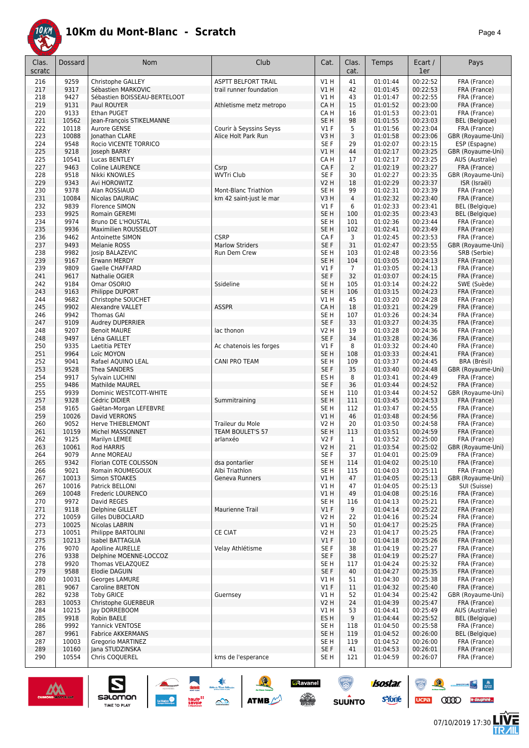# 10Km du Mont-Blanc - Scratch

| Clas. scratc | Dossard | Nom | Club | Cat. | Clas. cat. | Temps | Ecart / 1er | Pays |
|---|---|---|---|---|---|---|---|---|
| 216 | 9259 | Christophe GALLEY | ASPTT BELFORT TRAIL | V1 H | 41 | 01:01:44 | 00:22:52 | FRA (France) |
| 217 | 9317 | Sébastien MARKOVIC | trail runner foundation | V1 H | 42 | 01:01:45 | 00:22:53 | FRA (France) |
| 218 | 9427 | Sébastien BOISSEAU-BERTELOOT | | V1 H | 43 | 01:01:47 | 00:22:55 | FRA (France) |
| 219 | 9131 | Paul ROUYER | Athletisme metz metropo | CA H | 15 | 01:01:52 | 00:23:00 | FRA (France) |
| 220 | 9133 | Ethan PUGET | | CA H | 16 | 01:01:53 | 00:23:01 | FRA (France) |
| 221 | 10562 | Jean-François STIKELMANNE | | SE H | 98 | 01:01:55 | 00:23:03 | BEL (Belgique) |
| 222 | 10118 | Aurore GENSE | Courir à Seyssins Seyss | V1 F | 5 | 01:01:56 | 00:23:04 | FRA (France) |
| 223 | 10088 | Jonathan CLARE | Alice Holt Park Run | V3 H | 3 | 01:01:58 | 00:23:06 | GBR (Royaume-Uni) |
| 224 | 9548 | Rocio VICENTE TORRICO | | SE F | 29 | 01:02:07 | 00:23:15 | ESP (Espagne) |
| 225 | 9218 | Joseph BARRY | | V1 H | 44 | 01:02:17 | 00:23:25 | GBR (Royaume-Uni) |
| 225 | 10541 | Lucas BENTLEY | | CA H | 17 | 01:02:17 | 00:23:25 | AUS (Australie) |
| 227 | 9463 | Coline LAURENCE | Csrp | CA F | 2 | 01:02:19 | 00:23:27 | FRA (France) |
| 228 | 9518 | Nikki KNOWLES | WVTri Club | SE F | 30 | 01:02:27 | 00:23:35 | GBR (Royaume-Uni) |
| 229 | 9343 | Avi HOROWITZ | | V2 H | 18 | 01:02:29 | 00:23:37 | ISR (Israël) |
| 230 | 9378 | Alan ROSSIAUD | Mont-Blanc Triathlon | SE H | 99 | 01:02:31 | 00:23:39 | FRA (France) |
| 231 | 10084 | Nicolas DAURIAC | km 42 saint-just le mar | V3 H | 4 | 01:02:32 | 00:23:40 | FRA (France) |
| 232 | 9839 | Florence SIMON | | V1 F | 6 | 01:02:33 | 00:23:41 | BEL (Belgique) |
| 233 | 9925 | Romain GEREMI | | SE H | 100 | 01:02:35 | 00:23:43 | BEL (Belgique) |
| 234 | 9974 | Bruno DE L'HOUSTAL | | SE H | 101 | 01:02:36 | 00:23:44 | FRA (France) |
| 235 | 9936 | Maximilien ROUSSELOT | | SE H | 102 | 01:02:41 | 00:23:49 | FRA (France) |
| 236 | 9462 | Antoinette SIMON | CSRP | CA F | 3 | 01:02:45 | 00:23:53 | FRA (France) |
| 237 | 9493 | Melanie ROSS | Marlow Striders | SE F | 31 | 01:02:47 | 00:23:55 | GBR (Royaume-Uni) |
| 238 | 9982 | Josip BALAZEVIC | Run Dem Crew | SE H | 103 | 01:02:48 | 00:23:56 | SRB (Serbie) |
| 239 | 9167 | Erwann MERDY | | SE H | 104 | 01:03:05 | 00:24:13 | FRA (France) |
| 239 | 9809 | Gaelle CHAFFARD | | V1 F | 7 | 01:03:05 | 00:24:13 | FRA (France) |
| 241 | 9617 | Nathalie OGIER | | SE F | 32 | 01:03:07 | 00:24:15 | FRA (France) |
| 242 | 9184 | Omar OSORIO | Ssideline | SE H | 105 | 01:03:14 | 00:24:22 | SWE (Suède) |
| 243 | 9163 | Philippe DUPORT | | SE H | 106 | 01:03:15 | 00:24:23 | FRA (France) |
| 244 | 9682 | Christophe SOUCHET | | V1 H | 45 | 01:03:20 | 00:24:28 | FRA (France) |
| 245 | 9902 | Alexandre VALLET | ASSPR | CA H | 18 | 01:03:21 | 00:24:29 | FRA (France) |
| 246 | 9942 | Thomas GAI | | SE H | 107 | 01:03:26 | 00:24:34 | FRA (France) |
| 247 | 9109 | Audrey DUPERRIER | | SE F | 33 | 01:03:27 | 00:24:35 | FRA (France) |
| 248 | 9207 | Benoit MAURE | lac thonon | V2 H | 19 | 01:03:28 | 00:24:36 | FRA (France) |
| 248 | 9497 | Léna GAILLET | | SE F | 34 | 01:03:28 | 00:24:36 | FRA (France) |
| 250 | 9335 | Laetitia PETEY | Ac chatenois les forges | V1 F | 8 | 01:03:32 | 00:24:40 | FRA (France) |
| 251 | 9964 | Loïc MOYON | | SE H | 108 | 01:03:33 | 00:24:41 | FRA (France) |
| 252 | 9041 | Rafael AQUINO LEAL | CANI PRO TEAM | SE H | 109 | 01:03:37 | 00:24:45 | BRA (Brésil) |
| 253 | 9528 | Thea SANDERS | | SE F | 35 | 01:03:40 | 00:24:48 | GBR (Royaume-Uni) |
| 254 | 9917 | Sylvain LUCHINI | | ES H | 8 | 01:03:41 | 00:24:49 | FRA (France) |
| 255 | 9486 | Mathilde MAUREL | | SE F | 36 | 01:03:44 | 00:24:52 | FRA (France) |
| 255 | 9939 | Dominic WESTCOTT-WHITE | | SE H | 110 | 01:03:44 | 00:24:52 | GBR (Royaume-Uni) |
| 257 | 9328 | Cédric DIDIER | Summitraining | SE H | 111 | 01:03:45 | 00:24:53 | FRA (France) |
| 258 | 9165 | Gaëtan-Morgan LEFEBVRE | | SE H | 112 | 01:03:47 | 00:24:55 | FRA (France) |
| 259 | 10026 | David VERRONS | | V1 H | 46 | 01:03:48 | 00:24:56 | FRA (France) |
| 260 | 9052 | Herve THIEBLEMONT | Traileur du Mole | V2 H | 20 | 01:03:50 | 00:24:58 | FRA (France) |
| 261 | 10159 | Michel MASSONNET | TEAM BOULET'S 57 | SE H | 113 | 01:03:51 | 00:24:59 | FRA (France) |
| 262 | 9125 | Marilyn LEMEE | arlanxéo | V2 F | 1 | 01:03:52 | 00:25:00 | FRA (France) |
| 263 | 10061 | Rod HARRIS | | V2 H | 21 | 01:03:54 | 00:25:02 | GBR (Royaume-Uni) |
| 264 | 9079 | Anne MOREAU | | SE F | 37 | 01:04:01 | 00:25:09 | FRA (France) |
| 265 | 9342 | Florian COTE COLISSON | dsa pontarlier | SE H | 114 | 01:04:02 | 00:25:10 | FRA (France) |
| 266 | 9021 | Romain ROUMEGOUX | Albi Triathlon | SE H | 115 | 01:04:03 | 00:25:11 | FRA (France) |
| 267 | 10013 | Simon STOAKES | Geneva Runners | V1 H | 47 | 01:04:05 | 00:25:13 | GBR (Royaume-Uni) |
| 267 | 10016 | Patrick BELLONI | | V1 H | 47 | 01:04:05 | 00:25:13 | SUI (Suisse) |
| 269 | 10048 | Frederic LOURENCO | | V1 H | 49 | 01:04:08 | 00:25:16 | FRA (France) |
| 270 | 9972 | David REGES | | SE H | 116 | 01:04:13 | 00:25:21 | FRA (France) |
| 271 | 9118 | Delphine GILLET | Maurienne Trail | V1 F | 9 | 01:04:14 | 00:25:22 | FRA (France) |
| 272 | 10059 | Gilles DUBOCLARD | | V2 H | 22 | 01:04:16 | 00:25:24 | FRA (France) |
| 273 | 10025 | Nicolas LABRIN | | V1 H | 50 | 01:04:17 | 00:25:25 | FRA (France) |
| 273 | 10051 | Philippe BARTOLINI | CE CIAT | V2 H | 23 | 01:04:17 | 00:25:25 | FRA (France) |
| 275 | 10213 | Isabel BATTAGLIA | | V1 F | 10 | 01:04:18 | 00:25:26 | FRA (France) |
| 276 | 9070 | Apolline AURELLE | Velay Athlétisme | SE F | 38 | 01:04:19 | 00:25:27 | FRA (France) |
| 276 | 9338 | Delphine MOENNE-LOCCOZ | | SE F | 38 | 01:04:19 | 00:25:27 | FRA (France) |
| 278 | 9920 | Thomas VELAZQUEZ | | SE H | 117 | 01:04:24 | 00:25:32 | FRA (France) |
| 279 | 9588 | Elodie DAGUIN | | SE F | 40 | 01:04:27 | 00:25:35 | FRA (France) |
| 280 | 10031 | Georges LAMURE | | V1 H | 51 | 01:04:30 | 00:25:38 | FRA (France) |
| 281 | 9067 | Caroline BRETON | | V1 F | 11 | 01:04:32 | 00:25:40 | FRA (France) |
| 282 | 9238 | Toby GRICE | Guernsey | V1 H | 52 | 01:04:34 | 00:25:42 | GBR (Royaume-Uni) |
| 283 | 10053 | Christophe GUERBEUR | | V2 H | 24 | 01:04:39 | 00:25:47 | FRA (France) |
| 284 | 10215 | Jay DORREBOOM | | V1 H | 53 | 01:04:41 | 00:25:49 | AUS (Australie) |
| 285 | 9918 | Robin BAELE | | ES H | 9 | 01:04:44 | 00:25:52 | BEL (Belgique) |
| 286 | 9992 | Yannick VENTOSE | | SE H | 118 | 01:04:50 | 00:25:58 | FRA (France) |
| 287 | 9961 | Fabrice AKKERMANS | | SE H | 119 | 01:04:52 | 00:26:00 | BEL (Belgique) |
| 287 | 10003 | Gregorio MARTINEZ | | SE H | 119 | 01:04:52 | 00:26:00 | FRA (France) |
| 289 | 10160 | Jana STUDZINSKA | | SE F | 41 | 01:04:53 | 00:26:01 | FRA (France) |
| 290 | 10554 | Chris COQUEREL | kms de l'esperance | SE H | 121 | 01:04:59 | 00:26:07 | FRA (France) |

07/10/2019 17:30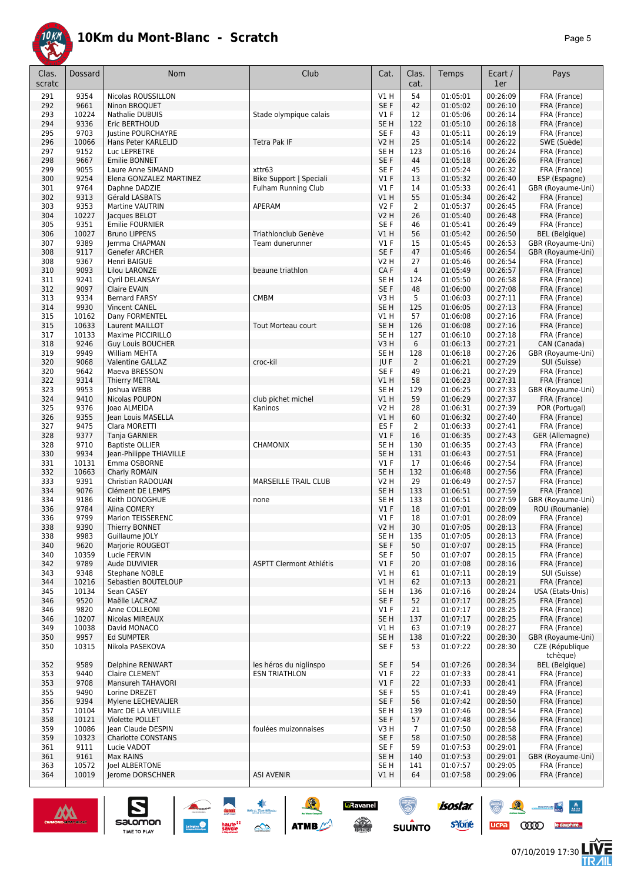# 10Km du Mont-Blanc - Scratch

| Clas. scratc | Dossard | Nom | Club | Cat. | Clas. cat. | Temps | Ecart / 1er | Pays |
|---|---|---|---|---|---|---|---|---|
| 291 | 9354 | Nicolas ROUSSILLON | | V1 H | 54 | 01:05:01 | 00:26:09 | FRA (France) |
| 292 | 9661 | Ninon BROQUET | | SE F | 42 | 01:05:02 | 00:26:10 | FRA (France) |
| 293 | 10224 | Nathalie DUBUIS | Stade olympique calais | V1 F | 12 | 01:05:06 | 00:26:14 | FRA (France) |
| 294 | 9336 | Eric BERTHOUD | | SE H | 122 | 01:05:10 | 00:26:18 | FRA (France) |
| 295 | 9703 | Justine POURCHAYRE | | SE F | 43 | 01:05:11 | 00:26:19 | FRA (France) |
| 296 | 10066 | Hans Peter KARLELID | Tetra Pak IF | V2 H | 25 | 01:05:14 | 00:26:22 | SWE (Suède) |
| 297 | 9152 | Luc LEPRETRE | | SE H | 123 | 01:05:16 | 00:26:24 | FRA (France) |
| 298 | 9667 | Emilie BONNET | | SE F | 44 | 01:05:18 | 00:26:26 | FRA (France) |
| 299 | 9055 | Laure Anne SIMAND | xttr63 | SE F | 45 | 01:05:24 | 00:26:32 | FRA (France) |
| 300 | 9254 | Elena GONZALEZ MARTINEZ | Bike Support \| Speciali | V1 F | 13 | 01:05:32 | 00:26:40 | ESP (Espagne) |
| 301 | 9764 | Daphne DADZIE | Fulham Running Club | V1 F | 14 | 01:05:33 | 00:26:41 | GBR (Royaume-Uni) |
| 302 | 9313 | Gérald LASBATS | | V1 H | 55 | 01:05:34 | 00:26:42 | FRA (France) |
| 303 | 9353 | Martine VAUTRIN | APERAM | V2 F | 2 | 01:05:37 | 00:26:45 | FRA (France) |
| 304 | 10227 | Jacques BELOT | | V2 H | 26 | 01:05:40 | 00:26:48 | FRA (France) |
| 305 | 9351 | Emilie FOURNIER | | SE F | 46 | 01:05:41 | 00:26:49 | FRA (France) |
| 306 | 10027 | Bruno LIPPENS | Triathlonclub Genève | V1 H | 56 | 01:05:42 | 00:26:50 | BEL (Belgique) |
| 307 | 9389 | Jemma CHAPMAN | Team dunerunner | V1 F | 15 | 01:05:45 | 00:26:53 | GBR (Royaume-Uni) |
| 308 | 9117 | Genefer ARCHER | | SE F | 47 | 01:05:46 | 00:26:54 | GBR (Royaume-Uni) |
| 308 | 9367 | Henri BAIGUE | | V2 H | 27 | 01:05:46 | 00:26:54 | FRA (France) |
| 310 | 9093 | Lilou LARONZE | beaune triathlon | CA F | 4 | 01:05:49 | 00:26:57 | FRA (France) |
| 311 | 9241 | Cyril DELANSAY | | SE H | 124 | 01:05:50 | 00:26:58 | FRA (France) |
| 312 | 9097 | Claire EVAIN | | SE F | 48 | 01:06:00 | 00:27:08 | FRA (France) |
| 313 | 9334 | Bernard FARSY | CMBM | V3 H | 5 | 01:06:03 | 00:27:11 | FRA (France) |
| 314 | 9930 | Vincent CANEL | | SE H | 125 | 01:06:05 | 00:27:13 | FRA (France) |
| 315 | 10162 | Dany FORMENTEL | | V1 H | 57 | 01:06:08 | 00:27:16 | FRA (France) |
| 315 | 10633 | Laurent MAILLOT | Tout Morteau court | SE H | 126 | 01:06:08 | 00:27:16 | FRA (France) |
| 317 | 10133 | Maxime PICCIRILLO | | SE H | 127 | 01:06:10 | 00:27:18 | FRA (France) |
| 318 | 9246 | Guy Louis BOUCHER | | V3 H | 6 | 01:06:13 | 00:27:21 | CAN (Canada) |
| 319 | 9949 | William MEHTA | | SE H | 128 | 01:06:18 | 00:27:26 | GBR (Royaume-Uni) |
| 320 | 9068 | Valentine GALLAZ | croc-kil | JU F | 2 | 01:06:21 | 00:27:29 | SUI (Suisse) |
| 320 | 9642 | Maeva BRESSON | | SE F | 49 | 01:06:21 | 00:27:29 | FRA (France) |
| 322 | 9314 | Thierry METRAL | | V1 H | 58 | 01:06:23 | 00:27:31 | FRA (France) |
| 323 | 9953 | Joshua WEBB | | SE H | 129 | 01:06:25 | 00:27:33 | GBR (Royaume-Uni) |
| 324 | 9410 | Nicolas POUPON | club pichet michel | V1 H | 59 | 01:06:29 | 00:27:37 | FRA (France) |
| 325 | 9376 | Joao ALMEIDA | Kaninos | V2 H | 28 | 01:06:31 | 00:27:39 | POR (Portugal) |
| 326 | 9355 | Jean Louis MASELLA | | V1 H | 60 | 01:06:32 | 00:27:40 | FRA (France) |
| 327 | 9475 | Clara MORETTI | | ES F | 2 | 01:06:33 | 00:27:41 | FRA (France) |
| 328 | 9377 | Tanja GARNIER | | V1 F | 16 | 01:06:35 | 00:27:43 | GER (Allemagne) |
| 328 | 9710 | Baptiste OLLIER | CHAMONIX | SE H | 130 | 01:06:35 | 00:27:43 | FRA (France) |
| 330 | 9934 | Jean-Philippe THIAVILLE | | SE H | 131 | 01:06:43 | 00:27:51 | FRA (France) |
| 331 | 10131 | Emma OSBORNE | | V1 F | 17 | 01:06:46 | 00:27:54 | FRA (France) |
| 332 | 10663 | Charly ROMAIN | | SE H | 132 | 01:06:48 | 00:27:56 | FRA (France) |
| 333 | 9391 | Christian RADOUAN | MARSEILLE TRAIL CLUB | V2 H | 29 | 01:06:49 | 00:27:57 | FRA (France) |
| 334 | 9076 | Clément DE LEMPS | | SE H | 133 | 01:06:51 | 00:27:59 | FRA (France) |
| 334 | 9186 | Keith DONOGHUE | none | SE H | 133 | 01:06:51 | 00:27:59 | GBR (Royaume-Uni) |
| 336 | 9784 | Alina COMERY | | V1 F | 18 | 01:07:01 | 00:28:09 | ROU (Roumanie) |
| 336 | 9799 | Marion TEISSERENC | | V1 F | 18 | 01:07:01 | 00:28:09 | FRA (France) |
| 338 | 9390 | Thierry BONNET | | V2 H | 30 | 01:07:05 | 00:28:13 | FRA (France) |
| 338 | 9983 | Guillaume JOLY | | SE H | 135 | 01:07:05 | 00:28:13 | FRA (France) |
| 340 | 9620 | Marjorie ROUGEOT | | SE F | 50 | 01:07:07 | 00:28:15 | FRA (France) |
| 340 | 10359 | Lucie FERVIN | | SE F | 50 | 01:07:07 | 00:28:15 | FRA (France) |
| 342 | 9789 | Aude DUVIVIER | ASPTT Clermont Athlétis | V1 F | 20 | 01:07:08 | 00:28:16 | FRA (France) |
| 343 | 9348 | Stephane NOBLE | | V1 H | 61 | 01:07:11 | 00:28:19 | SUI (Suisse) |
| 344 | 10216 | Sebastien BOUTELOUP | | V1 H | 62 | 01:07:13 | 00:28:21 | FRA (France) |
| 345 | 10134 | Sean CASEY | | SE H | 136 | 01:07:16 | 00:28:24 | USA (Etats-Unis) |
| 346 | 9520 | Maëlle LACRAZ | | SE F | 52 | 01:07:17 | 00:28:25 | FRA (France) |
| 346 | 9820 | Anne COLLEONI | | V1 F | 21 | 01:07:17 | 00:28:25 | FRA (France) |
| 346 | 10207 | Nicolas MIREAUX | | SE H | 137 | 01:07:17 | 00:28:25 | FRA (France) |
| 349 | 10038 | David MONACO | | V1 H | 63 | 01:07:19 | 00:28:27 | FRA (France) |
| 350 | 9957 | Ed SUMPTER | | SE H | 138 | 01:07:22 | 00:28:30 | GBR (Royaume-Uni) |
| 350 | 10315 | Nikola PASEKOVA | | SE F | 53 | 01:07:22 | 00:28:30 | CZE (République tchèque) |
| 352 | 9589 | Delphine RENWART | les héros du niglinspo | SE F | 54 | 01:07:26 | 00:28:34 | BEL (Belgique) |
| 353 | 9440 | Claire CLEMENT | ESN TRIATHLON | V1 F | 22 | 01:07:33 | 00:28:41 | FRA (France) |
| 353 | 9708 | Mansureh TAHAVORI | | V1 F | 22 | 01:07:33 | 00:28:41 | FRA (France) |
| 355 | 9490 | Lorine DREZET | | SE F | 55 | 01:07:41 | 00:28:49 | FRA (France) |
| 356 | 9394 | Mylene LECHEVALIER | | SE F | 56 | 01:07:42 | 00:28:50 | FRA (France) |
| 357 | 10104 | Marc DE LA VIEUVILLE | | SE H | 139 | 01:07:46 | 00:28:54 | FRA (France) |
| 358 | 10121 | Violette POLLET | | SE F | 57 | 01:07:48 | 00:28:56 | FRA (France) |
| 359 | 10086 | Jean Claude DESPIN | foulées muizonnaises | V3 H | 7 | 01:07:50 | 00:28:58 | FRA (France) |
| 359 | 10323 | Charlotte CONSTANS | | SE F | 58 | 01:07:50 | 00:28:58 | FRA (France) |
| 361 | 9111 | Lucie VADOT | | SE F | 59 | 01:07:53 | 00:29:01 | FRA (France) |
| 361 | 9161 | Max RAINS | | SE H | 140 | 01:07:53 | 00:29:01 | GBR (Royaume-Uni) |
| 363 | 10572 | Joel ALBERTONE | | SE H | 141 | 01:07:57 | 00:29:05 | FRA (France) |
| 364 | 10019 | Jerome DORSCHNER | ASI AVENIR | V1 H | 64 | 01:07:58 | 00:29:06 | FRA (France) |

07/10/2019 17:30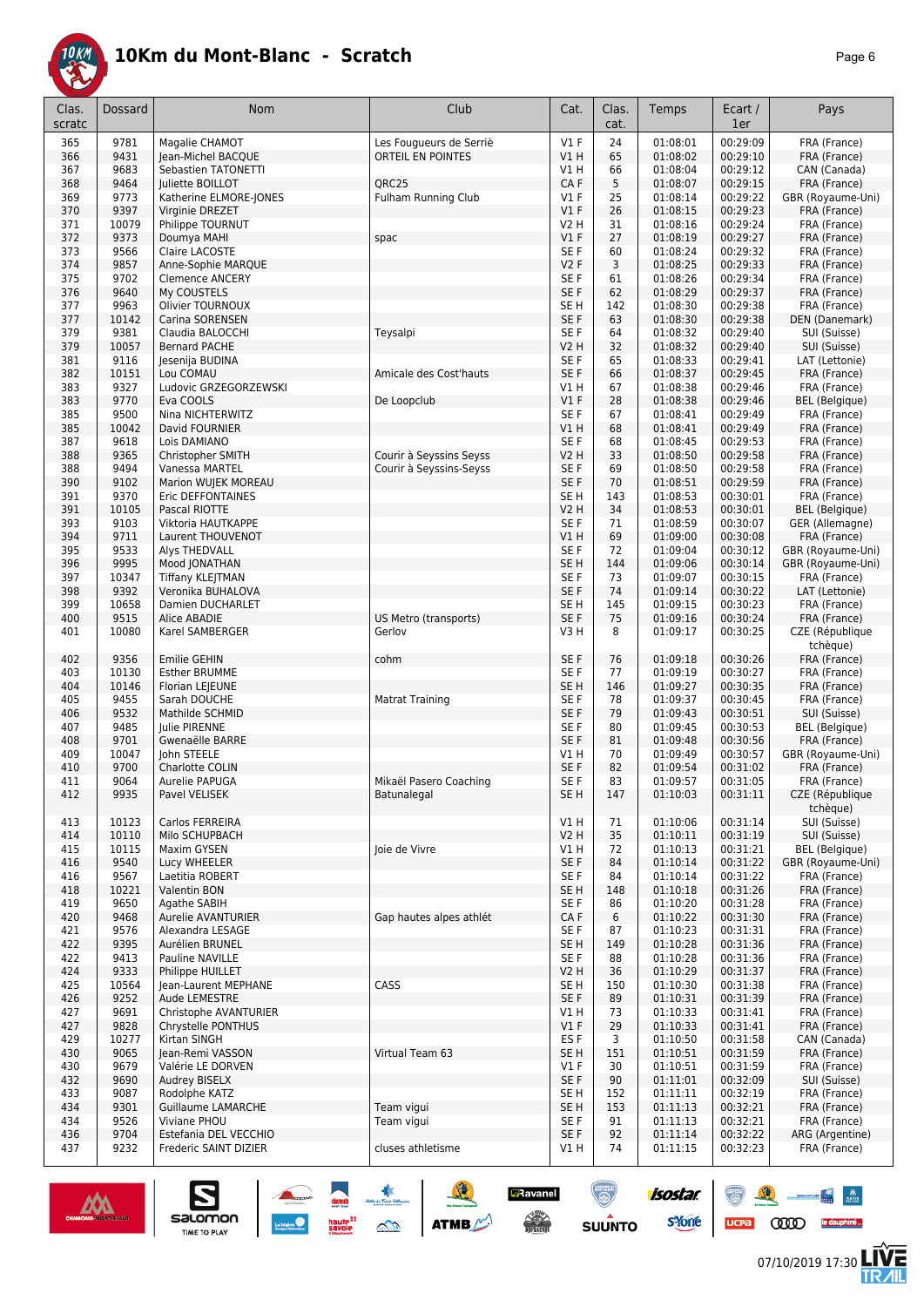# 10Km du Mont-Blanc - Scratch

| Clas. scratc | Dossard | Nom | Club | Cat. | Clas. cat. | Temps | Ecart / 1er | Pays |
|---|---|---|---|---|---|---|---|---|
| 365 | 9781 | Magalie CHAMOT | Les Fougueurs de Serriè | V1 F | 24 | 01:08:01 | 00:29:09 | FRA (France) |
| 366 | 9431 | Jean-Michel BACQUE | ORTEIL EN POINTES | V1 H | 65 | 01:08:02 | 00:29:10 | FRA (France) |
| 367 | 9683 | Sebastien TATONETTI | | V1 H | 66 | 01:08:04 | 00:29:12 | CAN (Canada) |
| 368 | 9464 | Juliette BOILLOT | QRC25 | CA F | 5 | 01:08:07 | 00:29:15 | FRA (France) |
| 369 | 9773 | Katherine ELMORE-JONES | Fulham Running Club | V1 F | 25 | 01:08:14 | 00:29:22 | GBR (Royaume-Uni) |
| 370 | 9397 | Virginie DREZET | | V1 F | 26 | 01:08:15 | 00:29:23 | FRA (France) |
| 371 | 10079 | Philippe TOURNUT | | V2 H | 31 | 01:08:16 | 00:29:24 | FRA (France) |
| 372 | 9373 | Doumya MAHI | spac | V1 F | 27 | 01:08:19 | 00:29:27 | FRA (France) |
| 373 | 9566 | Claire LACOSTE | | SE F | 60 | 01:08:24 | 00:29:32 | FRA (France) |
| 374 | 9857 | Anne-Sophie MARQUE | | V2 F | 3 | 01:08:25 | 00:29:33 | FRA (France) |
| 375 | 9702 | Clemence ANCERY | | SE F | 61 | 01:08:26 | 00:29:34 | FRA (France) |
| 376 | 9640 | My COUSTELS | | SE F | 62 | 01:08:29 | 00:29:37 | FRA (France) |
| 377 | 9963 | Olivier TOURNOUX | | SE H | 142 | 01:08:30 | 00:29:38 | FRA (France) |
| 377 | 10142 | Carina SORENSEN | | SE F | 63 | 01:08:30 | 00:29:38 | DEN (Danemark) |
| 379 | 9381 | Claudia BALOCCHI | Teysalpi | SE F | 64 | 01:08:32 | 00:29:40 | SUI (Suisse) |
| 379 | 10057 | Bernard PACHE | | V2 H | 32 | 01:08:32 | 00:29:40 | SUI (Suisse) |
| 381 | 9116 | Jesenija BUDINA | | SE F | 65 | 01:08:33 | 00:29:41 | LAT (Lettonie) |
| 382 | 10151 | Lou COMAU | Amicale des Cost'hauts | SE F | 66 | 01:08:37 | 00:29:45 | FRA (France) |
| 383 | 9327 | Ludovic GRZEGORZEWSKI | | V1 H | 67 | 01:08:38 | 00:29:46 | FRA (France) |
| 383 | 9770 | Eva COOLS | De Loopclub | V1 F | 28 | 01:08:38 | 00:29:46 | BEL (Belgique) |
| 385 | 9500 | Nina NICHTERWITZ | | SE F | 67 | 01:08:41 | 00:29:49 | FRA (France) |
| 385 | 10042 | David FOURNIER | | V1 H | 68 | 01:08:41 | 00:29:49 | FRA (France) |
| 387 | 9618 | Lois DAMIANO | | SE F | 68 | 01:08:45 | 00:29:53 | FRA (France) |
| 388 | 9365 | Christopher SMITH | Courir à Seyssins Seyss | V2 H | 33 | 01:08:50 | 00:29:58 | FRA (France) |
| 388 | 9494 | Vanessa MARTEL | Courir à Seyssins-Seyss | SE F | 69 | 01:08:50 | 00:29:58 | FRA (France) |
| 390 | 9102 | Marion WUJEK MOREAU | | SE F | 70 | 01:08:51 | 00:29:59 | FRA (France) |
| 391 | 9370 | Eric DEFFONTAINES | | SE H | 143 | 01:08:53 | 00:30:01 | FRA (France) |
| 391 | 10105 | Pascal RIOTTE | | V2 H | 34 | 01:08:53 | 00:30:01 | BEL (Belgique) |
| 393 | 9103 | Viktoria HAUTKAPPE | | SE F | 71 | 01:08:59 | 00:30:07 | GER (Allemagne) |
| 394 | 9711 | Laurent THOUVENOT | | V1 H | 69 | 01:09:00 | 00:30:08 | FRA (France) |
| 395 | 9533 | Alys THEDVALL | | SE F | 72 | 01:09:04 | 00:30:12 | GBR (Royaume-Uni) |
| 396 | 9995 | Mood JONATHAN | | SE H | 144 | 01:09:06 | 00:30:14 | GBR (Royaume-Uni) |
| 397 | 10347 | Tiffany KLEJTMAN | | SE F | 73 | 01:09:07 | 00:30:15 | FRA (France) |
| 398 | 9392 | Veronika BUHALOVA | | SE F | 74 | 01:09:14 | 00:30:22 | LAT (Lettonie) |
| 399 | 10658 | Damien DUCHARLET | | SE H | 145 | 01:09:15 | 00:30:23 | FRA (France) |
| 400 | 9515 | Alice ABADIE | US Metro (transports) | SE F | 75 | 01:09:16 | 00:30:24 | FRA (France) |
| 401 | 10080 | Karel SAMBERGER | Gerlov | V3 H | 8 | 01:09:17 | 00:30:25 | CZE (République tchèque) |
| 402 | 9356 | Emilie GEHIN | cohm | SE F | 76 | 01:09:18 | 00:30:26 | FRA (France) |
| 403 | 10130 | Esther BRUMME | | SE F | 77 | 01:09:19 | 00:30:27 | FRA (France) |
| 404 | 10146 | Florian LEJEUNE | | SE H | 146 | 01:09:27 | 00:30:35 | FRA (France) |
| 405 | 9455 | Sarah DOUCHE | Matrat Training | SE F | 78 | 01:09:37 | 00:30:45 | FRA (France) |
| 406 | 9532 | Mathilde SCHMID | | SE F | 79 | 01:09:43 | 00:30:51 | SUI (Suisse) |
| 407 | 9485 | Julie PIRENNE | | SE F | 80 | 01:09:45 | 00:30:53 | BEL (Belgique) |
| 408 | 9701 | Gwenaëlle BARRE | | SE F | 81 | 01:09:48 | 00:30:56 | FRA (France) |
| 409 | 10047 | John STEELE | | V1 H | 70 | 01:09:49 | 00:30:57 | GBR (Royaume-Uni) |
| 410 | 9700 | Charlotte COLIN | | SE F | 82 | 01:09:54 | 00:31:02 | FRA (France) |
| 411 | 9064 | Aurelie PAPUGA | Mikaël Pasero Coaching | SE F | 83 | 01:09:57 | 00:31:05 | FRA (France) |
| 412 | 9935 | Pavel VELISEK | Batunalegal | SE H | 147 | 01:10:03 | 00:31:11 | CZE (République tchèque) |
| 413 | 10123 | Carlos FERREIRA | | V1 H | 71 | 01:10:06 | 00:31:14 | SUI (Suisse) |
| 414 | 10110 | Milo SCHUPBACH | | V2 H | 35 | 01:10:11 | 00:31:19 | SUI (Suisse) |
| 415 | 10115 | Maxim GYSEN | Joie de Vivre | V1 H | 72 | 01:10:13 | 00:31:21 | BEL (Belgique) |
| 416 | 9540 | Lucy WHEELER | | SE F | 84 | 01:10:14 | 00:31:22 | GBR (Royaume-Uni) |
| 416 | 9567 | Laetitia ROBERT | | SE F | 84 | 01:10:14 | 00:31:22 | FRA (France) |
| 418 | 10221 | Valentin BON | | SE H | 148 | 01:10:18 | 00:31:26 | FRA (France) |
| 419 | 9650 | Agathe SABIH | | SE F | 86 | 01:10:20 | 00:31:28 | FRA (France) |
| 420 | 9468 | Aurelie AVANTURIER | Gap hautes alpes athlét | CA F | 6 | 01:10:22 | 00:31:30 | FRA (France) |
| 421 | 9576 | Alexandra LESAGE | | SE F | 87 | 01:10:23 | 00:31:31 | FRA (France) |
| 422 | 9395 | Aurélien BRUNEL | | SE H | 149 | 01:10:28 | 00:31:36 | FRA (France) |
| 422 | 9413 | Pauline NAVILLE | | SE F | 88 | 01:10:28 | 00:31:36 | FRA (France) |
| 424 | 9333 | Philippe HUILLET | | V2 H | 36 | 01:10:29 | 00:31:37 | FRA (France) |
| 425 | 10564 | Jean-Laurent MEPHANE | CASS | SE H | 150 | 01:10:30 | 00:31:38 | FRA (France) |
| 426 | 9252 | Aude LEMESTRE | | SE F | 89 | 01:10:31 | 00:31:39 | FRA (France) |
| 427 | 9691 | Christophe AVANTURIER | | V1 H | 73 | 01:10:33 | 00:31:41 | FRA (France) |
| 427 | 9828 | Chrystelle PONTHUS | | V1 F | 29 | 01:10:33 | 00:31:41 | FRA (France) |
| 429 | 10277 | Kirtan SINGH | | ES F | 3 | 01:10:50 | 00:31:58 | CAN (Canada) |
| 430 | 9065 | Jean-Remi VASSON | Virtual Team 63 | SE H | 151 | 01:10:51 | 00:31:59 | FRA (France) |
| 430 | 9679 | Valérie LE DORVEN | | V1 F | 30 | 01:10:51 | 00:31:59 | FRA (France) |
| 432 | 9690 | Audrey BISELX | | SE F | 90 | 01:11:01 | 00:32:09 | SUI (Suisse) |
| 433 | 9087 | Rodolphe KATZ | | SE H | 152 | 01:11:11 | 00:32:19 | FRA (France) |
| 434 | 9301 | Guillaume LAMARCHE | Team vigui | SE H | 153 | 01:11:13 | 00:32:21 | FRA (France) |
| 434 | 9526 | Viviane PHOU | Team vigui | SE F | 91 | 01:11:13 | 00:32:21 | FRA (France) |
| 436 | 9704 | Estefania DEL VECCHIO | | SE F | 92 | 01:11:14 | 00:32:22 | ARG (Argentine) |
| 437 | 9232 | Frederic SAINT DIZIER | cluses athletisme | V1 H | 74 | 01:11:15 | 00:32:23 | FRA (France) |

07/10/2019 17:30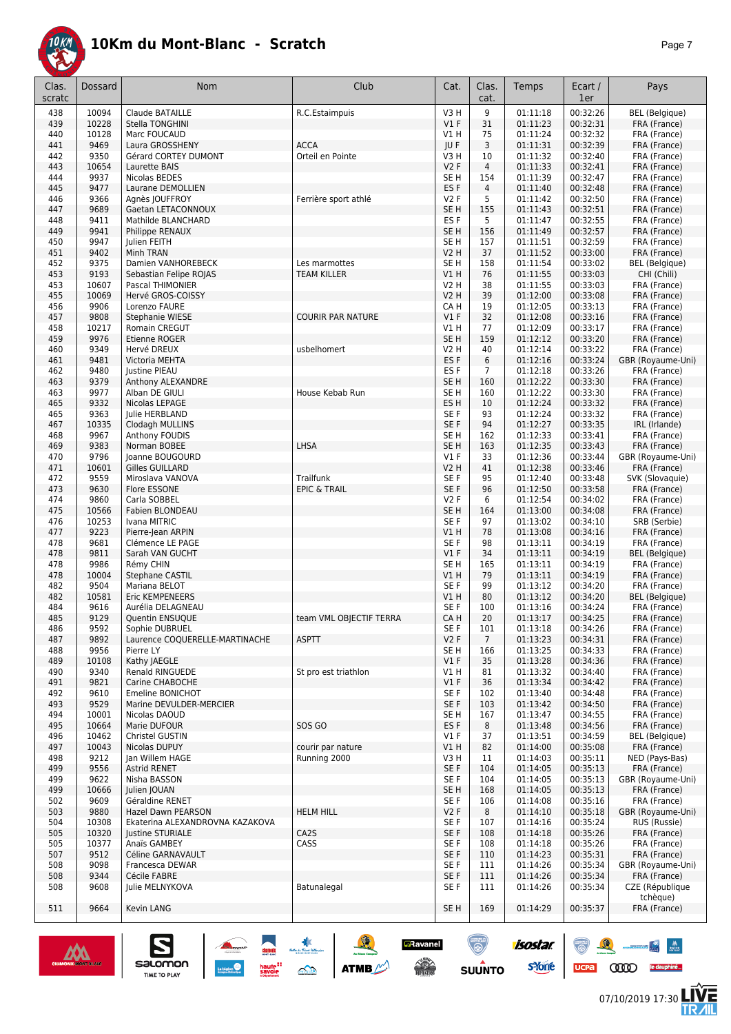# 10Km du Mont-Blanc - Scratch

| Clas. scratc | Dossard | Nom | Club | Cat. | Clas. cat. | Temps | Ecart / 1er | Pays |
|---|---|---|---|---|---|---|---|---|
| 438 | 10094 | Claude BATAILLE | R.C.Estaimpuis | V3 H | 9 | 01:11:18 | 00:32:26 | BEL (Belgique) |
| 439 | 10228 | Stella TONGHINI | | V1 F | 31 | 01:11:23 | 00:32:31 | FRA (France) |
| 440 | 10128 | Marc FOUCAUD | | V1 H | 75 | 01:11:24 | 00:32:32 | FRA (France) |
| 441 | 9469 | Laura GROSSHENY | ACCA | JU F | 3 | 01:11:31 | 00:32:39 | FRA (France) |
| 442 | 9350 | Gérard CORTEY DUMONT | Orteil en Pointe | V3 H | 10 | 01:11:32 | 00:32:40 | FRA (France) |
| 443 | 10654 | Laurette BAIS | | V2 F | 4 | 01:11:33 | 00:32:41 | FRA (France) |
| 444 | 9937 | Nicolas BEDES | | SE H | 154 | 01:11:39 | 00:32:47 | FRA (France) |
| 445 | 9477 | Laurane DEMOLLIEN | | ES F | 4 | 01:11:40 | 00:32:48 | FRA (France) |
| 446 | 9366 | Agnès JOUFFROY | Ferrière sport athlé | V2 F | 5 | 01:11:42 | 00:32:50 | FRA (France) |
| 447 | 9689 | Gaetan LETACONNOUX | | SE H | 155 | 01:11:43 | 00:32:51 | FRA (France) |
| 448 | 9411 | Mathilde BLANCHARD | | ES F | 5 | 01:11:47 | 00:32:55 | FRA (France) |
| 449 | 9941 | Philippe RENAUX | | SE H | 156 | 01:11:49 | 00:32:57 | FRA (France) |
| 450 | 9947 | Julien FEITH | | SE H | 157 | 01:11:51 | 00:32:59 | FRA (France) |
| 451 | 9402 | Minh TRAN | | V2 H | 37 | 01:11:52 | 00:33:00 | FRA (France) |
| 452 | 9375 | Damien VANHOREBECK | Les marmottes | SE H | 158 | 01:11:54 | 00:33:02 | BEL (Belgique) |
| 453 | 9193 | Sebastian Felipe ROJAS | TEAM KILLER | V1 H | 76 | 01:11:55 | 00:33:03 | CHI (Chili) |
| 453 | 10607 | Pascal THIMONIER | | V2 H | 38 | 01:11:55 | 00:33:03 | FRA (France) |
| 455 | 10069 | Hervé GROS-COISSY | | V2 H | 39 | 01:12:00 | 00:33:08 | FRA (France) |
| 456 | 9906 | Lorenzo FAURE | | CA H | 19 | 01:12:05 | 00:33:13 | FRA (France) |
| 457 | 9808 | Stephanie WIESE | COURIR PAR NATURE | V1 F | 32 | 01:12:08 | 00:33:16 | FRA (France) |
| 458 | 10217 | Romain CREGUT | | V1 H | 77 | 01:12:09 | 00:33:17 | FRA (France) |
| 459 | 9976 | Etienne ROGER | | SE H | 159 | 01:12:12 | 00:33:20 | FRA (France) |
| 460 | 9349 | Hervé DREUX | usbelhomert | V2 H | 40 | 01:12:14 | 00:33:22 | FRA (France) |
| 461 | 9481 | Victoria MEHTA | | ES F | 6 | 01:12:16 | 00:33:24 | GBR (Royaume-Uni) |
| 462 | 9480 | Justine PIEAU | | ES F | 7 | 01:12:18 | 00:33:26 | FRA (France) |
| 463 | 9379 | Anthony ALEXANDRE | | SE H | 160 | 01:12:22 | 00:33:30 | FRA (France) |
| 463 | 9977 | Alban DE GIULI | House Kebab Run | SE H | 160 | 01:12:22 | 00:33:30 | FRA (France) |
| 465 | 9332 | Nicolas LEPAGE | | ES H | 10 | 01:12:24 | 00:33:32 | FRA (France) |
| 465 | 9363 | Julie HERBLAND | | SE F | 93 | 01:12:24 | 00:33:32 | FRA (France) |
| 467 | 10335 | Clodagh MULLINS | | SE F | 94 | 01:12:27 | 00:33:35 | IRL (Irlande) |
| 468 | 9967 | Anthony FOUDIS | | SE H | 162 | 01:12:33 | 00:33:41 | FRA (France) |
| 469 | 9383 | Norman BOBEE | LHSA | SE H | 163 | 01:12:35 | 00:33:43 | FRA (France) |
| 470 | 9796 | Joanne BOUGOURD | | V1 F | 33 | 01:12:36 | 00:33:44 | GBR (Royaume-Uni) |
| 471 | 10601 | Gilles GUILLARD | | V2 H | 41 | 01:12:38 | 00:33:46 | FRA (France) |
| 472 | 9559 | Miroslava VANOVA | Trailfunk | SE F | 95 | 01:12:40 | 00:33:48 | SVK (Slovaquie) |
| 473 | 9630 | Flore ESSONE | EPIC & TRAIL | SE F | 96 | 01:12:50 | 00:33:58 | FRA (France) |
| 474 | 9860 | Carla SOBBEL | | V2 F | 6 | 01:12:54 | 00:34:02 | FRA (France) |
| 475 | 10566 | Fabien BLONDEAU | | SE H | 164 | 01:13:00 | 00:34:08 | FRA (France) |
| 476 | 10253 | Ivana MITRIC | | SE F | 97 | 01:13:02 | 00:34:10 | SRB (Serbie) |
| 477 | 9223 | Pierre-Jean ARPIN | | V1 H | 78 | 01:13:08 | 00:34:16 | FRA (France) |
| 478 | 9681 | Clémence LE PAGE | | SE F | 98 | 01:13:11 | 00:34:19 | FRA (France) |
| 478 | 9811 | Sarah VAN GUCHT | | V1 F | 34 | 01:13:11 | 00:34:19 | BEL (Belgique) |
| 478 | 9986 | Rémy CHIN | | SE H | 165 | 01:13:11 | 00:34:19 | FRA (France) |
| 478 | 10004 | Stephane CASTIL | | V1 H | 79 | 01:13:11 | 00:34:19 | FRA (France) |
| 482 | 9504 | Mariana BELOT | | SE F | 99 | 01:13:12 | 00:34:20 | FRA (France) |
| 482 | 10581 | Eric KEMPENEERS | | V1 H | 80 | 01:13:12 | 00:34:20 | BEL (Belgique) |
| 484 | 9616 | Aurélia DELAGNEAU | | SE F | 100 | 01:13:16 | 00:34:24 | FRA (France) |
| 485 | 9129 | Quentin ENSUQUE | team VML OBJECTIF TERRA | CA H | 20 | 01:13:17 | 00:34:25 | FRA (France) |
| 486 | 9592 | Sophie DUBRUEL | | SE F | 101 | 01:13:18 | 00:34:26 | FRA (France) |
| 487 | 9892 | Laurence COQUERELLE-MARTINACHE | ASPTT | V2 F | 7 | 01:13:23 | 00:34:31 | FRA (France) |
| 488 | 9956 | Pierre LY | | SE H | 166 | 01:13:25 | 00:34:33 | FRA (France) |
| 489 | 10108 | Kathy JAEGLE | | V1 F | 35 | 01:13:28 | 00:34:36 | FRA (France) |
| 490 | 9340 | Renald RINGUEDE | St pro est triathlon | V1 H | 81 | 01:13:32 | 00:34:40 | FRA (France) |
| 491 | 9821 | Carine CHABOCHE | | V1 F | 36 | 01:13:34 | 00:34:42 | FRA (France) |
| 492 | 9610 | Emeline BONICHOT | | SE F | 102 | 01:13:40 | 00:34:48 | FRA (France) |
| 493 | 9529 | Marine DEVULDER-MERCIER | | SE F | 103 | 01:13:42 | 00:34:50 | FRA (France) |
| 494 | 10001 | Nicolas DAOUD | | SE H | 167 | 01:13:47 | 00:34:55 | FRA (France) |
| 495 | 10664 | Marie DUFOUR | SOS GO | ES F | 8 | 01:13:48 | 00:34:56 | FRA (France) |
| 496 | 10462 | Christel GUSTIN | | V1 F | 37 | 01:13:51 | 00:34:59 | BEL (Belgique) |
| 497 | 10043 | Nicolas DUPUY | courir par nature | V1 H | 82 | 01:14:00 | 00:35:08 | FRA (France) |
| 498 | 9212 | Jan Willem HAGE | Running 2000 | V3 H | 11 | 01:14:03 | 00:35:11 | NED (Pays-Bas) |
| 499 | 9556 | Astrid RENET | | SE F | 104 | 01:14:05 | 00:35:13 | FRA (France) |
| 499 | 9622 | Nisha BASSON | | SE F | 104 | 01:14:05 | 00:35:13 | GBR (Royaume-Uni) |
| 499 | 10666 | Julien JOUAN | | SE H | 168 | 01:14:05 | 00:35:13 | FRA (France) |
| 502 | 9609 | Géraldine RENET | | SE F | 106 | 01:14:08 | 00:35:16 | FRA (France) |
| 503 | 9880 | Hazel Dawn PEARSON | HELM HILL | V2 F | 8 | 01:14:10 | 00:35:18 | GBR (Royaume-Uni) |
| 504 | 10308 | Ekaterina ALEXANDROVNA KAZAKOVA | | SE F | 107 | 01:14:16 | 00:35:24 | RUS (Russie) |
| 505 | 10320 | Justine STURIALE | CA2S | SE F | 108 | 01:14:18 | 00:35:26 | FRA (France) |
| 505 | 10377 | Anaïs GAMBEY | CASS | SE F | 108 | 01:14:18 | 00:35:26 | FRA (France) |
| 507 | 9512 | Céline GARNAVAULT | | SE F | 110 | 01:14:23 | 00:35:31 | FRA (France) |
| 508 | 9098 | Francesca DEWAR | | SE F | 111 | 01:14:26 | 00:35:34 | GBR (Royaume-Uni) |
| 508 | 9344 | Cécile FABRE | | SE F | 111 | 01:14:26 | 00:35:34 | FRA (France) |
| 508 | 9608 | Julie MELNYKOVA | Batunalegal | SE F | 111 | 01:14:26 | 00:35:34 | CZE (République tchèque) |
| 511 | 9664 | Kevin LANG | | SE H | 169 | 01:14:29 | 00:35:37 | FRA (France) |

07/10/2019 17:30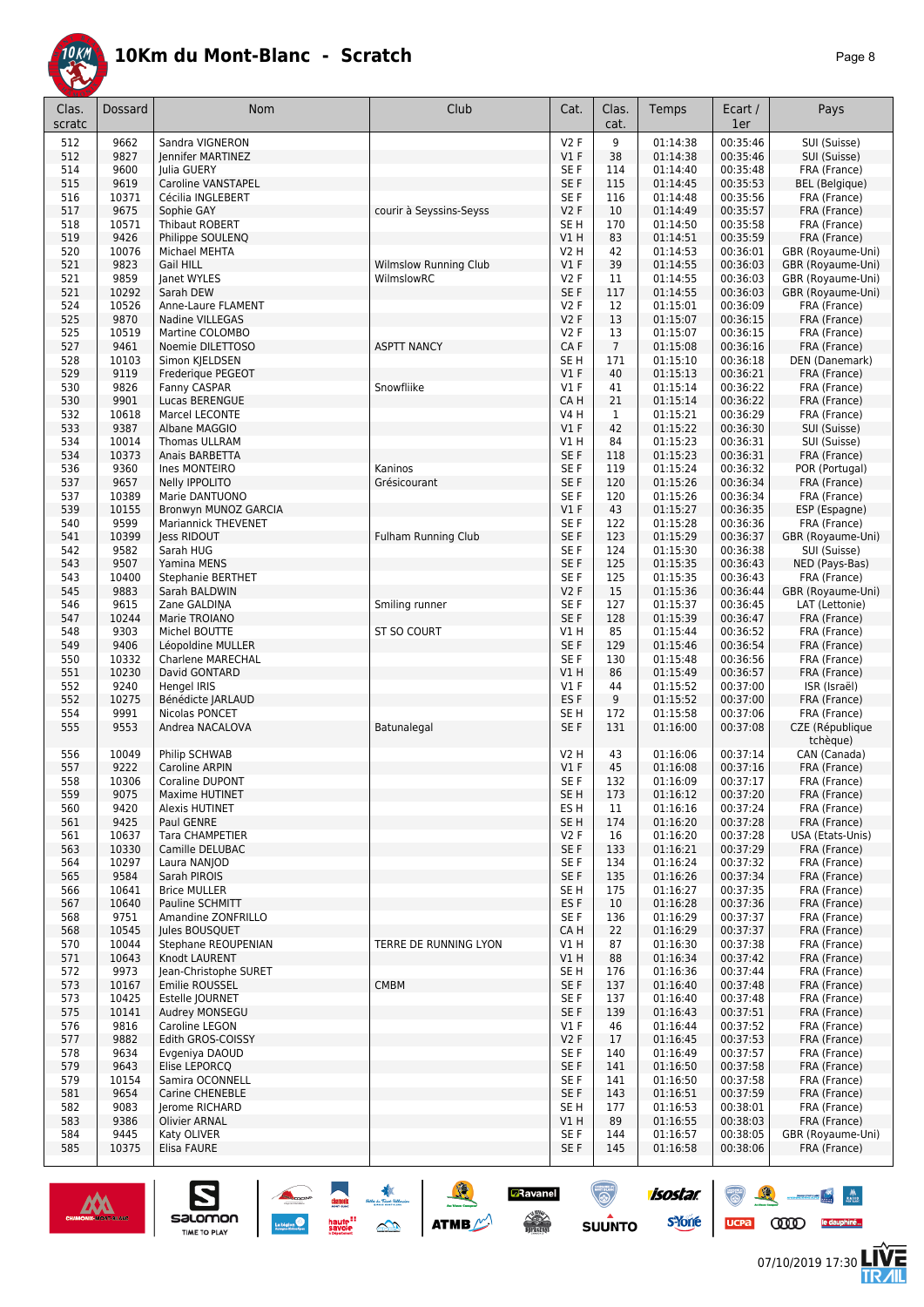# 10Km du Mont-Blanc - Scratch

| Clas. scratc | Dossard | Nom | Club | Cat. | Clas. cat. | Temps | Ecart / 1er | Pays |
|---|---|---|---|---|---|---|---|---|
| 512 | 9662 | Sandra VIGNERON | | V2 F | 9 | 01:14:38 | 00:35:46 | SUI (Suisse) |
| 512 | 9827 | Jennifer MARTINEZ | | V1 F | 38 | 01:14:38 | 00:35:46 | SUI (Suisse) |
| 514 | 9600 | Julia GUERY | | SE F | 114 | 01:14:40 | 00:35:48 | FRA (France) |
| 515 | 9619 | Caroline VANSTAPEL | | SE F | 115 | 01:14:45 | 00:35:53 | BEL (Belgique) |
| 516 | 10371 | Cécilia INGLEBERT | | SE F | 116 | 01:14:48 | 00:35:56 | FRA (France) |
| 517 | 9675 | Sophie GAY | courir à Seyssins-Seyss | V2 F | 10 | 01:14:49 | 00:35:57 | FRA (France) |
| 518 | 10571 | Thibaut ROBERT | | SE H | 170 | 01:14:50 | 00:35:58 | FRA (France) |
| 519 | 9426 | Philippe SOULENQ | | V1 H | 83 | 01:14:51 | 00:35:59 | FRA (France) |
| 520 | 10076 | Michael MEHTA | | V2 H | 42 | 01:14:53 | 00:36:01 | GBR (Royaume-Uni) |
| 521 | 9823 | Gail HILL | Wilmslow Running Club | V1 F | 39 | 01:14:55 | 00:36:03 | GBR (Royaume-Uni) |
| 521 | 9859 | Janet WYLES | WilmslowRC | V2 F | 11 | 01:14:55 | 00:36:03 | GBR (Royaume-Uni) |
| 521 | 10292 | Sarah DEW | | SE F | 117 | 01:14:55 | 00:36:03 | GBR (Royaume-Uni) |
| 524 | 10526 | Anne-Laure FLAMENT | | V2 F | 12 | 01:15:01 | 00:36:09 | FRA (France) |
| 525 | 9870 | Nadine VILLEGAS | | V2 F | 13 | 01:15:07 | 00:36:15 | FRA (France) |
| 525 | 10519 | Martine COLOMBO | | V2 F | 13 | 01:15:07 | 00:36:15 | FRA (France) |
| 527 | 9461 | Noemie DILETTOSO | ASPTT NANCY | CA F | 7 | 01:15:08 | 00:36:16 | FRA (France) |
| 528 | 10103 | Simon KJELDSEN | | SE H | 171 | 01:15:10 | 00:36:18 | DEN (Danemark) |
| 529 | 9119 | Frederique PEGEOT | | V1 F | 40 | 01:15:13 | 00:36:21 | FRA (France) |
| 530 | 9826 | Fanny CASPAR | Snowfliike | V1 F | 41 | 01:15:14 | 00:36:22 | FRA (France) |
| 530 | 9901 | Lucas BERENGUE | | CA H | 21 | 01:15:14 | 00:36:22 | FRA (France) |
| 532 | 10618 | Marcel LECONTE | | V4 H | 1 | 01:15:21 | 00:36:29 | FRA (France) |
| 533 | 9387 | Albane MAGGIO | | V1 F | 42 | 01:15:22 | 00:36:30 | SUI (Suisse) |
| 534 | 10014 | Thomas ULLRAM | | V1 H | 84 | 01:15:23 | 00:36:31 | SUI (Suisse) |
| 534 | 10373 | Anais BARBETTA | | SE F | 118 | 01:15:23 | 00:36:31 | FRA (France) |
| 536 | 9360 | Ines MONTEIRO | Kaninos | SE F | 119 | 01:15:24 | 00:36:32 | POR (Portugal) |
| 537 | 9657 | Nelly IPPOLITO | Grésicourant | SE F | 120 | 01:15:26 | 00:36:34 | FRA (France) |
| 537 | 10389 | Marie DANTUONO | | SE F | 120 | 01:15:26 | 00:36:34 | FRA (France) |
| 539 | 10155 | Bronwyn MUNOZ GARCIA | | V1 F | 43 | 01:15:27 | 00:36:35 | ESP (Espagne) |
| 540 | 9599 | Mariannick THEVENET | | SE F | 122 | 01:15:28 | 00:36:36 | FRA (France) |
| 541 | 10399 | Jess RIDOUT | Fulham Running Club | SE F | 123 | 01:15:29 | 00:36:37 | GBR (Royaume-Uni) |
| 542 | 9582 | Sarah HUG | | SE F | 124 | 01:15:30 | 00:36:38 | SUI (Suisse) |
| 543 | 9507 | Yamina MENS | | SE F | 125 | 01:15:35 | 00:36:43 | NED (Pays-Bas) |
| 543 | 10400 | Stephanie BERTHET | | SE F | 125 | 01:15:35 | 00:36:43 | FRA (France) |
| 545 | 9883 | Sarah BALDWIN | | V2 F | 15 | 01:15:36 | 00:36:44 | GBR (Royaume-Uni) |
| 546 | 9615 | Zane GALDIŅA | Smiling runner | SE F | 127 | 01:15:37 | 00:36:45 | LAT (Lettonie) |
| 547 | 10244 | Marie TROIANO | | SE F | 128 | 01:15:39 | 00:36:47 | FRA (France) |
| 548 | 9303 | Michel BOUTTE | ST SO COURT | V1 H | 85 | 01:15:44 | 00:36:52 | FRA (France) |
| 549 | 9406 | Léopoldine MULLER | | SE F | 129 | 01:15:46 | 00:36:54 | FRA (France) |
| 550 | 10332 | Charlene MARECHAL | | SE F | 130 | 01:15:48 | 00:36:56 | FRA (France) |
| 551 | 10230 | David GONTARD | | V1 H | 86 | 01:15:49 | 00:36:57 | FRA (France) |
| 552 | 9240 | Hengel IRIS | | V1 F | 44 | 01:15:52 | 00:37:00 | ISR (Israël) |
| 552 | 10275 | Bénédicte JARLAUD | | ES F | 9 | 01:15:52 | 00:37:00 | FRA (France) |
| 554 | 9991 | Nicolas PONCET | | SE H | 172 | 01:15:58 | 00:37:06 | FRA (France) |
| 555 | 9553 | Andrea NACALOVA | Batunalegal | SE F | 131 | 01:16:00 | 00:37:08 | CZE (République tchèque) |
| 556 | 10049 | Philip SCHWAB | | V2 H | 43 | 01:16:06 | 00:37:14 | CAN (Canada) |
| 557 | 9222 | Caroline ARPIN | | V1 F | 45 | 01:16:08 | 00:37:16 | FRA (France) |
| 558 | 10306 | Coraline DUPONT | | SE F | 132 | 01:16:09 | 00:37:17 | FRA (France) |
| 559 | 9075 | Maxime HUTINET | | SE H | 173 | 01:16:12 | 00:37:20 | FRA (France) |
| 560 | 9420 | Alexis HUTINET | | ES H | 11 | 01:16:16 | 00:37:24 | FRA (France) |
| 561 | 9425 | Paul GENRE | | SE H | 174 | 01:16:20 | 00:37:28 | FRA (France) |
| 561 | 10637 | Tara CHAMPETIER | | V2 F | 16 | 01:16:20 | 00:37:28 | USA (Etats-Unis) |
| 563 | 10330 | Camille DELUBAC | | SE F | 133 | 01:16:21 | 00:37:29 | FRA (France) |
| 564 | 10297 | Laura NANJOD | | SE F | 134 | 01:16:24 | 00:37:32 | FRA (France) |
| 565 | 9584 | Sarah PIROIS | | SE F | 135 | 01:16:26 | 00:37:34 | FRA (France) |
| 566 | 10641 | Brice MULLER | | SE H | 175 | 01:16:27 | 00:37:35 | FRA (France) |
| 567 | 10640 | Pauline SCHMITT | | ES F | 10 | 01:16:28 | 00:37:36 | FRA (France) |
| 568 | 9751 | Amandine ZONFRILLO | | SE F | 136 | 01:16:29 | 00:37:37 | FRA (France) |
| 568 | 10545 | Jules BOUSQUET | | CA H | 22 | 01:16:29 | 00:37:37 | FRA (France) |
| 570 | 10044 | Stephane REOUPENIAN | TERRE DE RUNNING LYON | V1 H | 87 | 01:16:30 | 00:37:38 | FRA (France) |
| 571 | 10643 | Knodt LAURENT | | V1 H | 88 | 01:16:34 | 00:37:42 | FRA (France) |
| 572 | 9973 | Jean-Christophe SURET | | SE H | 176 | 01:16:36 | 00:37:44 | FRA (France) |
| 573 | 10167 | Emilie ROUSSEL | CMBM | SE F | 137 | 01:16:40 | 00:37:48 | FRA (France) |
| 573 | 10425 | Estelle JOURNET | | SE F | 137 | 01:16:40 | 00:37:48 | FRA (France) |
| 575 | 10141 | Audrey MONSEGU | | SE F | 139 | 01:16:43 | 00:37:51 | FRA (France) |
| 576 | 9816 | Caroline LEGON | | V1 F | 46 | 01:16:44 | 00:37:52 | FRA (France) |
| 577 | 9882 | Edith GROS-COISSY | | V2 F | 17 | 01:16:45 | 00:37:53 | FRA (France) |
| 578 | 9634 | Evgeniya DAOUD | | SE F | 140 | 01:16:49 | 00:37:57 | FRA (France) |
| 579 | 9643 | Elise LEPORCQ | | SE F | 141 | 01:16:50 | 00:37:58 | FRA (France) |
| 579 | 10154 | Samira OCONNELL | | SE F | 141 | 01:16:50 | 00:37:58 | FRA (France) |
| 581 | 9654 | Carine CHENEBLE | | SE F | 143 | 01:16:51 | 00:37:59 | FRA (France) |
| 582 | 9083 | Jerome RICHARD | | SE H | 177 | 01:16:53 | 00:38:01 | FRA (France) |
| 583 | 9386 | Olivier ARNAL | | V1 H | 89 | 01:16:55 | 00:38:03 | FRA (France) |
| 584 | 9445 | Katy OLIVER | | SE F | 144 | 01:16:57 | 00:38:05 | GBR (Royaume-Uni) |
| 585 | 10375 | Elisa FAURE | | SE F | 145 | 01:16:58 | 00:38:06 | FRA (France) |

07/10/2019 17:30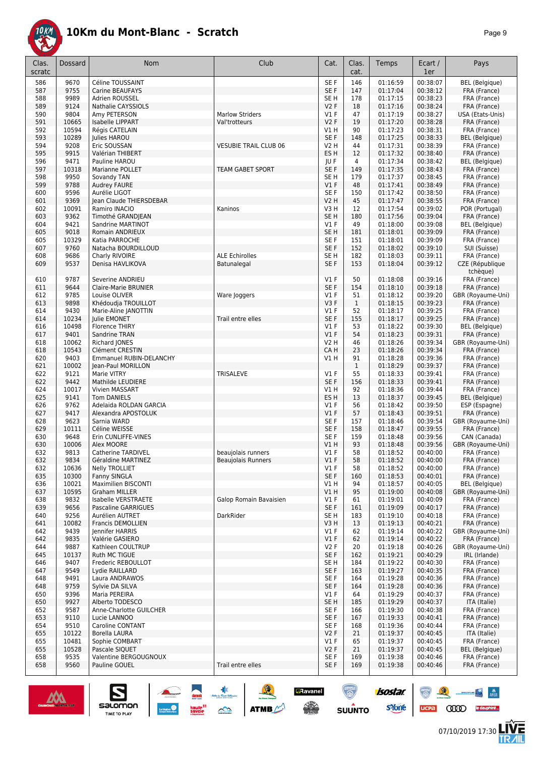# 10Km du Mont-Blanc - Scratch

| Clas. scratc | Dossard | Nom | Club | Cat. | Clas. cat. | Temps | Ecart / 1er | Pays |
|---|---|---|---|---|---|---|---|---|
| 586 | 9670 | Céline TOUSSAINT | | SE F | 146 | 01:16:59 | 00:38:07 | BEL (Belgique) |
| 587 | 9755 | Carine BEAUFAYS | | SE F | 147 | 01:17:04 | 00:38:12 | FRA (France) |
| 588 | 9989 | Adrien ROUSSEL | | SE H | 178 | 01:17:15 | 00:38:23 | FRA (France) |
| 589 | 9124 | Nathalie CAYSSIOLS | | V2 F | 18 | 01:17:16 | 00:38:24 | FRA (France) |
| 590 | 9804 | Amy PETERSON | Marlow Striders | V1 F | 47 | 01:17:19 | 00:38:27 | USA (Etats-Unis) |
| 591 | 10665 | Isabelle LIPPART | Val'trotteurs | V2 F | 19 | 01:17:20 | 00:38:28 | FRA (France) |
| 592 | 10594 | Régis CATELAIN | | V1 H | 90 | 01:17:23 | 00:38:31 | FRA (France) |
| 593 | 10289 | Julies HAROU | | SE F | 148 | 01:17:25 | 00:38:33 | BEL (Belgique) |
| 594 | 9208 | Eric SOUSSAN | VESUBIE TRAIL CLUB 06 | V2 H | 44 | 01:17:31 | 00:38:39 | FRA (France) |
| 595 | 9915 | Valérian THIBERT | | ES H | 12 | 01:17:32 | 00:38:40 | FRA (France) |
| 596 | 9471 | Pauline HAROU | | JU F | 4 | 01:17:34 | 00:38:42 | BEL (Belgique) |
| 597 | 10318 | Marianne POLLET | TEAM GABET SPORT | SE F | 149 | 01:17:35 | 00:38:43 | FRA (France) |
| 598 | 9950 | Sovandy TAN | | SE H | 179 | 01:17:37 | 00:38:45 | FRA (France) |
| 599 | 9788 | Audrey FAURE | | V1 F | 48 | 01:17:41 | 00:38:49 | FRA (France) |
| 600 | 9596 | Aurélie LIGOT | | SE F | 150 | 01:17:42 | 00:38:50 | FRA (France) |
| 601 | 9369 | Jean Claude THIERSDEBAR | | V2 H | 45 | 01:17:47 | 00:38:55 | FRA (France) |
| 602 | 10091 | Ramiro INACIO | Kaninos | V3 H | 12 | 01:17:54 | 00:39:02 | POR (Portugal) |
| 603 | 9362 | Timothé GRANDJEAN | | SE H | 180 | 01:17:56 | 00:39:04 | FRA (France) |
| 604 | 9421 | Sandrine MARTINOT | | V1 F | 49 | 01:18:00 | 00:39:08 | BEL (Belgique) |
| 605 | 9018 | Romain ANDRIEUX | | SE H | 181 | 01:18:01 | 00:39:09 | FRA (France) |
| 605 | 10329 | Katia PARROCHE | | SE F | 151 | 01:18:01 | 00:39:09 | FRA (France) |
| 607 | 9760 | Natacha BOURDILLOUD | | SE F | 152 | 01:18:02 | 00:39:10 | SUI (Suisse) |
| 608 | 9686 | Charly RIVOIRE | ALE Echirolles | SE H | 182 | 01:18:03 | 00:39:11 | FRA (France) |
| 609 | 9537 | Denisa HAVLIKOVA | Batunalegal | SE F | 153 | 01:18:04 | 00:39:12 | CZE (République tchèque) |
| 610 | 9787 | Severine ANDRIEU | | V1 F | 50 | 01:18:08 | 00:39:16 | FRA (France) |
| 611 | 9644 | Claire-Marie BRUNIER | | SE F | 154 | 01:18:10 | 00:39:18 | FRA (France) |
| 612 | 9785 | Louise OLIVER | Ware Joggers | V1 F | 51 | 01:18:12 | 00:39:20 | GBR (Royaume-Uni) |
| 613 | 9898 | Khédoudja TROUILLOT | | V3 F | 1 | 01:18:15 | 00:39:23 | FRA (France) |
| 614 | 9430 | Marie-Aline JANOTTIN | | V1 F | 52 | 01:18:17 | 00:39:25 | FRA (France) |
| 614 | 10234 | Julie EMONET | Trail entre elles | SE F | 155 | 01:18:17 | 00:39:25 | FRA (France) |
| 616 | 10498 | Florence THIRY | | V1 F | 53 | 01:18:22 | 00:39:30 | BEL (Belgique) |
| 617 | 9401 | Sandrine TRAN | | V1 F | 54 | 01:18:23 | 00:39:31 | FRA (France) |
| 618 | 10062 | Richard JONES | | V2 H | 46 | 01:18:26 | 00:39:34 | GBR (Royaume-Uni) |
| 618 | 10543 | Clément CRESTIN | | CA H | 23 | 01:18:26 | 00:39:34 | FRA (France) |
| 620 | 9403 | Emmanuel RUBIN-DELANCHY | | V1 H | 91 | 01:18:28 | 00:39:36 | FRA (France) |
| 621 | 10002 | Jean-Paul MORILLON | | | 1 | 01:18:29 | 00:39:37 | FRA (France) |
| 622 | 9121 | Marie VITRY | TRISALEVE | V1 F | 55 | 01:18:33 | 00:39:41 | FRA (France) |
| 622 | 9442 | Mathilde LEUDIERE | | SE F | 156 | 01:18:33 | 00:39:41 | FRA (France) |
| 624 | 10017 | Vivien MASSART | | V1 H | 92 | 01:18:36 | 00:39:44 | FRA (France) |
| 625 | 9141 | Tom DANIELS | | ES H | 13 | 01:18:37 | 00:39:45 | BEL (Belgique) |
| 626 | 9762 | Adelaida ROLDAN GARCIA | | V1 F | 56 | 01:18:42 | 00:39:50 | ESP (Espagne) |
| 627 | 9417 | Alexandra APOSTOLUK | | V1 F | 57 | 01:18:43 | 00:39:51 | FRA (France) |
| 628 | 9623 | Sarnia WARD | | SE F | 157 | 01:18:46 | 00:39:54 | GBR (Royaume-Uni) |
| 629 | 10111 | Céline WEISSE | | SE F | 158 | 01:18:47 | 00:39:55 | FRA (France) |
| 630 | 9648 | Erin CUNLIFFE-VINES | | SE F | 159 | 01:18:48 | 00:39:56 | CAN (Canada) |
| 630 | 10006 | Alex MOORE | | V1 H | 93 | 01:18:48 | 00:39:56 | GBR (Royaume-Uni) |
| 632 | 9813 | Catherine TARDIVEL | beaujolais runners | V1 F | 58 | 01:18:52 | 00:40:00 | FRA (France) |
| 632 | 9834 | Géraldine MARTINEZ | Beaujolais Runners | V1 F | 58 | 01:18:52 | 00:40:00 | FRA (France) |
| 632 | 10636 | Nelly TROLLIET | | V1 F | 58 | 01:18:52 | 00:40:00 | FRA (France) |
| 635 | 10300 | Fanny SINGLA | | SE F | 160 | 01:18:53 | 00:40:01 | FRA (France) |
| 636 | 10021 | Maximilien BISCONTI | | V1 H | 94 | 01:18:57 | 00:40:05 | BEL (Belgique) |
| 637 | 10595 | Graham MILLER | | V1 H | 95 | 01:19:00 | 00:40:08 | GBR (Royaume-Uni) |
| 638 | 9832 | Isabelle VERSTRAETE | Galop Romain Bavaisien | V1 F | 61 | 01:19:01 | 00:40:09 | FRA (France) |
| 639 | 9656 | Pascaline GARRIGUES | | SE F | 161 | 01:19:09 | 00:40:17 | FRA (France) |
| 640 | 9256 | Aurélien AUTRET | DarkRider | SE H | 183 | 01:19:10 | 00:40:18 | FRA (France) |
| 641 | 10082 | Francis DEMOLLIEN | | V3 H | 13 | 01:19:13 | 00:40:21 | FRA (France) |
| 642 | 9439 | Jennifer HARRIS | | V1 F | 62 | 01:19:14 | 00:40:22 | GBR (Royaume-Uni) |
| 642 | 9835 | Valérie GASIERO | | V1 F | 62 | 01:19:14 | 00:40:22 | FRA (France) |
| 644 | 9887 | Kathleen COULTRUP | | V2 F | 20 | 01:19:18 | 00:40:26 | GBR (Royaume-Uni) |
| 645 | 10137 | Ruth MC TIGUE | | SE F | 162 | 01:19:21 | 00:40:29 | IRL (Irlande) |
| 646 | 9407 | Frederic REBOULLOT | | SE H | 184 | 01:19:22 | 00:40:30 | FRA (France) |
| 647 | 9549 | Lydie RAILLARD | | SE F | 163 | 01:19:27 | 00:40:35 | FRA (France) |
| 648 | 9491 | Laura ANDRAWOS | | SE F | 164 | 01:19:28 | 00:40:36 | FRA (France) |
| 648 | 9759 | Sylvie DA SILVA | | SE F | 164 | 01:19:28 | 00:40:36 | FRA (France) |
| 650 | 9396 | Maria PEREIRA | | V1 F | 64 | 01:19:29 | 00:40:37 | FRA (France) |
| 650 | 9927 | Alberto TODESCO | | SE H | 185 | 01:19:29 | 00:40:37 | ITA (Italie) |
| 652 | 9587 | Anne-Charlotte GUILCHER | | SE F | 166 | 01:19:30 | 00:40:38 | FRA (France) |
| 653 | 9110 | Lucie LANNOO | | SE F | 167 | 01:19:33 | 00:40:41 | FRA (France) |
| 654 | 9510 | Caroline CONTANT | | SE F | 168 | 01:19:36 | 00:40:44 | FRA (France) |
| 655 | 10122 | Borella LAURA | | V2 F | 21 | 01:19:37 | 00:40:45 | ITA (Italie) |
| 655 | 10481 | Sophie COMBART | | V1 F | 65 | 01:19:37 | 00:40:45 | FRA (France) |
| 655 | 10528 | Pascale SIQUET | | V2 F | 21 | 01:19:37 | 00:40:45 | BEL (Belgique) |
| 658 | 9535 | Valentine BERGOUGNOUX | | SE F | 169 | 01:19:38 | 00:40:46 | FRA (France) |
| 658 | 9560 | Pauline GOUEL | Trail entre elles | SE F | 169 | 01:19:38 | 00:40:46 | FRA (France) |

07/10/2019 17:30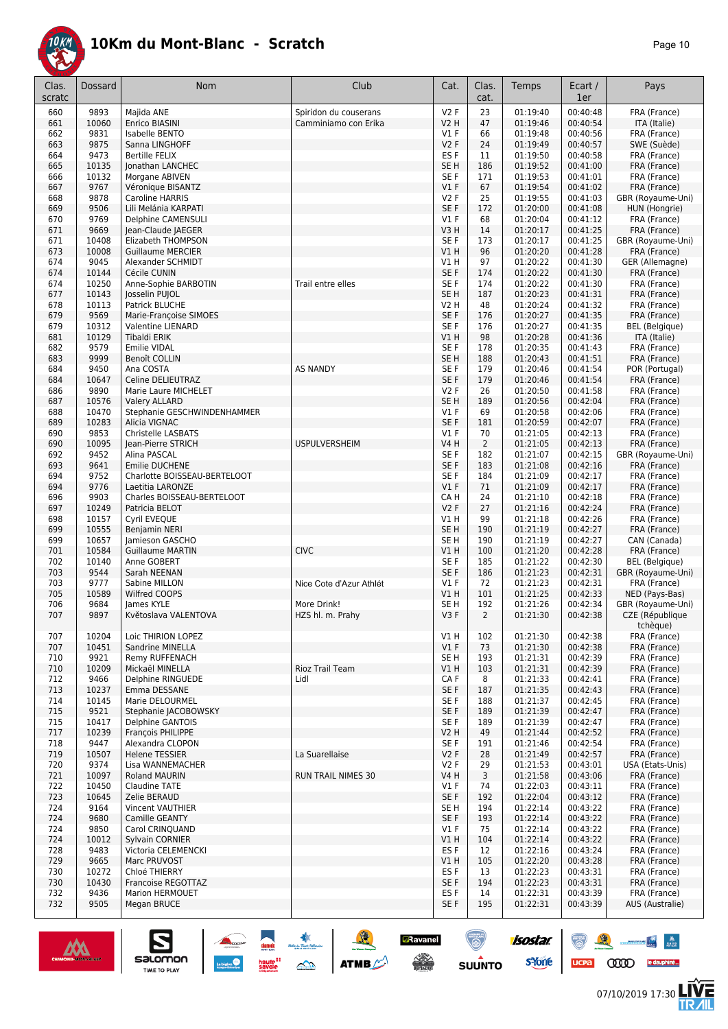# 10Km du Mont-Blanc - Scratch

| Clas. scratc | Dossard | Nom | Club | Cat. | Clas. cat. | Temps | Ecart / 1er | Pays |
|---|---|---|---|---|---|---|---|---|
| 660 | 9893 | Majida ANE | Spiridon du couserans | V2 F | 23 | 01:19:40 | 00:40:48 | FRA (France) |
| 661 | 10060 | Enrico BIASINI | Camminiamo con Erika | V2 H | 47 | 01:19:46 | 00:40:54 | ITA (Italie) |
| 662 | 9831 | Isabelle BENTO | | V1 F | 66 | 01:19:48 | 00:40:56 | FRA (France) |
| 663 | 9875 | Sanna LINGHOFF | | V2 F | 24 | 01:19:49 | 00:40:57 | SWE (Suède) |
| 664 | 9473 | Bertille FELIX | | ES F | 11 | 01:19:50 | 00:40:58 | FRA (France) |
| 665 | 10135 | Jonathan LANCHEC | | SE H | 186 | 01:19:52 | 00:41:00 | FRA (France) |
| 666 | 10132 | Morgane ABIVEN | | SE F | 171 | 01:19:53 | 00:41:01 | FRA (France) |
| 667 | 9767 | Véronique BISANTZ | | V1 F | 67 | 01:19:54 | 00:41:02 | FRA (France) |
| 668 | 9878 | Caroline HARRIS | | V2 F | 25 | 01:19:55 | 00:41:03 | GBR (Royaume-Uni) |
| 669 | 9506 | Lili Melánia KARPATI | | SE F | 172 | 01:20:00 | 00:41:08 | HUN (Hongrie) |
| 670 | 9769 | Delphine CAMENSULI | | V1 F | 68 | 01:20:04 | 00:41:12 | FRA (France) |
| 671 | 9669 | Jean-Claude JAEGER | | V3 H | 14 | 01:20:17 | 00:41:25 | FRA (France) |
| 671 | 10408 | Elizabeth THOMPSON | | SE F | 173 | 01:20:17 | 00:41:25 | GBR (Royaume-Uni) |
| 673 | 10008 | Guillaume MERCIER | | V1 H | 96 | 01:20:20 | 00:41:28 | FRA (France) |
| 674 | 9045 | Alexander SCHMIDT | | V1 H | 97 | 01:20:22 | 00:41:30 | GER (Allemagne) |
| 674 | 10144 | Cécile CUNIN | | SE F | 174 | 01:20:22 | 00:41:30 | FRA (France) |
| 674 | 10250 | Anne-Sophie BARBOTIN | Trail entre elles | SE F | 174 | 01:20:22 | 00:41:30 | FRA (France) |
| 677 | 10143 | Josselin PUJOL | | SE H | 187 | 01:20:23 | 00:41:31 | FRA (France) |
| 678 | 10113 | Patrick BLUCHE | | V2 H | 48 | 01:20:24 | 00:41:32 | FRA (France) |
| 679 | 9569 | Marie-Françoise SIMOES | | SE F | 176 | 01:20:27 | 00:41:35 | FRA (France) |
| 679 | 10312 | Valentine LIENARD | | SE F | 176 | 01:20:27 | 00:41:35 | BEL (Belgique) |
| 681 | 10129 | Tibaldi ERIK | | V1 H | 98 | 01:20:28 | 00:41:36 | ITA (Italie) |
| 682 | 9579 | Emilie VIDAL | | SE F | 178 | 01:20:35 | 00:41:43 | FRA (France) |
| 683 | 9999 | Benoît COLLIN | | SE H | 188 | 01:20:43 | 00:41:51 | FRA (France) |
| 684 | 9450 | Ana COSTA | AS NANDY | SE F | 179 | 01:20:46 | 00:41:54 | POR (Portugal) |
| 684 | 10647 | Celine DELIEUTRAZ | | SE F | 179 | 01:20:46 | 00:41:54 | FRA (France) |
| 686 | 9890 | Marie Laure MICHELET | | V2 F | 26 | 01:20:50 | 00:41:58 | FRA (France) |
| 687 | 10576 | Valery ALLARD | | SE H | 189 | 01:20:56 | 00:42:04 | FRA (France) |
| 688 | 10470 | Stephanie GESCHWINDENHAMMER | | V1 F | 69 | 01:20:58 | 00:42:06 | FRA (France) |
| 689 | 10283 | Alicia VIGNAC | | SE F | 181 | 01:20:59 | 00:42:07 | FRA (France) |
| 690 | 9853 | Christelle LASBATS | | V1 F | 70 | 01:21:05 | 00:42:13 | FRA (France) |
| 690 | 10095 | Jean-Pierre STRICH | USPULVERSHEIM | V4 H | 2 | 01:21:05 | 00:42:13 | FRA (France) |
| 692 | 9452 | Alina PASCAL | | SE F | 182 | 01:21:07 | 00:42:15 | GBR (Royaume-Uni) |
| 693 | 9641 | Emilie DUCHENE | | SE F | 183 | 01:21:08 | 00:42:16 | FRA (France) |
| 694 | 9752 | Charlotte BOISSEAU-BERTELOOT | | SE F | 184 | 01:21:09 | 00:42:17 | FRA (France) |
| 694 | 9776 | Laetitia LARONZE | | V1 F | 71 | 01:21:09 | 00:42:17 | FRA (France) |
| 696 | 9903 | Charles BOISSEAU-BERTELOOT | | CA H | 24 | 01:21:10 | 00:42:18 | FRA (France) |
| 697 | 10249 | Patricia BELOT | | V2 F | 27 | 01:21:16 | 00:42:24 | FRA (France) |
| 698 | 10157 | Cyril EVEQUE | | V1 H | 99 | 01:21:18 | 00:42:26 | FRA (France) |
| 699 | 10555 | Benjamin NERI | | SE H | 190 | 01:21:19 | 00:42:27 | FRA (France) |
| 699 | 10657 | Jamieson GASCHO | | SE H | 190 | 01:21:19 | 00:42:27 | CAN (Canada) |
| 701 | 10584 | Guillaume MARTIN | CIVC | V1 H | 100 | 01:21:20 | 00:42:28 | FRA (France) |
| 702 | 10140 | Anne GOBERT | | SE F | 185 | 01:21:22 | 00:42:30 | BEL (Belgique) |
| 703 | 9544 | Sarah NEENAN | | SE F | 186 | 01:21:23 | 00:42:31 | GBR (Royaume-Uni) |
| 703 | 9777 | Sabine MILLON | Nice Cote d'Azur Athlét | V1 F | 72 | 01:21:23 | 00:42:31 | FRA (France) |
| 705 | 10589 | Wilfred COOPS | | V1 H | 101 | 01:21:25 | 00:42:33 | NED (Pays-Bas) |
| 706 | 9684 | James KYLE | More Drink! | SE H | 192 | 01:21:26 | 00:42:34 | GBR (Royaume-Uni) |
| 707 | 9897 | Květoslava VALENTOVA | HZS hl. m. Prahy | V3 F | 2 | 01:21:30 | 00:42:38 | CZE (République tchèque) |
| 707 | 10204 | Loic THIRION LOPEZ | | V1 H | 102 | 01:21:30 | 00:42:38 | FRA (France) |
| 707 | 10451 | Sandrine MINELLA | | V1 F | 73 | 01:21:30 | 00:42:38 | FRA (France) |
| 710 | 9921 | Remy RUFFENACH | | SE H | 193 | 01:21:31 | 00:42:39 | FRA (France) |
| 710 | 10209 | Mickaël MINELLA | Rioz Trail Team | V1 H | 103 | 01:21:31 | 00:42:39 | FRA (France) |
| 712 | 9466 | Delphine RINGUEDE | Lidl | CA F | 8 | 01:21:33 | 00:42:41 | FRA (France) |
| 713 | 10237 | Emma DESSANE | | SE F | 187 | 01:21:35 | 00:42:43 | FRA (France) |
| 714 | 10145 | Marie DELOURMEL | | SE F | 188 | 01:21:37 | 00:42:45 | FRA (France) |
| 715 | 9521 | Stephanie JACOBOWSKY | | SE F | 189 | 01:21:39 | 00:42:47 | FRA (France) |
| 715 | 10417 | Delphine GANTOIS | | SE F | 189 | 01:21:39 | 00:42:47 | FRA (France) |
| 717 | 10239 | François PHILIPPE | | V2 H | 49 | 01:21:44 | 00:42:52 | FRA (France) |
| 718 | 9447 | Alexandra CLOPON | | SE F | 191 | 01:21:46 | 00:42:54 | FRA (France) |
| 719 | 10507 | Helene TESSIER | La Suarellaise | V2 F | 28 | 01:21:49 | 00:42:57 | FRA (France) |
| 720 | 9374 | Lisa WANNEMACHER | | V2 F | 29 | 01:21:53 | 00:43:01 | USA (Etats-Unis) |
| 721 | 10097 | Roland MAURIN | RUN TRAIL NIMES 30 | V4 H | 3 | 01:21:58 | 00:43:06 | FRA (France) |
| 722 | 10450 | Claudine TATE | | V1 F | 74 | 01:22:03 | 00:43:11 | FRA (France) |
| 723 | 10645 | Zelie BERAUD | | SE F | 192 | 01:22:04 | 00:43:12 | FRA (France) |
| 724 | 9164 | Vincent VAUTHIER | | SE H | 194 | 01:22:14 | 00:43:22 | FRA (France) |
| 724 | 9680 | Camille GEANTY | | SE F | 193 | 01:22:14 | 00:43:22 | FRA (France) |
| 724 | 9850 | Carol CRINQUAND | | V1 F | 75 | 01:22:14 | 00:43:22 | FRA (France) |
| 724 | 10012 | Sylvain CORNIER | | V1 H | 104 | 01:22:14 | 00:43:22 | FRA (France) |
| 728 | 9483 | Victoria CELEMENCKI | | ES F | 12 | 01:22:16 | 00:43:24 | FRA (France) |
| 729 | 9665 | Marc PRUVOST | | V1 H | 105 | 01:22:20 | 00:43:28 | FRA (France) |
| 730 | 10272 | Chloé THIERRY | | ES F | 13 | 01:22:23 | 00:43:31 | FRA (France) |
| 730 | 10430 | Francoise REGOTTAZ | | SE F | 194 | 01:22:23 | 00:43:31 | FRA (France) |
| 732 | 9436 | Marion HERMOUET | | ES F | 14 | 01:22:31 | 00:43:39 | FRA (France) |
| 732 | 9505 | Megan BRUCE | | SE F | 195 | 01:22:31 | 00:43:39 | AUS (Australie) |

07/10/2019 17:30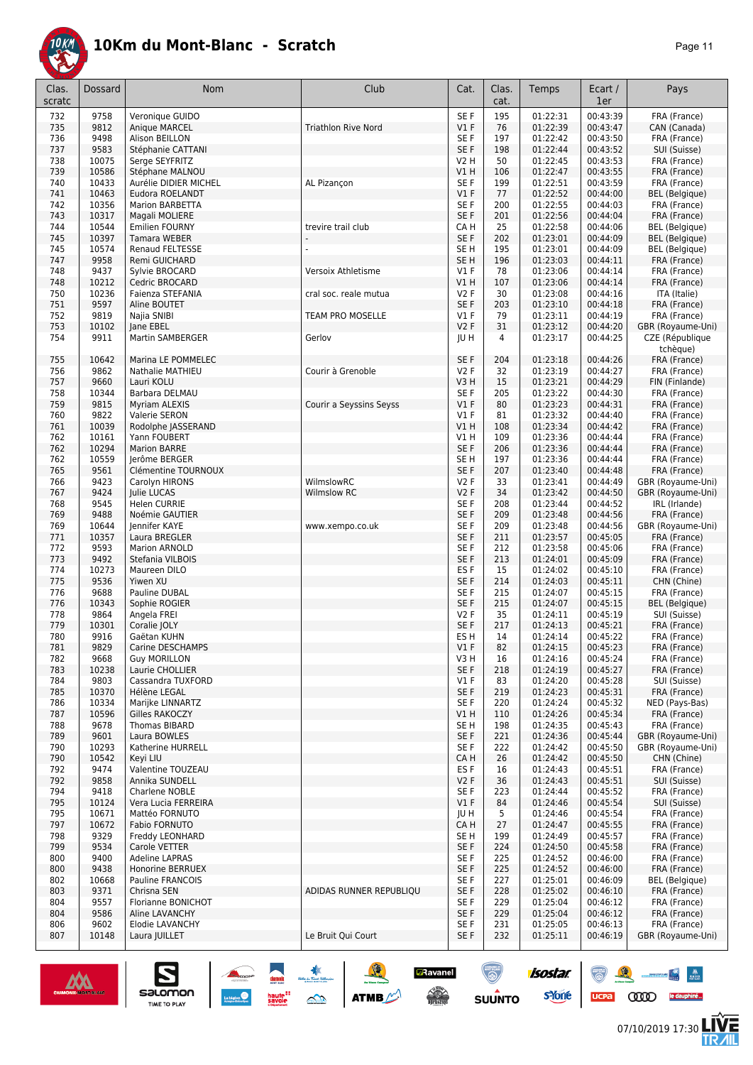# 10Km du Mont-Blanc - Scratch

| Clas. scratc | Dossard | Nom | Club | Cat. | Clas. cat. | Temps | Ecart / 1er | Pays |
|---|---|---|---|---|---|---|---|---|
| 732 | 9758 | Veronique GUIDO | | SE F | 195 | 01:22:31 | 00:43:39 | FRA (France) |
| 735 | 9812 | Anique MARCEL | Triathlon Rive Nord | V1 F | 76 | 01:22:39 | 00:43:47 | CAN (Canada) |
| 736 | 9498 | Alison BEILLON | | SE F | 197 | 01:22:42 | 00:43:50 | FRA (France) |
| 737 | 9583 | Stéphanie CATTANI | | SE F | 198 | 01:22:44 | 00:43:52 | SUI (Suisse) |
| 738 | 10075 | Serge SEYFRITZ | | V2 H | 50 | 01:22:45 | 00:43:53 | FRA (France) |
| 739 | 10586 | Stéphane MALNOU | | V1 H | 106 | 01:22:47 | 00:43:55 | FRA (France) |
| 740 | 10433 | Aurélie DIDIER MICHEL | AL Pizançon | SE F | 199 | 01:22:51 | 00:43:59 | FRA (France) |
| 741 | 10463 | Eudora ROELANDT | | V1 F | 77 | 01:22:52 | 00:44:00 | BEL (Belgique) |
| 742 | 10356 | Marion BARBETTA | | SE F | 200 | 01:22:55 | 00:44:03 | FRA (France) |
| 743 | 10317 | Magali MOLIERE | | SE F | 201 | 01:22:56 | 00:44:04 | FRA (France) |
| 744 | 10544 | Emilien FOURNY | trevire trail club | CA H | 25 | 01:22:58 | 00:44:06 | BEL (Belgique) |
| 745 | 10397 | Tamara WEBER | - | SE F | 202 | 01:23:01 | 00:44:09 | BEL (Belgique) |
| 745 | 10574 | Renaud FELTESSE | - | SE H | 195 | 01:23:01 | 00:44:09 | BEL (Belgique) |
| 747 | 9958 | Remi GUICHARD | | SE H | 196 | 01:23:03 | 00:44:11 | FRA (France) |
| 748 | 9437 | Sylvie BROCARD | Versoix Athletisme | V1 F | 78 | 01:23:06 | 00:44:14 | FRA (France) |
| 748 | 10212 | Cedric BROCARD | | V1 H | 107 | 01:23:06 | 00:44:14 | FRA (France) |
| 750 | 10236 | Faienza STEFANIA | cral soc. reale mutua | V2 F | 30 | 01:23:08 | 00:44:16 | ITA (Italie) |
| 751 | 9597 | Aline BOUTET | | SE F | 203 | 01:23:10 | 00:44:18 | FRA (France) |
| 752 | 9819 | Najia SNIBI | TEAM PRO MOSELLE | V1 F | 79 | 01:23:11 | 00:44:19 | FRA (France) |
| 753 | 10102 | Jane EBEL | | V2 F | 31 | 01:23:12 | 00:44:20 | GBR (Royaume-Uni) |
| 754 | 9911 | Martin SAMBERGER | Gerlov | JU H | 4 | 01:23:17 | 00:44:25 | CZE (République tchèque) |
| 755 | 10642 | Marina LE POMMELEC | | SE F | 204 | 01:23:18 | 00:44:26 | FRA (France) |
| 756 | 9862 | Nathalie MATHIEU | Courir à Grenoble | V2 F | 32 | 01:23:19 | 00:44:27 | FRA (France) |
| 757 | 9660 | Lauri KOLU | | V3 H | 15 | 01:23:21 | 00:44:29 | FIN (Finlande) |
| 758 | 10344 | Barbara DELMAU | | SE F | 205 | 01:23:22 | 00:44:30 | FRA (France) |
| 759 | 9815 | Myriam ALEXIS | Courir a Seyssins Seyss | V1 F | 80 | 01:23:23 | 00:44:31 | FRA (France) |
| 760 | 9822 | Valerie SERON | | V1 F | 81 | 01:23:32 | 00:44:40 | FRA (France) |
| 761 | 10039 | Rodolphe JASSERAND | | V1 H | 108 | 01:23:34 | 00:44:42 | FRA (France) |
| 762 | 10161 | Yann FOUBERT | | V1 H | 109 | 01:23:36 | 00:44:44 | FRA (France) |
| 762 | 10294 | Marion BARRE | | SE F | 206 | 01:23:36 | 00:44:44 | FRA (France) |
| 762 | 10559 | Jerôme BERGER | | SE H | 197 | 01:23:36 | 00:44:44 | FRA (France) |
| 765 | 9561 | Clémentine TOURNOUX | | SE F | 207 | 01:23:40 | 00:44:48 | FRA (France) |
| 766 | 9423 | Carolyn HIRONS | WilmslowRC | V2 F | 33 | 01:23:41 | 00:44:49 | GBR (Royaume-Uni) |
| 767 | 9424 | Julie LUCAS | Wilmslow RC | V2 F | 34 | 01:23:42 | 00:44:50 | GBR (Royaume-Uni) |
| 768 | 9545 | Helen CURRIE | | SE F | 208 | 01:23:44 | 00:44:52 | IRL (Irlande) |
| 769 | 9488 | Noémie GAUTIER | | SE F | 209 | 01:23:48 | 00:44:56 | FRA (France) |
| 769 | 10644 | Jennifer KAYE | www.xempo.co.uk | SE F | 209 | 01:23:48 | 00:44:56 | GBR (Royaume-Uni) |
| 771 | 10357 | Laura BREGLER | | SE F | 211 | 01:23:57 | 00:45:05 | FRA (France) |
| 772 | 9593 | Marion ARNOLD | | SE F | 212 | 01:23:58 | 00:45:06 | FRA (France) |
| 773 | 9492 | Stefania VILBOIS | | SE F | 213 | 01:24:01 | 00:45:09 | FRA (France) |
| 774 | 10273 | Maureen DILO | | ES F | 15 | 01:24:02 | 00:45:10 | FRA (France) |
| 775 | 9536 | Yiwen XU | | SE F | 214 | 01:24:03 | 00:45:11 | CHN (Chine) |
| 776 | 9688 | Pauline DUBAL | | SE F | 215 | 01:24:07 | 00:45:15 | FRA (France) |
| 776 | 10343 | Sophie ROGIER | | SE F | 215 | 01:24:07 | 00:45:15 | BEL (Belgique) |
| 778 | 9864 | Angela FREI | | V2 F | 35 | 01:24:11 | 00:45:19 | SUI (Suisse) |
| 779 | 10301 | Coralie JOLY | | SE F | 217 | 01:24:13 | 00:45:21 | FRA (France) |
| 780 | 9916 | Gaëtan KUHN | | ES H | 14 | 01:24:14 | 00:45:22 | FRA (France) |
| 781 | 9829 | Carine DESCHAMPS | | V1 F | 82 | 01:24:15 | 00:45:23 | FRA (France) |
| 782 | 9668 | Guy MORILLON | | V3 H | 16 | 01:24:16 | 00:45:24 | FRA (France) |
| 783 | 10238 | Laurie CHOLLIER | | SE F | 218 | 01:24:19 | 00:45:27 | FRA (France) |
| 784 | 9803 | Cassandra TUXFORD | | V1 F | 83 | 01:24:20 | 00:45:28 | SUI (Suisse) |
| 785 | 10370 | Hélène LEGAL | | SE F | 219 | 01:24:23 | 00:45:31 | FRA (France) |
| 786 | 10334 | Marijke LINNARTZ | | SE F | 220 | 01:24:24 | 00:45:32 | NED (Pays-Bas) |
| 787 | 10596 | Gilles RAKOCZY | | V1 H | 110 | 01:24:26 | 00:45:34 | FRA (France) |
| 788 | 9678 | Thomas BIBARD | | SE H | 198 | 01:24:35 | 00:45:43 | FRA (France) |
| 789 | 9601 | Laura BOWLES | | SE F | 221 | 01:24:36 | 00:45:44 | GBR (Royaume-Uni) |
| 790 | 10293 | Katherine HURRELL | | SE F | 222 | 01:24:42 | 00:45:50 | GBR (Royaume-Uni) |
| 790 | 10542 | Keyi LIU | | CA H | 26 | 01:24:42 | 00:45:50 | CHN (Chine) |
| 792 | 9474 | Valentine TOUZEAU | | ES F | 16 | 01:24:43 | 00:45:51 | FRA (France) |
| 792 | 9858 | Annika SUNDELL | | V2 F | 36 | 01:24:43 | 00:45:51 | SUI (Suisse) |
| 794 | 9418 | Charlene NOBLE | | SE F | 223 | 01:24:44 | 00:45:52 | FRA (France) |
| 795 | 10124 | Vera Lucia FERREIRA | | V1 F | 84 | 01:24:46 | 00:45:54 | SUI (Suisse) |
| 795 | 10671 | Mattéo FORNUTO | | JU H | 5 | 01:24:46 | 00:45:54 | FRA (France) |
| 797 | 10672 | Fabio FORNUTO | | CA H | 27 | 01:24:47 | 00:45:55 | FRA (France) |
| 798 | 9329 | Freddy LEONHARD | | SE H | 199 | 01:24:49 | 00:45:57 | FRA (France) |
| 799 | 9534 | Carole VETTER | | SE F | 224 | 01:24:50 | 00:45:58 | FRA (France) |
| 800 | 9400 | Adeline LAPRAS | | SE F | 225 | 01:24:52 | 00:46:00 | FRA (France) |
| 800 | 9438 | Honorine BERREUX | | SE F | 225 | 01:24:52 | 00:46:00 | FRA (France) |
| 802 | 10668 | Pauline FRANCOIS | | SE F | 227 | 01:25:01 | 00:46:09 | BEL (Belgique) |
| 803 | 9371 | Chrisna SEN | ADIDAS RUNNER REPUBLIQU | SE F | 228 | 01:25:02 | 00:46:10 | FRA (France) |
| 804 | 9557 | Florianne BONICHOT | | SE F | 229 | 01:25:04 | 00:46:12 | FRA (France) |
| 804 | 9586 | Aline LAVANCHY | | SE F | 229 | 01:25:04 | 00:46:12 | FRA (France) |
| 806 | 9602 | Elodie LAVANCHY | | SE F | 231 | 01:25:05 | 00:46:13 | FRA (France) |
| 807 | 10148 | Laura JUILLET | Le Bruit Qui Court | SE F | 232 | 01:25:11 | 00:46:19 | GBR (Royaume-Uni) |

07/10/2019 17:30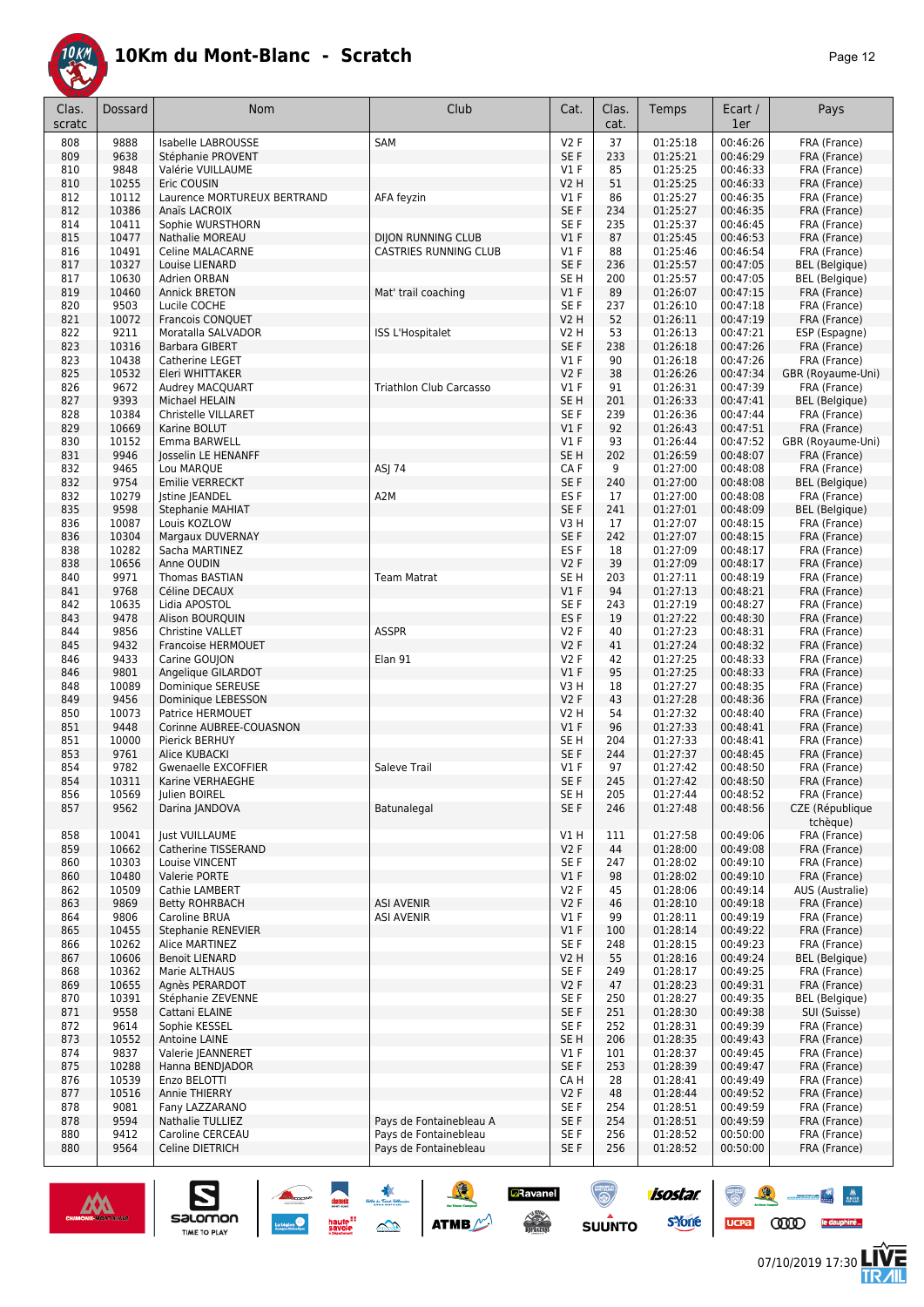# 10Km du Mont-Blanc - Scratch

| Clas. scratc | Dossard | Nom | Club | Cat. | Clas. cat. | Temps | Ecart / 1er | Pays |
|---|---|---|---|---|---|---|---|---|
| 808 | 9888 | Isabelle LABROUSSE | SAM | V2 F | 37 | 01:25:18 | 00:46:26 | FRA (France) |
| 809 | 9638 | Stéphanie PROVENT | | SE F | 233 | 01:25:21 | 00:46:29 | FRA (France) |
| 810 | 9848 | Valérie VUILLAUME | | V1 F | 85 | 01:25:25 | 00:46:33 | FRA (France) |
| 810 | 10255 | Eric COUSIN | | V2 H | 51 | 01:25:25 | 00:46:33 | FRA (France) |
| 812 | 10112 | Laurence MORTUREUX BERTRAND | AFA feyzin | V1 F | 86 | 01:25:27 | 00:46:35 | FRA (France) |
| 812 | 10386 | Anaïs LACROIX | | SE F | 234 | 01:25:27 | 00:46:35 | FRA (France) |
| 814 | 10411 | Sophie WURSTHORN | | SE F | 235 | 01:25:37 | 00:46:45 | FRA (France) |
| 815 | 10477 | Nathalie MOREAU | DIJON RUNNING CLUB | V1 F | 87 | 01:25:45 | 00:46:53 | FRA (France) |
| 816 | 10491 | Celine MALACARNE | CASTRIES RUNNING CLUB | V1 F | 88 | 01:25:46 | 00:46:54 | FRA (France) |
| 817 | 10327 | Louise LIENARD | | SE F | 236 | 01:25:57 | 00:47:05 | BEL (Belgique) |
| 817 | 10630 | Adrien ORBAN | | SE H | 200 | 01:25:57 | 00:47:05 | BEL (Belgique) |
| 819 | 10460 | Annick BRETON | Mat' trail coaching | V1 F | 89 | 01:26:07 | 00:47:15 | FRA (France) |
| 820 | 9503 | Lucile COCHE | | SE F | 237 | 01:26:10 | 00:47:18 | FRA (France) |
| 821 | 10072 | Francois CONQUET | | V2 H | 52 | 01:26:11 | 00:47:19 | FRA (France) |
| 822 | 9211 | Moratalla SALVADOR | ISS L'Hospitalet | V2 H | 53 | 01:26:13 | 00:47:21 | ESP (Espagne) |
| 823 | 10316 | Barbara GIBERT | | SE F | 238 | 01:26:18 | 00:47:26 | FRA (France) |
| 823 | 10438 | Catherine LEGET | | V1 F | 90 | 01:26:18 | 00:47:26 | FRA (France) |
| 825 | 10532 | Eleri WHITTAKER | | V2 F | 38 | 01:26:26 | 00:47:34 | GBR (Royaume-Uni) |
| 826 | 9672 | Audrey MACQUART | Triathlon Club Carcasso | V1 F | 91 | 01:26:31 | 00:47:39 | FRA (France) |
| 827 | 9393 | Michael HELAIN | | SE H | 201 | 01:26:33 | 00:47:41 | BEL (Belgique) |
| 828 | 10384 | Christelle VILLARET | | SE F | 239 | 01:26:36 | 00:47:44 | FRA (France) |
| 829 | 10669 | Karine BOLUT | | V1 F | 92 | 01:26:43 | 00:47:51 | FRA (France) |
| 830 | 10152 | Emma BARWELL | | V1 F | 93 | 01:26:44 | 00:47:52 | GBR (Royaume-Uni) |
| 831 | 9946 | Josselin LE HENANFF | | SE H | 202 | 01:26:59 | 00:48:07 | FRA (France) |
| 832 | 9465 | Lou MARQUE | ASJ 74 | CA F | 9 | 01:27:00 | 00:48:08 | FRA (France) |
| 832 | 9754 | Emilie VERRECKT | | SE F | 240 | 01:27:00 | 00:48:08 | BEL (Belgique) |
| 832 | 10279 | Jstine JEANDEL | A2M | ES F | 17 | 01:27:00 | 00:48:08 | FRA (France) |
| 835 | 9598 | Stephanie MAHIAT | | SE F | 241 | 01:27:01 | 00:48:09 | BEL (Belgique) |
| 836 | 10087 | Louis KOZLOW | | V3 H | 17 | 01:27:07 | 00:48:15 | FRA (France) |
| 836 | 10304 | Margaux DUVERNAY | | SE F | 242 | 01:27:07 | 00:48:15 | FRA (France) |
| 838 | 10282 | Sacha MARTINEZ | | ES F | 18 | 01:27:09 | 00:48:17 | FRA (France) |
| 838 | 10656 | Anne OUDIN | | V2 F | 39 | 01:27:09 | 00:48:17 | FRA (France) |
| 840 | 9971 | Thomas BASTIAN | Team Matrat | SE H | 203 | 01:27:11 | 00:48:19 | FRA (France) |
| 841 | 9768 | Céline DECAUX | | V1 F | 94 | 01:27:13 | 00:48:21 | FRA (France) |
| 842 | 10635 | Lidia APOSTOL | | SE F | 243 | 01:27:19 | 00:48:27 | FRA (France) |
| 843 | 9478 | Alison BOURQUIN | | ES F | 19 | 01:27:22 | 00:48:30 | FRA (France) |
| 844 | 9856 | Christine VALLET | ASSPR | V2 F | 40 | 01:27:23 | 00:48:31 | FRA (France) |
| 845 | 9432 | Francoise HERMOUET | | V2 F | 41 | 01:27:24 | 00:48:32 | FRA (France) |
| 846 | 9433 | Carine GOUJON | Elan 91 | V2 F | 42 | 01:27:25 | 00:48:33 | FRA (France) |
| 846 | 9801 | Angelique GILARDOT | | V1 F | 95 | 01:27:25 | 00:48:33 | FRA (France) |
| 848 | 10089 | Dominique SEREUSE | | V3 H | 18 | 01:27:27 | 00:48:35 | FRA (France) |
| 849 | 9456 | Dominique LEBESSON | | V2 F | 43 | 01:27:28 | 00:48:36 | FRA (France) |
| 850 | 10073 | Patrice HERMOUET | | V2 H | 54 | 01:27:32 | 00:48:40 | FRA (France) |
| 851 | 9448 | Corinne AUBREE-COUASNON | | V1 F | 96 | 01:27:33 | 00:48:41 | FRA (France) |
| 851 | 10000 | Pierick BERHUY | | SE H | 204 | 01:27:33 | 00:48:41 | FRA (France) |
| 853 | 9761 | Alice KUBACKI | | SE F | 244 | 01:27:37 | 00:48:45 | FRA (France) |
| 854 | 9782 | Gwenaelle EXCOFFIER | Saleve Trail | V1 F | 97 | 01:27:42 | 00:48:50 | FRA (France) |
| 854 | 10311 | Karine VERHAEGHE | | SE F | 245 | 01:27:42 | 00:48:50 | FRA (France) |
| 856 | 10569 | Julien BOIREL | | SE H | 205 | 01:27:44 | 00:48:52 | FRA (France) |
| 857 | 9562 | Darina JANDOVA | Batunalegal | SE F | 246 | 01:27:48 | 00:48:56 | CZE (République tchèque) |
| 858 | 10041 | Just VUILLAUME | | V1 H | 111 | 01:27:58 | 00:49:06 | FRA (France) |
| 859 | 10662 | Catherine TISSERAND | | V2 F | 44 | 01:28:00 | 00:49:08 | FRA (France) |
| 860 | 10303 | Louise VINCENT | | SE F | 247 | 01:28:02 | 00:49:10 | FRA (France) |
| 860 | 10480 | Valerie PORTE | | V1 F | 98 | 01:28:02 | 00:49:10 | FRA (France) |
| 862 | 10509 | Cathie LAMBERT | | V2 F | 45 | 01:28:06 | 00:49:14 | AUS (Australie) |
| 863 | 9869 | Betty ROHRBACH | ASI AVENIR | V2 F | 46 | 01:28:10 | 00:49:18 | FRA (France) |
| 864 | 9806 | Caroline BRUA | ASI AVENIR | V1 F | 99 | 01:28:11 | 00:49:19 | FRA (France) |
| 865 | 10455 | Stephanie RENEVIER | | V1 F | 100 | 01:28:14 | 00:49:22 | FRA (France) |
| 866 | 10262 | Alice MARTINEZ | | SE F | 248 | 01:28:15 | 00:49:23 | FRA (France) |
| 867 | 10606 | Benoit LIENARD | | V2 H | 55 | 01:28:16 | 00:49:24 | BEL (Belgique) |
| 868 | 10362 | Marie ALTHAUS | | SE F | 249 | 01:28:17 | 00:49:25 | FRA (France) |
| 869 | 10655 | Agnès PERARDOT | | V2 F | 47 | 01:28:23 | 00:49:31 | FRA (France) |
| 870 | 10391 | Stéphanie ZEVENNE | | SE F | 250 | 01:28:27 | 00:49:35 | BEL (Belgique) |
| 871 | 9558 | Cattani ELAINE | | SE F | 251 | 01:28:30 | 00:49:38 | SUI (Suisse) |
| 872 | 9614 | Sophie KESSEL | | SE F | 252 | 01:28:31 | 00:49:39 | FRA (France) |
| 873 | 10552 | Antoine LAINE | | SE H | 206 | 01:28:35 | 00:49:43 | FRA (France) |
| 874 | 9837 | Valerie JEANNERET | | V1 F | 101 | 01:28:37 | 00:49:45 | FRA (France) |
| 875 | 10288 | Hanna BENDJADOR | | SE F | 253 | 01:28:39 | 00:49:47 | FRA (France) |
| 876 | 10539 | Enzo BELOTTI | | CA H | 28 | 01:28:41 | 00:49:49 | FRA (France) |
| 877 | 10516 | Annie THIERRY | | V2 F | 48 | 01:28:44 | 00:49:52 | FRA (France) |
| 878 | 9081 | Fany LAZZARANO | | SE F | 254 | 01:28:51 | 00:49:59 | FRA (France) |
| 878 | 9594 | Nathalie TULLIEZ | Pays de Fontainebleau A | SE F | 254 | 01:28:51 | 00:49:59 | FRA (France) |
| 880 | 9412 | Caroline CERCEAU | Pays de Fontainebleau | SE F | 256 | 01:28:52 | 00:50:00 | FRA (France) |
| 880 | 9564 | Celine DIETRICH | Pays de Fontainebleau | SE F | 256 | 01:28:52 | 00:50:00 | FRA (France) |

07/10/2019 17:30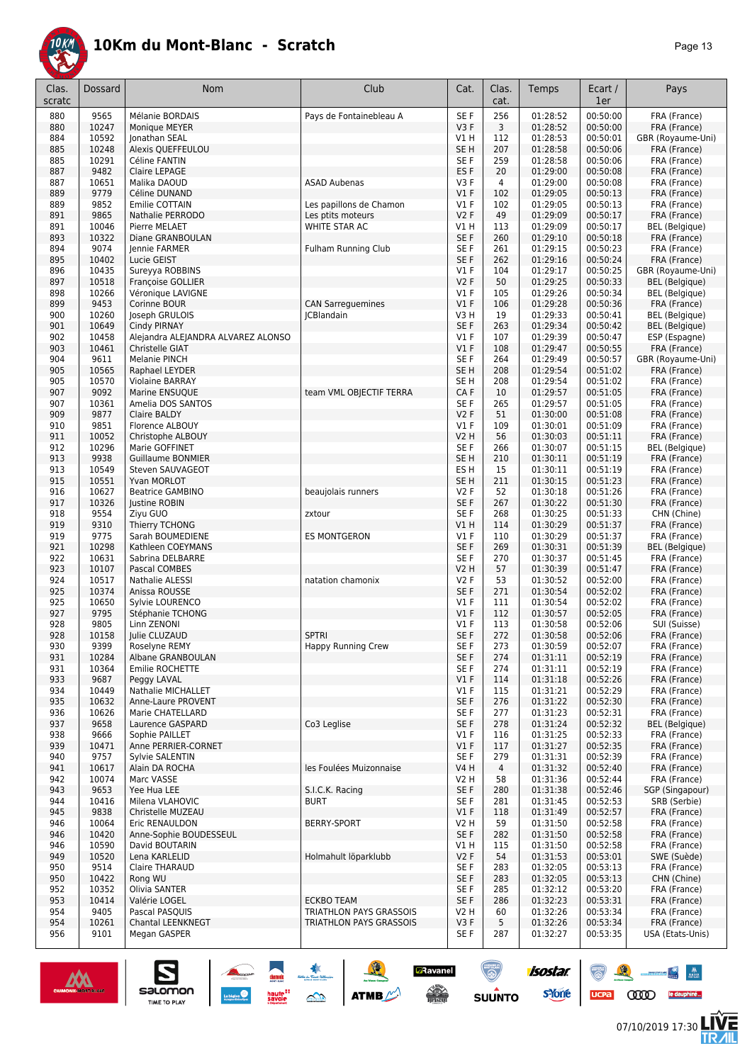# 10Km du Mont-Blanc - Scratch

| Clas. scratc | Dossard | Nom | Club | Cat. | Clas. cat. | Temps | Ecart / 1er | Pays |
|---|---|---|---|---|---|---|---|---|
| 880 | 9565 | Mélanie BORDAIS | Pays de Fontainebleau A | SE F | 256 | 01:28:52 | 00:50:00 | FRA (France) |
| 880 | 10247 | Monique MEYER | | V3 F | 3 | 01:28:52 | 00:50:00 | FRA (France) |
| 884 | 10592 | Jonathan SEAL | | V1 H | 112 | 01:28:53 | 00:50:01 | GBR (Royaume-Uni) |
| 885 | 10248 | Alexis QUEFFEULOU | | SE H | 207 | 01:28:58 | 00:50:06 | FRA (France) |
| 885 | 10291 | Céline FANTIN | | SE F | 259 | 01:28:58 | 00:50:06 | FRA (France) |
| 887 | 9482 | Claire LEPAGE | | ES F | 20 | 01:29:00 | 00:50:08 | FRA (France) |
| 887 | 10651 | Malika DAOUD | ASAD Aubenas | V3 F | 4 | 01:29:00 | 00:50:08 | FRA (France) |
| 889 | 9779 | Céline DUNAND | | V1 F | 102 | 01:29:05 | 00:50:13 | FRA (France) |
| 889 | 9852 | Emilie COTTAIN | Les papillons de Chamon | V1 F | 102 | 01:29:05 | 00:50:13 | FRA (France) |
| 891 | 9865 | Nathalie PERRODO | Les ptits moteurs | V2 F | 49 | 01:29:09 | 00:50:17 | FRA (France) |
| 891 | 10046 | Pierre MELAET | WHITE STAR AC | V1 H | 113 | 01:29:09 | 00:50:17 | BEL (Belgique) |
| 893 | 10322 | Diane GRANBOULAN | | SE F | 260 | 01:29:10 | 00:50:18 | FRA (France) |
| 894 | 9074 | Jennie FARMER | Fulham Running Club | SE F | 261 | 01:29:15 | 00:50:23 | FRA (France) |
| 895 | 10402 | Lucie GEIST | | SE F | 262 | 01:29:16 | 00:50:24 | FRA (France) |
| 896 | 10435 | Sureyya ROBBINS | | V1 F | 104 | 01:29:17 | 00:50:25 | GBR (Royaume-Uni) |
| 897 | 10518 | Françoise GOLLIER | | V2 F | 50 | 01:29:25 | 00:50:33 | BEL (Belgique) |
| 898 | 10266 | Véronique LAVIGNE | | V1 F | 105 | 01:29:26 | 00:50:34 | BEL (Belgique) |
| 899 | 9453 | Corinne BOUR | CAN Sarreguemines | V1 F | 106 | 01:29:28 | 00:50:36 | FRA (France) |
| 900 | 10260 | Joseph GRULOIS | JCBlandain | V3 H | 19 | 01:29:33 | 00:50:41 | BEL (Belgique) |
| 901 | 10649 | Cindy PIRNAY | | SE F | 263 | 01:29:34 | 00:50:42 | BEL (Belgique) |
| 902 | 10458 | Alejandra ALEJANDRA ALVAREZ ALONSO | | V1 F | 107 | 01:29:39 | 00:50:47 | ESP (Espagne) |
| 903 | 10461 | Christelle GIAT | | V1 F | 108 | 01:29:47 | 00:50:55 | FRA (France) |
| 904 | 9611 | Melanie PINCH | | SE F | 264 | 01:29:49 | 00:50:57 | GBR (Royaume-Uni) |
| 905 | 10565 | Raphael LEYDER | | SE H | 208 | 01:29:54 | 00:51:02 | FRA (France) |
| 905 | 10570 | Violaine BARRAY | | SE H | 208 | 01:29:54 | 00:51:02 | FRA (France) |
| 907 | 9092 | Marine ENSUQUE | team VML OBJECTIF TERRA | CA F | 10 | 01:29:57 | 00:51:05 | FRA (France) |
| 907 | 10361 | Amelia DOS SANTOS | | SE F | 265 | 01:29:57 | 00:51:05 | FRA (France) |
| 909 | 9877 | Claire BALDY | | V2 F | 51 | 01:30:00 | 00:51:08 | FRA (France) |
| 910 | 9851 | Florence ALBOUY | | V1 F | 109 | 01:30:01 | 00:51:09 | FRA (France) |
| 911 | 10052 | Christophe ALBOUY | | V2 H | 56 | 01:30:03 | 00:51:11 | FRA (France) |
| 912 | 10296 | Marie GOFFINET | | SE F | 266 | 01:30:07 | 00:51:15 | BEL (Belgique) |
| 913 | 9938 | Guillaume BONMIER | | SE H | 210 | 01:30:11 | 00:51:19 | FRA (France) |
| 913 | 10549 | Steven SAUVAGEOT | | ES H | 15 | 01:30:11 | 00:51:19 | FRA (France) |
| 915 | 10551 | Yvan MORLOT | | SE H | 211 | 01:30:15 | 00:51:23 | FRA (France) |
| 916 | 10627 | Beatrice GAMBINO | beaujolais runners | V2 F | 52 | 01:30:18 | 00:51:26 | FRA (France) |
| 917 | 10326 | Justine ROBIN | | SE F | 267 | 01:30:22 | 00:51:30 | FRA (France) |
| 918 | 9554 | Ziyu GUO | zxtour | SE F | 268 | 01:30:25 | 00:51:33 | CHN (Chine) |
| 919 | 9310 | Thierry TCHONG | | V1 H | 114 | 01:30:29 | 00:51:37 | FRA (France) |
| 919 | 9775 | Sarah BOUMEDIENE | ES MONTGERON | V1 F | 110 | 01:30:29 | 00:51:37 | FRA (France) |
| 921 | 10298 | Kathleen COEYMANS | | SE F | 269 | 01:30:31 | 00:51:39 | BEL (Belgique) |
| 922 | 10631 | Sabrina DELBARRE | | SE F | 270 | 01:30:37 | 00:51:45 | FRA (France) |
| 923 | 10107 | Pascal COMBES | | V2 H | 57 | 01:30:39 | 00:51:47 | FRA (France) |
| 924 | 10517 | Nathalie ALESSI | natation chamonix | V2 F | 53 | 01:30:52 | 00:52:00 | FRA (France) |
| 925 | 10374 | Anissa ROUSSE | | SE F | 271 | 01:30:54 | 00:52:02 | FRA (France) |
| 925 | 10650 | Sylvie LOURENCO | | V1 F | 111 | 01:30:54 | 00:52:02 | FRA (France) |
| 927 | 9795 | Stéphanie TCHONG | | V1 F | 112 | 01:30:57 | 00:52:05 | FRA (France) |
| 928 | 9805 | Linn ZENONI | | V1 F | 113 | 01:30:58 | 00:52:06 | SUI (Suisse) |
| 928 | 10158 | Julie CLUZAUD | SPTRI | SE F | 272 | 01:30:58 | 00:52:06 | FRA (France) |
| 930 | 9399 | Roselyne REMY | Happy Running Crew | SE F | 273 | 01:30:59 | 00:52:07 | FRA (France) |
| 931 | 10284 | Albane GRANBOULAN | | SE F | 274 | 01:31:11 | 00:52:19 | FRA (France) |
| 931 | 10364 | Emilie ROCHETTE | | SE F | 274 | 01:31:11 | 00:52:19 | FRA (France) |
| 933 | 9687 | Peggy LAVAL | | V1 F | 114 | 01:31:18 | 00:52:26 | FRA (France) |
| 934 | 10449 | Nathalie MICHALLET | | V1 F | 115 | 01:31:21 | 00:52:29 | FRA (France) |
| 935 | 10632 | Anne-Laure PROVENT | | SE F | 276 | 01:31:22 | 00:52:30 | FRA (France) |
| 936 | 10626 | Marie CHATELLARD | | SE F | 277 | 01:31:23 | 00:52:31 | FRA (France) |
| 937 | 9658 | Laurence GASPARD | Co3 Leglise | SE F | 278 | 01:31:24 | 00:52:32 | BEL (Belgique) |
| 938 | 9666 | Sophie PAILLET | | V1 F | 116 | 01:31:25 | 00:52:33 | FRA (France) |
| 939 | 10471 | Anne PERRIER-CORNET | | V1 F | 117 | 01:31:27 | 00:52:35 | FRA (France) |
| 940 | 9757 | Sylvie SALENTIN | | SE F | 279 | 01:31:31 | 00:52:39 | FRA (France) |
| 941 | 10617 | Alain DA ROCHA | les Foulées Muizonnaise | V4 H | 4 | 01:31:32 | 00:52:40 | FRA (France) |
| 942 | 10074 | Marc VASSE | | V2 H | 58 | 01:31:36 | 00:52:44 | FRA (France) |
| 943 | 9653 | Yee Hua LEE | S.I.C.K. Racing | SE F | 280 | 01:31:38 | 00:52:46 | SGP (Singapour) |
| 944 | 10416 | Milena VLAHOVIC | BURT | SE F | 281 | 01:31:45 | 00:52:53 | SRB (Serbie) |
| 945 | 9838 | Christelle MUZEAU | | V1 F | 118 | 01:31:49 | 00:52:57 | FRA (France) |
| 946 | 10064 | Eric RENAULDON | BERRY-SPORT | V2 H | 59 | 01:31:50 | 00:52:58 | FRA (France) |
| 946 | 10420 | Anne-Sophie BOUDESSEUL | | SE F | 282 | 01:31:50 | 00:52:58 | FRA (France) |
| 946 | 10590 | David BOUTARIN | | V1 H | 115 | 01:31:50 | 00:52:58 | FRA (France) |
| 949 | 10520 | Lena KARLELID | Holmahult löparklubb | V2 F | 54 | 01:31:53 | 00:53:01 | SWE (Suède) |
| 950 | 9514 | Claire THARAUD | | SE F | 283 | 01:32:05 | 00:53:13 | FRA (France) |
| 950 | 10422 | Rong WU | | SE F | 283 | 01:32:05 | 00:53:13 | CHN (Chine) |
| 952 | 10352 | Olivia SANTER | | SE F | 285 | 01:32:12 | 00:53:20 | FRA (France) |
| 953 | 10414 | Valérie LOGEL | ECKBO TEAM | SE F | 286 | 01:32:23 | 00:53:31 | FRA (France) |
| 954 | 9405 | Pascal PASQUIS | TRIATHLON PAYS GRASSOIS | V2 H | 60 | 01:32:26 | 00:53:34 | FRA (France) |
| 954 | 10261 | Chantal LEENKNEGT | TRIATHLON PAYS GRASSOIS | V3 F | 5 | 01:32:26 | 00:53:34 | FRA (France) |
| 956 | 9101 | Megan GASPER | | SE F | 287 | 01:32:27 | 00:53:35 | USA (Etats-Unis) |

07/10/2019 17:30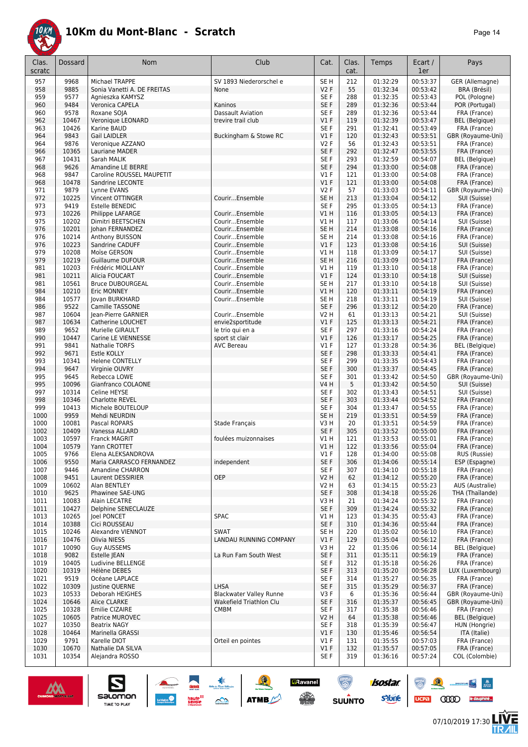# 10Km du Mont-Blanc - Scratch

| Clas. scratc | Dossard | Nom | Club | Cat. | Clas. cat. | Temps | Ecart / 1er | Pays |
|---|---|---|---|---|---|---|---|---|
| 957 | 9968 | Michael TRAPPE | SV 1893 Niederorschel e | SE H | 212 | 01:32:29 | 00:53:37 | GER (Allemagne) |
| 958 | 9885 | Sonia Vanetti A. DE FREITAS | None | V2 F | 55 | 01:32:34 | 00:53:42 | BRA (Brésil) |
| 959 | 9577 | Agnieszka KAMYSZ | | SE F | 288 | 01:32:35 | 00:53:43 | POL (Pologne) |
| 960 | 9484 | Veronica CAPELA | Kaninos | SE F | 289 | 01:32:36 | 00:53:44 | POR (Portugal) |
| 960 | 9578 | Roxane SOJA | Dassault Aviation | SE F | 289 | 01:32:36 | 00:53:44 | FRA (France) |
| 962 | 10467 | Veronique LEONARD | trevire trail club | V1 F | 119 | 01:32:39 | 00:53:47 | BEL (Belgique) |
| 963 | 10426 | Karine BAUD | | SE F | 291 | 01:32:41 | 00:53:49 | FRA (France) |
| 964 | 9843 | Gail LAIDLER | Buckingham & Stowe RC | V1 F | 120 | 01:32:43 | 00:53:51 | GBR (Royaume-Uni) |
| 964 | 9876 | Veronique AZZANO | | V2 F | 56 | 01:32:43 | 00:53:51 | FRA (France) |
| 966 | 10365 | Lauriane MADER | | SE F | 292 | 01:32:47 | 00:53:55 | FRA (France) |
| 967 | 10431 | Sarah MALIK | | SE F | 293 | 01:32:59 | 00:54:07 | BEL (Belgique) |
| 968 | 9626 | Amandine LE BERRE | | SE F | 294 | 01:33:00 | 00:54:08 | FRA (France) |
| 968 | 9847 | Caroline ROUSSEL MAUPETIT | | V1 F | 121 | 01:33:00 | 00:54:08 | FRA (France) |
| 968 | 10478 | Sandrine LECONTE | | V1 F | 121 | 01:33:00 | 00:54:08 | FRA (France) |
| 971 | 9879 | Lynne EVANS | | V2 F | 57 | 01:33:03 | 00:54:11 | GBR (Royaume-Uni) |
| 972 | 10225 | Vincent OTTINGER | Courir...Ensemble | SE H | 213 | 01:33:04 | 00:54:12 | SUI (Suisse) |
| 973 | 9419 | Estelle BENEDIC | | SE F | 295 | 01:33:05 | 00:54:13 | FRA (France) |
| 973 | 10226 | Philippe LAFARGE | Courir...Ensemble | V1 H | 116 | 01:33:05 | 00:54:13 | FRA (France) |
| 975 | 10202 | Dimitri BEETSCHEN | Courir...Ensemble | V1 H | 117 | 01:33:06 | 00:54:14 | SUI (Suisse) |
| 976 | 10201 | Johan FERNANDEZ | Courir...Ensemble | SE H | 214 | 01:33:08 | 00:54:16 | FRA (France) |
| 976 | 10214 | Anthony BUISSON | Courir...Ensemble | SE H | 214 | 01:33:08 | 00:54:16 | FRA (France) |
| 976 | 10223 | Sandrine CADUFF | Courir...Ensemble | V1 F | 123 | 01:33:08 | 00:54:16 | SUI (Suisse) |
| 979 | 10208 | Moïse GERSON | Courir...Ensemble | V1 H | 118 | 01:33:09 | 00:54:17 | SUI (Suisse) |
| 979 | 10219 | Guillaume DUFOUR | Courir...Ensemble | SE H | 216 | 01:33:09 | 00:54:17 | FRA (France) |
| 981 | 10203 | Frédéric MIOLLANY | Courir...Ensemble | V1 H | 119 | 01:33:10 | 00:54:18 | FRA (France) |
| 981 | 10211 | Alicia FOUCART | Courir...Ensemble | V1 F | 124 | 01:33:10 | 00:54:18 | SUI (Suisse) |
| 981 | 10561 | Bruce DUBOURGEAL | Courir...Ensemble | SE H | 217 | 01:33:10 | 00:54:18 | SUI (Suisse) |
| 984 | 10210 | Eric MONNEY | Courir...Ensemble | V1 H | 120 | 01:33:11 | 00:54:19 | FRA (France) |
| 984 | 10577 | Jovan BURKHARD | Courir...Ensemble | SE H | 218 | 01:33:11 | 00:54:19 | SUI (Suisse) |
| 986 | 9522 | Camille TASSONE | | SE F | 296 | 01:33:12 | 00:54:20 | FRA (France) |
| 987 | 10604 | Jean-Pierre GARNIER | Courir...Ensemble | V2 H | 61 | 01:33:13 | 00:54:21 | SUI (Suisse) |
| 987 | 10634 | Catherine LOUCHET | envie2sportitude | V1 F | 125 | 01:33:13 | 00:54:21 | FRA (France) |
| 989 | 9652 | Murielle GIRAULT | le trio qui en a | SE F | 297 | 01:33:16 | 00:54:24 | FRA (France) |
| 990 | 10447 | Carine LE VIENNESSE | sport st clair | V1 F | 126 | 01:33:17 | 00:54:25 | FRA (France) |
| 991 | 9841 | Nathalie TORFS | AVC Bereau | V1 F | 127 | 01:33:28 | 00:54:36 | BEL (Belgique) |
| 992 | 9671 | Estle KOLLY | | SE F | 298 | 01:33:33 | 00:54:41 | FRA (France) |
| 993 | 10341 | Helene CONTELLY | | SE F | 299 | 01:33:35 | 00:54:43 | FRA (France) |
| 994 | 9647 | Virginie OUVRY | | SE F | 300 | 01:33:37 | 00:54:45 | FRA (France) |
| 995 | 9645 | Rebecca LOWE | | SE F | 301 | 01:33:42 | 00:54:50 | GBR (Royaume-Uni) |
| 995 | 10096 | Gianfranco COLAONE | | V4 H | 5 | 01:33:42 | 00:54:50 | SUI (Suisse) |
| 997 | 10314 | Celine HEYSE | | SE F | 302 | 01:33:43 | 00:54:51 | SUI (Suisse) |
| 998 | 10346 | Charlotte REVEL | | SE F | 303 | 01:33:44 | 00:54:52 | FRA (France) |
| 999 | 10413 | Michele BOUTELOUP | | SE F | 304 | 01:33:47 | 00:54:55 | FRA (France) |
| 1000 | 9959 | Mehdi NEURDIN | | SE H | 219 | 01:33:51 | 00:54:59 | FRA (France) |
| 1000 | 10081 | Pascal ROPARS | Stade Français | V3 H | 20 | 01:33:51 | 00:54:59 | FRA (France) |
| 1002 | 10409 | Vanessa ALLARD | | SE F | 305 | 01:33:52 | 00:55:00 | FRA (France) |
| 1003 | 10597 | Franck MAGRIT | foulées muizonnaises | V1 H | 121 | 01:33:53 | 00:55:01 | FRA (France) |
| 1004 | 10579 | Yann CROTTET | | V1 H | 122 | 01:33:56 | 00:55:04 | FRA (France) |
| 1005 | 9766 | Elena ALEKSANDROVA | | V1 F | 128 | 01:34:00 | 00:55:08 | RUS (Russie) |
| 1006 | 9550 | Maria CARRASCO FERNANDEZ | independent | SE F | 306 | 01:34:06 | 00:55:14 | ESP (Espagne) |
| 1007 | 9446 | Amandine CHARRON | | SE F | 307 | 01:34:10 | 00:55:18 | FRA (France) |
| 1008 | 9451 | Laurent DESSIRIER | OEP | V2 H | 62 | 01:34:12 | 00:55:20 | FRA (France) |
| 1009 | 10602 | Alan BENTLEY | | V2 H | 63 | 01:34:15 | 00:55:23 | AUS (Australie) |
| 1010 | 9625 | Phawinee SAE-UNG | | SE F | 308 | 01:34:18 | 00:55:26 | THA (Thaïlande) |
| 1011 | 10083 | Alain LECATRE | | V3 H | 21 | 01:34:24 | 00:55:32 | FRA (France) |
| 1011 | 10427 | Delphine SENECLAUZE | | SE F | 309 | 01:34:24 | 00:55:32 | FRA (France) |
| 1013 | 10265 | Joel PONCET | SPAC | V1 H | 123 | 01:34:35 | 00:55:43 | FRA (France) |
| 1014 | 10388 | Cici ROUSSEAU | | SE F | 310 | 01:34:36 | 00:55:44 | FRA (France) |
| 1015 | 10246 | Alexandre VIENNOT | SWAT | SE H | 220 | 01:35:02 | 00:56:10 | FRA (France) |
| 1016 | 10476 | Olivia NIESS | LANDAU RUNNING COMPANY | V1 F | 129 | 01:35:04 | 00:56:12 | FRA (France) |
| 1017 | 10090 | Guy AUSSEMS | | V3 H | 22 | 01:35:06 | 00:56:14 | BEL (Belgique) |
| 1018 | 9082 | Estelle JEAN | La Run Fam South West | SE F | 311 | 01:35:11 | 00:56:19 | FRA (France) |
| 1019 | 10405 | Ludivine BELLENGE | | SE F | 312 | 01:35:18 | 00:56:26 | FRA (France) |
| 1020 | 10319 | Hélène DEBES | | SE F | 313 | 01:35:20 | 00:56:28 | LUX (Luxembourg) |
| 1021 | 9519 | Océane LAPLACE | | SE F | 314 | 01:35:27 | 00:56:35 | FRA (France) |
| 1022 | 10309 | Justine QUERNE | LHSA | SE F | 315 | 01:35:29 | 00:56:37 | FRA (France) |
| 1023 | 10533 | Deborah HEIGHES | Blackwater Valley Runne | V3 F | 6 | 01:35:36 | 00:56:44 | GBR (Royaume-Uni) |
| 1024 | 10646 | Alice CLARKE | Wakefield Triathlon Clu | SE F | 316 | 01:35:37 | 00:56:45 | GBR (Royaume-Uni) |
| 1025 | 10328 | Emilie CIZAIRE | CMBM | SE F | 317 | 01:35:38 | 00:56:46 | FRA (France) |
| 1025 | 10605 | Patrice MUROVEC | | V2 H | 64 | 01:35:38 | 00:56:46 | BEL (Belgique) |
| 1027 | 10350 | Beatrix NAGY | | SE F | 318 | 01:35:39 | 00:56:47 | HUN (Hongrie) |
| 1028 | 10464 | Marinella GRASSI | | V1 F | 130 | 01:35:46 | 00:56:54 | ITA (Italie) |
| 1029 | 9791 | Karelle DIOT | Orteil en pointes | V1 F | 131 | 01:35:55 | 00:57:03 | FRA (France) |
| 1030 | 10670 | Nathalie DA SILVA | | V1 F | 132 | 01:35:57 | 00:57:05 | FRA (France) |
| 1031 | 10354 | Alejandra ROSSO | | SE F | 319 | 01:36:16 | 00:57:24 | COL (Colombie) |

07/10/2019 17:30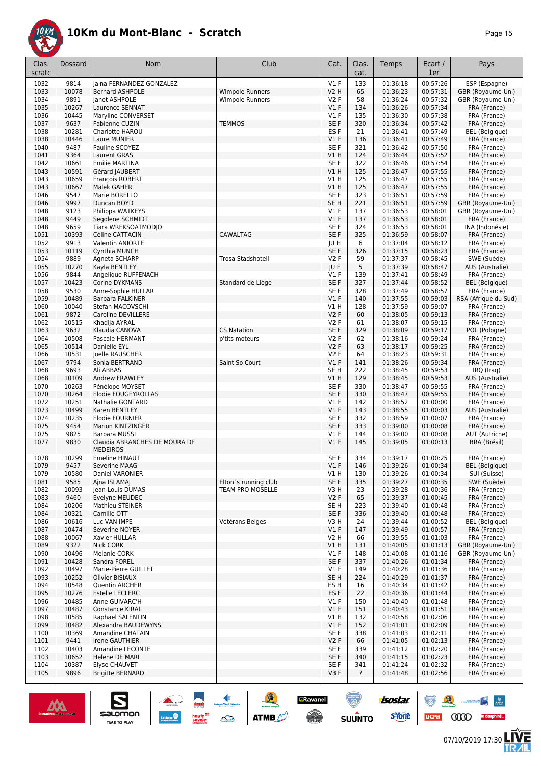# 10Km du Mont-Blanc - Scratch

| Clas. scratc | Dossard | Nom | Club | Cat. | Clas. cat. | Temps | Ecart / 1er | Pays |
|---|---|---|---|---|---|---|---|---|
| 1032 | 9814 | Jaina FERNANDEZ GONZALEZ | | V1 F | 133 | 01:36:18 | 00:57:26 | ESP (Espagne) |
| 1033 | 10078 | Bernard ASHPOLE | Wimpole Runners | V2 H | 65 | 01:36:23 | 00:57:31 | GBR (Royaume-Uni) |
| 1034 | 9891 | Janet ASHPOLE | Wimpole Runners | V2 F | 58 | 01:36:24 | 00:57:32 | GBR (Royaume-Uni) |
| 1035 | 10267 | Laurence SENNAT | | V1 F | 134 | 01:36:26 | 00:57:34 | FRA (France) |
| 1036 | 10445 | Maryline CONVERSET | | V1 F | 135 | 01:36:30 | 00:57:38 | FRA (France) |
| 1037 | 9637 | Fabienne CUZIN | TEMMOS | SE F | 320 | 01:36:34 | 00:57:42 | FRA (France) |
| 1038 | 10281 | Charlotte HAROU | | ES F | 21 | 01:36:41 | 00:57:49 | BEL (Belgique) |
| 1038 | 10446 | Laure MUNIER | | V1 F | 136 | 01:36:41 | 00:57:49 | FRA (France) |
| 1040 | 9487 | Pauline SCOYEZ | | SE F | 321 | 01:36:42 | 00:57:50 | FRA (France) |
| 1041 | 9364 | Laurent GRAS | | V1 H | 124 | 01:36:44 | 00:57:52 | FRA (France) |
| 1042 | 10661 | Emilie MARTINA | | SE F | 322 | 01:36:46 | 00:57:54 | FRA (France) |
| 1043 | 10591 | Gérard JAUBERT | | V1 H | 125 | 01:36:47 | 00:57:55 | FRA (France) |
| 1043 | 10659 | François ROBERT | | V1 H | 125 | 01:36:47 | 00:57:55 | FRA (France) |
| 1043 | 10667 | Malek GAHER | | V1 H | 125 | 01:36:47 | 00:57:55 | FRA (France) |
| 1046 | 9547 | Marie BORELLO | | SE F | 323 | 01:36:51 | 00:57:59 | FRA (France) |
| 1046 | 9997 | Duncan BOYD | | SE H | 221 | 01:36:51 | 00:57:59 | GBR (Royaume-Uni) |
| 1048 | 9123 | Philippa WATKEYS | | V1 F | 137 | 01:36:53 | 00:58:01 | GBR (Royaume-Uni) |
| 1048 | 9449 | Segolene SCHMIDT | | V1 F | 137 | 01:36:53 | 00:58:01 | FRA (France) |
| 1048 | 9659 | Tiara WREKSOATMODJO | | SE F | 324 | 01:36:53 | 00:58:01 | INA (Indonésie) |
| 1051 | 10393 | Céline CATTACIN | CAWALTAG | SE F | 325 | 01:36:59 | 00:58:07 | FRA (France) |
| 1052 | 9913 | Valentin ANIORTE | | JU H | 6 | 01:37:04 | 00:58:12 | FRA (France) |
| 1053 | 10119 | Cynthia MUNCH | | SE F | 326 | 01:37:15 | 00:58:23 | FRA (France) |
| 1054 | 9889 | Agneta SCHARP | Trosa Stadshotell | V2 F | 59 | 01:37:37 | 00:58:45 | SWE (Suède) |
| 1055 | 10270 | Kayla BENTLEY | | JU F | 5 | 01:37:39 | 00:58:47 | AUS (Australie) |
| 1056 | 9844 | Angelique RUFFENACH | | V1 F | 139 | 01:37:41 | 00:58:49 | FRA (France) |
| 1057 | 10423 | Corine DYKMANS | Standard de Liège | SE F | 327 | 01:37:44 | 00:58:52 | BEL (Belgique) |
| 1058 | 9530 | Anne-Sophie HULLAR | | SE F | 328 | 01:37:49 | 00:58:57 | FRA (France) |
| 1059 | 10489 | Barbara FALKINER | | V1 F | 140 | 01:37:55 | 00:59:03 | RSA (Afrique du Sud) |
| 1060 | 10040 | Stefan MACOVSCHI | | V1 H | 128 | 01:37:59 | 00:59:07 | FRA (France) |
| 1061 | 9872 | Caroline DEVILLERE | | V2 F | 60 | 01:38:05 | 00:59:13 | FRA (France) |
| 1062 | 10515 | Khadija AYRAL | | V2 F | 61 | 01:38:07 | 00:59:15 | FRA (France) |
| 1063 | 9632 | Klaudia CANOVA | CS Natation | SE F | 329 | 01:38:09 | 00:59:17 | POL (Pologne) |
| 1064 | 10508 | Pascale HERMANT | p'tits moteurs | V2 F | 62 | 01:38:16 | 00:59:24 | FRA (France) |
| 1065 | 10514 | Danielle EYL | | V2 F | 63 | 01:38:17 | 00:59:25 | FRA (France) |
| 1066 | 10531 | Joelle RAUSCHER | | V2 F | 64 | 01:38:23 | 00:59:31 | FRA (France) |
| 1067 | 9794 | Sonia BERTRAND | Saint So Court | V1 F | 141 | 01:38:26 | 00:59:34 | FRA (France) |
| 1068 | 9693 | Ali ABBAS | | SE H | 222 | 01:38:45 | 00:59:53 | IRQ (Iraq) |
| 1068 | 10109 | Andrew FRAWLEY | | V1 H | 129 | 01:38:45 | 00:59:53 | AUS (Australie) |
| 1070 | 10263 | Pénélope MOYSET | | SE F | 330 | 01:38:47 | 00:59:55 | FRA (France) |
| 1070 | 10264 | Elodie FOUGEYROLLAS | | SE F | 330 | 01:38:47 | 00:59:55 | FRA (France) |
| 1072 | 10251 | Nathalie GONTARD | | V1 F | 142 | 01:38:52 | 01:00:00 | FRA (France) |
| 1073 | 10499 | Karen BENTLEY | | V1 F | 143 | 01:38:55 | 01:00:03 | AUS (Australie) |
| 1074 | 10235 | Elodie FOURNIER | | SE F | 332 | 01:38:59 | 01:00:07 | FRA (France) |
| 1075 | 9454 | Marion KINTZINGER | | SE F | 333 | 01:39:00 | 01:00:08 | FRA (France) |
| 1075 | 9825 | Barbara MUSSI | | V1 F | 144 | 01:39:00 | 01:00:08 | AUT (Autriche) |
| 1077 | 9830 | Claudia ABRANCHES DE MOURA DE MEDEIROS | | V1 F | 145 | 01:39:05 | 01:00:13 | BRA (Brésil) |
| 1078 | 10299 | Emeline HINAUT | | SE F | 334 | 01:39:17 | 01:00:25 | FRA (France) |
| 1079 | 9457 | Severine MAAG | | V1 F | 146 | 01:39:26 | 01:00:34 | BEL (Belgique) |
| 1079 | 10580 | Daniel VARONIER | | V1 H | 130 | 01:39:26 | 01:00:34 | SUI (Suisse) |
| 1081 | 9585 | Ajna ISLAMAJ | Elton´s running club | SE F | 335 | 01:39:27 | 01:00:35 | SWE (Suède) |
| 1082 | 10093 | Jean-Louis DUMAS | TEAM PRO MOSELLE | V3 H | 23 | 01:39:28 | 01:00:36 | FRA (France) |
| 1083 | 9460 | Evelyne MEUDEC | | V2 F | 65 | 01:39:37 | 01:00:45 | FRA (France) |
| 1084 | 10206 | Mathieu STEINER | | SE H | 223 | 01:39:40 | 01:00:48 | FRA (France) |
| 1084 | 10321 | Camille OTT | | SE F | 336 | 01:39:40 | 01:00:48 | FRA (France) |
| 1086 | 10616 | Luc VAN IMPE | Vétérans Belges | V3 H | 24 | 01:39:44 | 01:00:52 | BEL (Belgique) |
| 1087 | 10474 | Severine NOYER | | V1 F | 147 | 01:39:49 | 01:00:57 | FRA (France) |
| 1088 | 10067 | Xavier HULLAR | | V2 H | 66 | 01:39:55 | 01:01:03 | FRA (France) |
| 1089 | 9322 | Nick CORK | | V1 H | 131 | 01:40:05 | 01:01:13 | GBR (Royaume-Uni) |
| 1090 | 10496 | Melanie CORK | | V1 F | 148 | 01:40:08 | 01:01:16 | GBR (Royaume-Uni) |
| 1091 | 10428 | Sandra FOREL | | SE F | 337 | 01:40:26 | 01:01:34 | FRA (France) |
| 1092 | 10497 | Marie-Pierre GUILLET | | V1 F | 149 | 01:40:28 | 01:01:36 | FRA (France) |
| 1093 | 10252 | Olivier BISIAUX | | SE H | 224 | 01:40:29 | 01:01:37 | FRA (France) |
| 1094 | 10548 | Quentin ARCHER | | ES H | 16 | 01:40:34 | 01:01:42 | FRA (France) |
| 1095 | 10276 | Estelle LECLERC | | ES F | 22 | 01:40:36 | 01:01:44 | FRA (France) |
| 1096 | 10485 | Anne GUIVARC'H | | V1 F | 150 | 01:40:40 | 01:01:48 | FRA (France) |
| 1097 | 10487 | Constance KIRAL | | V1 F | 151 | 01:40:43 | 01:01:51 | FRA (France) |
| 1098 | 10585 | Raphael SALENTIN | | V1 H | 132 | 01:40:58 | 01:02:06 | FRA (France) |
| 1099 | 10482 | Alexandra BAUDEWYNS | | V1 F | 152 | 01:41:01 | 01:02:09 | FRA (France) |
| 1100 | 10369 | Amandine CHATAIN | | SE F | 338 | 01:41:03 | 01:02:11 | FRA (France) |
| 1101 | 9441 | Irene GAUTHIER | | V2 F | 66 | 01:41:05 | 01:02:13 | FRA (France) |
| 1102 | 10403 | Amandine LECONTE | | SE F | 339 | 01:41:12 | 01:02:20 | FRA (France) |
| 1103 | 10652 | Helene DE MARI | | SE F | 340 | 01:41:15 | 01:02:23 | FRA (France) |
| 1104 | 10387 | Elyse CHAUVET | | SE F | 341 | 01:41:24 | 01:02:32 | FRA (France) |
| 1105 | 9896 | Brigitte BERNARD | | V3 F | 7 | 01:41:48 | 01:02:56 | FRA (France) |

07/10/2019 17:30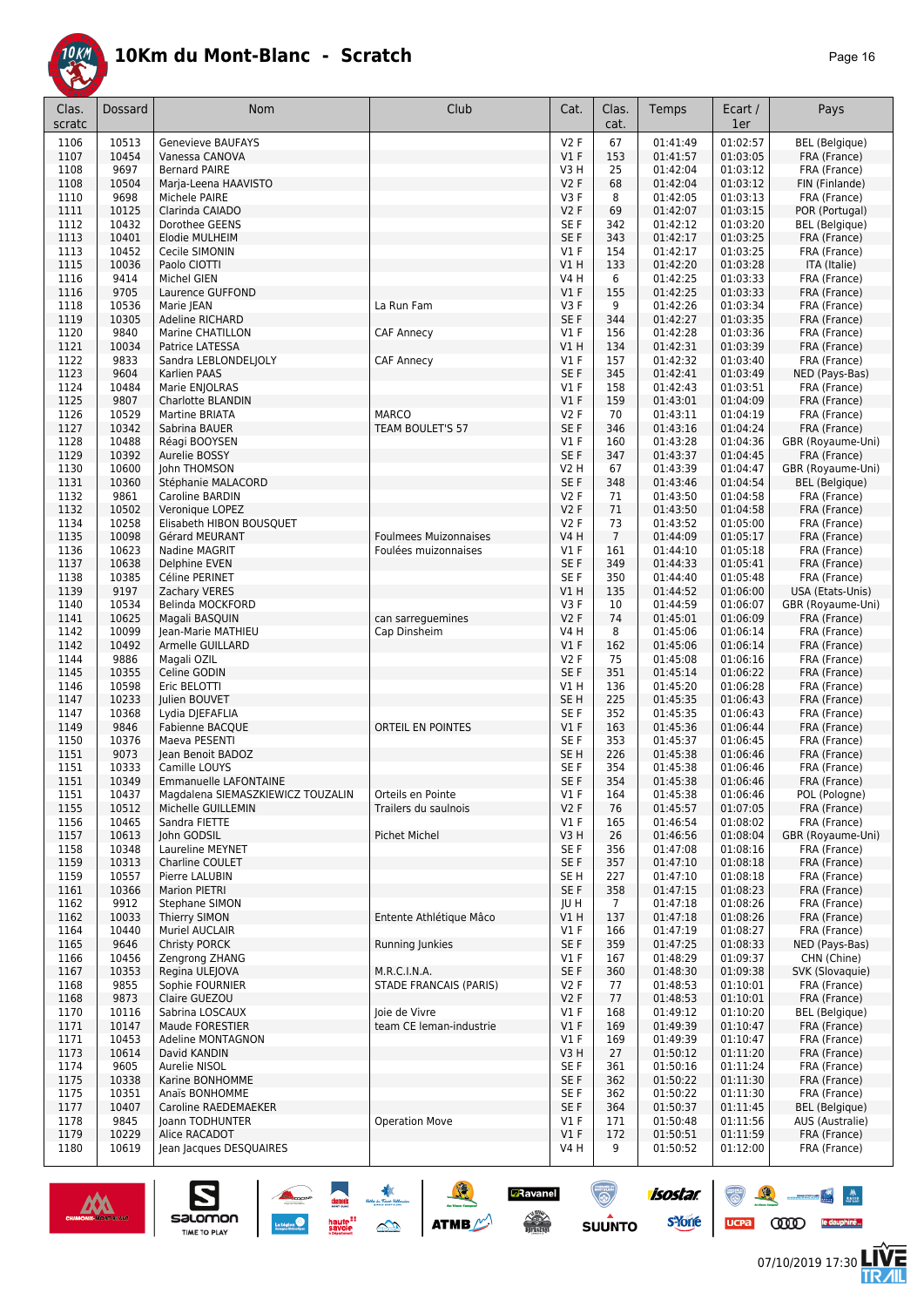# 10Km du Mont-Blanc - Scratch

| Clas. scratc | Dossard | Nom | Club | Cat. | Clas. cat. | Temps | Ecart / 1er | Pays |
|---|---|---|---|---|---|---|---|---|
| 1106 | 10513 | Genevieve BAUFAYS | | V2 F | 67 | 01:41:49 | 01:02:57 | BEL (Belgique) |
| 1107 | 10454 | Vanessa CANOVA | | V1 F | 153 | 01:41:57 | 01:03:05 | FRA (France) |
| 1108 | 9697 | Bernard PAIRE | | V3 H | 25 | 01:42:04 | 01:03:12 | FRA (France) |
| 1108 | 10504 | Marja-Leena HAAVISTO | | V2 F | 68 | 01:42:04 | 01:03:12 | FIN (Finlande) |
| 1110 | 9698 | Michele PAIRE | | V3 F | 8 | 01:42:05 | 01:03:13 | FRA (France) |
| 1111 | 10125 | Clarinda CAIADO | | V2 F | 69 | 01:42:07 | 01:03:15 | POR (Portugal) |
| 1112 | 10432 | Dorothee GEENS | | SE F | 342 | 01:42:12 | 01:03:20 | BEL (Belgique) |
| 1113 | 10401 | Elodie MULHEIM | | SE F | 343 | 01:42:17 | 01:03:25 | FRA (France) |
| 1113 | 10452 | Cecile SIMONIN | | V1 F | 154 | 01:42:17 | 01:03:25 | FRA (France) |
| 1115 | 10036 | Paolo CIOTTI | | V1 H | 133 | 01:42:20 | 01:03:28 | ITA (Italie) |
| 1116 | 9414 | Michel GIEN | | V4 H | 6 | 01:42:25 | 01:03:33 | FRA (France) |
| 1116 | 9705 | Laurence GUFFOND | | V1 F | 155 | 01:42:25 | 01:03:33 | FRA (France) |
| 1118 | 10536 | Marie JEAN | La Run Fam | V3 F | 9 | 01:42:26 | 01:03:34 | FRA (France) |
| 1119 | 10305 | Adeline RICHARD | | SE F | 344 | 01:42:27 | 01:03:35 | FRA (France) |
| 1120 | 9840 | Marine CHATILLON | CAF Annecy | V1 F | 156 | 01:42:28 | 01:03:36 | FRA (France) |
| 1121 | 10034 | Patrice LATESSA | | V1 H | 134 | 01:42:31 | 01:03:39 | FRA (France) |
| 1122 | 9833 | Sandra LEBLONDELJOLY | CAF Annecy | V1 F | 157 | 01:42:32 | 01:03:40 | FRA (France) |
| 1123 | 9604 | Karlien PAAS | | SE F | 345 | 01:42:41 | 01:03:49 | NED (Pays-Bas) |
| 1124 | 10484 | Marie ENJOLRAS | | V1 F | 158 | 01:42:43 | 01:03:51 | FRA (France) |
| 1125 | 9807 | Charlotte BLANDIN | | V1 F | 159 | 01:43:01 | 01:04:09 | FRA (France) |
| 1126 | 10529 | Martine BRIATA | MARCO | V2 F | 70 | 01:43:11 | 01:04:19 | FRA (France) |
| 1127 | 10342 | Sabrina BAUER | TEAM BOULET'S 57 | SE F | 346 | 01:43:16 | 01:04:24 | FRA (France) |
| 1128 | 10488 | Réagi BOOYSEN | | V1 F | 160 | 01:43:28 | 01:04:36 | GBR (Royaume-Uni) |
| 1129 | 10392 | Aurelie BOSSY | | SE F | 347 | 01:43:37 | 01:04:45 | FRA (France) |
| 1130 | 10600 | John THOMSON | | V2 H | 67 | 01:43:39 | 01:04:47 | GBR (Royaume-Uni) |
| 1131 | 10360 | Stéphanie MALACORD | | SE F | 348 | 01:43:46 | 01:04:54 | BEL (Belgique) |
| 1132 | 9861 | Caroline BARDIN | | V2 F | 71 | 01:43:50 | 01:04:58 | FRA (France) |
| 1132 | 10502 | Veronique LOPEZ | | V2 F | 71 | 01:43:50 | 01:04:58 | FRA (France) |
| 1134 | 10258 | Elisabeth HIBON BOUSQUET | | V2 F | 73 | 01:43:52 | 01:05:00 | FRA (France) |
| 1135 | 10098 | Gérard MEURANT | Foulmees Muizonnaises | V4 H | 7 | 01:44:09 | 01:05:17 | FRA (France) |
| 1136 | 10623 | Nadine MAGRIT | Foulées muizonnaises | V1 F | 161 | 01:44:10 | 01:05:18 | FRA (France) |
| 1137 | 10638 | Delphine EVEN | | SE F | 349 | 01:44:33 | 01:05:41 | FRA (France) |
| 1138 | 10385 | Céline PERINET | | SE F | 350 | 01:44:40 | 01:05:48 | FRA (France) |
| 1139 | 9197 | Zachary VERES | | V1 H | 135 | 01:44:52 | 01:06:00 | USA (Etats-Unis) |
| 1140 | 10534 | Belinda MOCKFORD | | V3 F | 10 | 01:44:59 | 01:06:07 | GBR (Royaume-Uni) |
| 1141 | 10625 | Magali BASQUIN | can sarreguemines | V2 F | 74 | 01:45:01 | 01:06:09 | FRA (France) |
| 1142 | 10099 | Jean-Marie MATHIEU | Cap Dinsheim | V4 H | 8 | 01:45:06 | 01:06:14 | FRA (France) |
| 1142 | 10492 | Armelle GUILLARD | | V1 F | 162 | 01:45:06 | 01:06:14 | FRA (France) |
| 1144 | 9886 | Magali OZIL | | V2 F | 75 | 01:45:08 | 01:06:16 | FRA (France) |
| 1145 | 10355 | Celine GODIN | | SE F | 351 | 01:45:14 | 01:06:22 | FRA (France) |
| 1146 | 10598 | Eric BELOTTI | | V1 H | 136 | 01:45:20 | 01:06:28 | FRA (France) |
| 1147 | 10233 | Julien BOUVET | | SE H | 225 | 01:45:35 | 01:06:43 | FRA (France) |
| 1147 | 10368 | Lydia DJEFAFLIA | | SE F | 352 | 01:45:35 | 01:06:43 | FRA (France) |
| 1149 | 9846 | Fabienne BACQUE | ORTEIL EN POINTES | V1 F | 163 | 01:45:36 | 01:06:44 | FRA (France) |
| 1150 | 10376 | Maeva PESENTI | | SE F | 353 | 01:45:37 | 01:06:45 | FRA (France) |
| 1151 | 9073 | Jean Benoit BADOZ | | SE H | 226 | 01:45:38 | 01:06:46 | FRA (France) |
| 1151 | 10333 | Camille LOUYS | | SE F | 354 | 01:45:38 | 01:06:46 | FRA (France) |
| 1151 | 10349 | Emmanuelle LAFONTAINE | | SE F | 354 | 01:45:38 | 01:06:46 | FRA (France) |
| 1151 | 10437 | Magdalena SIEMASZKIEWICZ TOUZALIN | Orteils en Pointe | V1 F | 164 | 01:45:38 | 01:06:46 | POL (Pologne) |
| 1155 | 10512 | Michelle GUILLEMIN | Trailers du saulnois | V2 F | 76 | 01:45:57 | 01:07:05 | FRA (France) |
| 1156 | 10465 | Sandra FIETTE | | V1 F | 165 | 01:46:54 | 01:08:02 | FRA (France) |
| 1157 | 10613 | John GODSIL | Pichet Michel | V3 H | 26 | 01:46:56 | 01:08:04 | GBR (Royaume-Uni) |
| 1158 | 10348 | Laureline MEYNET | | SE F | 356 | 01:47:08 | 01:08:16 | FRA (France) |
| 1159 | 10313 | Charline COULET | | SE F | 357 | 01:47:10 | 01:08:18 | FRA (France) |
| 1159 | 10557 | Pierre LALUBIN | | SE H | 227 | 01:47:10 | 01:08:18 | FRA (France) |
| 1161 | 10366 | Marion PIETRI | | SE F | 358 | 01:47:15 | 01:08:23 | FRA (France) |
| 1162 | 9912 | Stephane SIMON | | JU H | 7 | 01:47:18 | 01:08:26 | FRA (France) |
| 1162 | 10033 | Thierry SIMON | Entente Athlétique Mâco | V1 H | 137 | 01:47:18 | 01:08:26 | FRA (France) |
| 1164 | 10440 | Muriel AUCLAIR | | V1 F | 166 | 01:47:19 | 01:08:27 | FRA (France) |
| 1165 | 9646 | Christy PORCK | Running Junkies | SE F | 359 | 01:47:25 | 01:08:33 | NED (Pays-Bas) |
| 1166 | 10456 | Zengrong ZHANG | | V1 F | 167 | 01:48:29 | 01:09:37 | CHN (Chine) |
| 1167 | 10353 | Regina ULEJOVA | M.R.C.I.N.A. | SE F | 360 | 01:48:30 | 01:09:38 | SVK (Slovaquie) |
| 1168 | 9855 | Sophie FOURNIER | STADE FRANCAIS (PARIS) | V2 F | 77 | 01:48:53 | 01:10:01 | FRA (France) |
| 1168 | 9873 | Claire GUEZOU | | V2 F | 77 | 01:48:53 | 01:10:01 | FRA (France) |
| 1170 | 10116 | Sabrina LOSCAUX | Joie de Vivre | V1 F | 168 | 01:49:12 | 01:10:20 | BEL (Belgique) |
| 1171 | 10147 | Maude FORESTIER | team CE leman-industrie | V1 F | 169 | 01:49:39 | 01:10:47 | FRA (France) |
| 1171 | 10453 | Adeline MONTAGNON | | V1 F | 169 | 01:49:39 | 01:10:47 | FRA (France) |
| 1173 | 10614 | David KANDIN | | V3 H | 27 | 01:50:12 | 01:11:20 | FRA (France) |
| 1174 | 9605 | Aurelie NISOL | | SE F | 361 | 01:50:16 | 01:11:24 | FRA (France) |
| 1175 | 10338 | Karine BONHOMME | | SE F | 362 | 01:50:22 | 01:11:30 | FRA (France) |
| 1175 | 10351 | Anaïs BONHOMME | | SE F | 362 | 01:50:22 | 01:11:30 | FRA (France) |
| 1177 | 10407 | Caroline RAEDEMAEKER | | SE F | 364 | 01:50:37 | 01:11:45 | BEL (Belgique) |
| 1178 | 9845 | Joann TODHUNTER | Operation Move | V1 F | 171 | 01:50:48 | 01:11:56 | AUS (Australie) |
| 1179 | 10229 | Alice RACADOT | | V1 F | 172 | 01:50:51 | 01:11:59 | FRA (France) |
| 1180 | 10619 | Jean Jacques DESQUAIRES | | V4 H | 9 | 01:50:52 | 01:12:00 | FRA (France) |

07/10/2019 17:30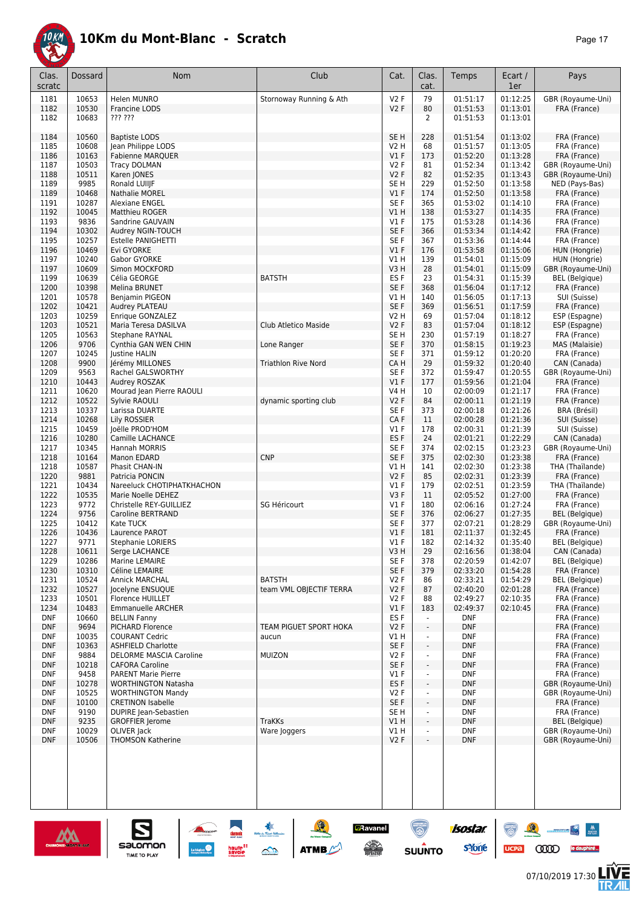# 10Km du Mont-Blanc - Scratch

| Clas. scratc | Dossard | Nom | Club | Cat. | Clas. cat. | Temps | Ecart / 1er | Pays |
|---|---|---|---|---|---|---|---|---|
| 1181 | 10653 | Helen MUNRO | Stornoway Running & Ath | V2 F | 79 | 01:51:17 | 01:12:25 | GBR (Royaume-Uni) |
| 1182 | 10530 | Francine LODS | | V2 F | 80 | 01:51:53 | 01:13:01 | FRA (France) |
| 1182 | 10683 | ??? ??? | | | 2 | 01:51:53 | 01:13:01 | |
| 1184 | 10560 | Baptiste LODS | | SE H | 228 | 01:51:54 | 01:13:02 | FRA (France) |
| 1185 | 10608 | Jean Philippe LODS | | V2 H | 68 | 01:51:57 | 01:13:05 | FRA (France) |
| 1186 | 10163 | Fabienne MARQUER | | V1 F | 173 | 01:52:20 | 01:13:28 | FRA (France) |
| 1187 | 10503 | Tracy DOLMAN | | V2 F | 81 | 01:52:34 | 01:13:42 | GBR (Royaume-Uni) |
| 1188 | 10511 | Karen JONES | | V2 F | 82 | 01:52:35 | 01:13:43 | GBR (Royaume-Uni) |
| 1189 | 9985 | Ronald LUIJF | | SE H | 229 | 01:52:50 | 01:13:58 | NED (Pays-Bas) |
| 1189 | 10468 | Nathalie MOREL | | V1 F | 174 | 01:52:50 | 01:13:58 | FRA (France) |
| 1191 | 10287 | Alexiane ENGEL | | SE F | 365 | 01:53:02 | 01:14:10 | FRA (France) |
| 1192 | 10045 | Matthieu ROGER | | V1 H | 138 | 01:53:27 | 01:14:35 | FRA (France) |
| 1193 | 9836 | Sandrine GAUVAIN | | V1 F | 175 | 01:53:28 | 01:14:36 | FRA (France) |
| 1194 | 10302 | Audrey NGIN-TOUCH | | SE F | 366 | 01:53:34 | 01:14:42 | FRA (France) |
| 1195 | 10257 | Estelle PANIGHETTI | | SE F | 367 | 01:53:36 | 01:14:44 | FRA (France) |
| 1196 | 10469 | Evi GYORKE | | V1 F | 176 | 01:53:58 | 01:15:06 | HUN (Hongrie) |
| 1197 | 10240 | Gabor GYORKE | | V1 H | 139 | 01:54:01 | 01:15:09 | HUN (Hongrie) |
| 1197 | 10609 | Simon MOCKFORD | | V3 H | 28 | 01:54:01 | 01:15:09 | GBR (Royaume-Uni) |
| 1199 | 10639 | Célia GEORGE | BATSTH | ES F | 23 | 01:54:31 | 01:15:39 | BEL (Belgique) |
| 1200 | 10398 | Melina BRUNET | | SE F | 368 | 01:56:04 | 01:17:12 | FRA (France) |
| 1201 | 10578 | Benjamin PIGEON | | V1 H | 140 | 01:56:05 | 01:17:13 | SUI (Suisse) |
| 1202 | 10421 | Audrey PLATEAU | | SE F | 369 | 01:56:51 | 01:17:59 | FRA (France) |
| 1203 | 10259 | Enrique GONZALEZ | | V2 H | 69 | 01:57:04 | 01:18:12 | ESP (Espagne) |
| 1203 | 10521 | Maria Teresa DASILVA | Club Atletico Maside | V2 F | 83 | 01:57:04 | 01:18:12 | ESP (Espagne) |
| 1205 | 10563 | Stephane RAYNAL | | SE H | 230 | 01:57:19 | 01:18:27 | FRA (France) |
| 1206 | 9706 | Cynthia GAN WEN CHIN | Lone Ranger | SE F | 370 | 01:58:15 | 01:19:23 | MAS (Malaisie) |
| 1207 | 10245 | Justine HALIN | | SE F | 371 | 01:59:12 | 01:20:20 | FRA (France) |
| 1208 | 9900 | Jérémy MILLONES | Triathlon Rive Nord | CA H | 29 | 01:59:32 | 01:20:40 | CAN (Canada) |
| 1209 | 9563 | Rachel GALSWORTHY | | SE F | 372 | 01:59:47 | 01:20:55 | GBR (Royaume-Uni) |
| 1210 | 10443 | Audrey ROSZAK | | V1 F | 177 | 01:59:56 | 01:21:04 | FRA (France) |
| 1211 | 10620 | Mourad Jean Pierre RAOULI | | V4 H | 10 | 02:00:09 | 01:21:17 | FRA (France) |
| 1212 | 10522 | Sylvie RAOULI | dynamic sporting club | V2 F | 84 | 02:00:11 | 01:21:19 | FRA (France) |
| 1213 | 10337 | Larissa DUARTE | | SE F | 373 | 02:00:18 | 01:21:26 | BRA (Brésil) |
| 1214 | 10268 | Lily ROSSIER | | CA F | 11 | 02:00:28 | 01:21:36 | SUI (Suisse) |
| 1215 | 10459 | Joëlle PROD'HOM | | V1 F | 178 | 02:00:31 | 01:21:39 | SUI (Suisse) |
| 1216 | 10280 | Camille LACHANCE | | ES F | 24 | 02:01:21 | 01:22:29 | CAN (Canada) |
| 1217 | 10345 | Hannah MORRIS | | SE F | 374 | 02:02:15 | 01:23:23 | GBR (Royaume-Uni) |
| 1218 | 10164 | Manon EDARD | CNP | SE F | 375 | 02:02:30 | 01:23:38 | FRA (France) |
| 1218 | 10587 | Phasit CHAN-IN | | V1 H | 141 | 02:02:30 | 01:23:38 | THA (Thaïlande) |
| 1220 | 9881 | Patricia PONCIN | | V2 F | 85 | 02:02:31 | 01:23:39 | FRA (France) |
| 1221 | 10434 | Nareeluck CHOTIPHATKHACHON | | V1 F | 179 | 02:02:51 | 01:23:59 | THA (Thaïlande) |
| 1222 | 10535 | Marie Noelle DEHEZ | | V3 F | 11 | 02:05:52 | 01:27:00 | FRA (France) |
| 1223 | 9772 | Christelle REY-GUILLIEZ | SG Héricourt | V1 F | 180 | 02:06:16 | 01:27:24 | FRA (France) |
| 1224 | 9756 | Caroline BERTRAND | | SE F | 376 | 02:06:27 | 01:27:35 | BEL (Belgique) |
| 1225 | 10412 | Kate TUCK | | SE F | 377 | 02:07:21 | 01:28:29 | GBR (Royaume-Uni) |
| 1226 | 10436 | Laurence PAROT | | V1 F | 181 | 02:11:37 | 01:32:45 | FRA (France) |
| 1227 | 9771 | Stephanie LORIERS | | V1 F | 182 | 02:14:32 | 01:35:40 | BEL (Belgique) |
| 1228 | 10611 | Serge LACHANCE | | V3 H | 29 | 02:16:56 | 01:38:04 | CAN (Canada) |
| 1229 | 10286 | Marine LEMAIRE | | SE F | 378 | 02:20:59 | 01:42:07 | BEL (Belgique) |
| 1230 | 10310 | Céline LEMAIRE | | SE F | 379 | 02:33:20 | 01:54:28 | FRA (France) |
| 1231 | 10524 | Annick MARCHAL | BATSTH | V2 F | 86 | 02:33:21 | 01:54:29 | BEL (Belgique) |
| 1232 | 10527 | Jocelyne ENSUQUE | team VML OBJECTIF TERRA | V2 F | 87 | 02:40:20 | 02:01:28 | FRA (France) |
| 1233 | 10501 | Florence HUILLET | | V2 F | 88 | 02:49:27 | 02:10:35 | FRA (France) |
| 1234 | 10483 | Emmanuelle ARCHER | | V1 F | 183 | 02:49:37 | 02:10:45 | FRA (France) |
| DNF | 10660 | BELLIN Fanny | | ES F | - | DNF | | FRA (France) |
| DNF | 9694 | PICHARD Florence | TEAM PIGUET SPORT HOKA | V2 F | - | DNF | | FRA (France) |
| DNF | 10035 | COURANT Cedric | aucun | V1 H | - | DNF | | FRA (France) |
| DNF | 10363 | ASHFIELD Charlotte | | SE F | - | DNF | | FRA (France) |
| DNF | 9884 | DELORME MASCIA Caroline | MUIZON | V2 F | - | DNF | | FRA (France) |
| DNF | 10218 | CAFORA Caroline | | SE F | - | DNF | | FRA (France) |
| DNF | 9458 | PARENT Marie Pierre | | V1 F | - | DNF | | FRA (France) |
| DNF | 10278 | WORTHINGTON Natasha | | ES F | - | DNF | | GBR (Royaume-Uni) |
| DNF | 10525 | WORTHINGTON Mandy | | V2 F | - | DNF | | GBR (Royaume-Uni) |
| DNF | 10100 | CRETINON Isabelle | | SE F | - | DNF | | FRA (France) |
| DNF | 9190 | DUPIRE Jean-Sebastien | | SE H | - | DNF | | FRA (France) |
| DNF | 9235 | GROFFIER Jerome | TraKKs | V1 H | - | DNF | | BEL (Belgique) |
| DNF | 10029 | OLIVER Jack | Ware Joggers | V1 H | - | DNF | | GBR (Royaume-Uni) |
| DNF | 10506 | THOMSON Katherine | | V2 F | - | DNF | | GBR (Royaume-Uni) |

07/10/2019 17:30